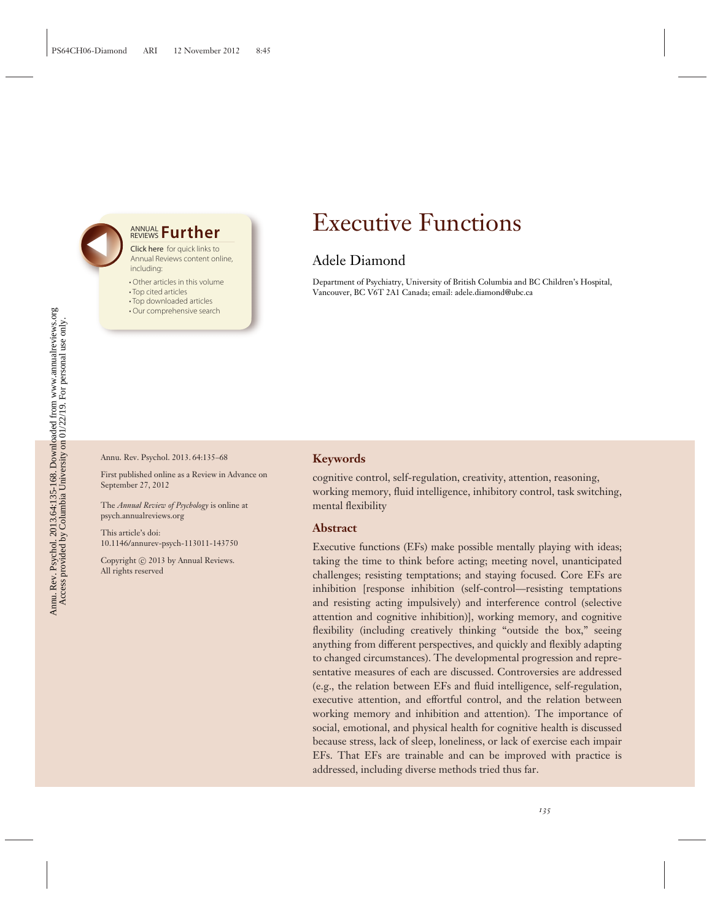# Executive Functions

Adele Diamond

Department of Psychiatry, University of British Columbia and BC Children's Hospital, Vancouver, BC V6T 2A1 Canada; email: adele.diamond@ubc.ca

Annu. Rev. Psychol. 2013. 64:135–68

First published online as a Review in Advance on September 27, 2012

The *Annual Review of Psychology* is online at psych.annualreviews.org

This article's doi:
10.1146/annurev-psych-113011-143750

Copyright © 2013 by Annual Reviews.
All rights reserved

## Keywords

cognitive control, self-regulation, creativity, attention, reasoning, working memory, fluid intelligence, inhibitory control, task switching, mental flexibility

## Abstract

Executive functions (EFs) make possible mentally playing with ideas; taking the time to think before acting; meeting novel, unanticipated challenges; resisting temptations; and staying focused. Core EFs are inhibition [response inhibition (self-control—resisting temptations and resisting acting impulsively) and interference control (selective attention and cognitive inhibition)], working memory, and cognitive flexibility (including creatively thinking "outside the box," seeing anything from different perspectives, and quickly and flexibly adapting to changed circumstances). The developmental progression and representative measures of each are discussed. Controversies are addressed (e.g., the relation between EFs and fluid intelligence, self-regulation, executive attention, and effortful control, and the relation between working memory and inhibition and attention). The importance of social, emotional, and physical health for cognitive health is discussed because stress, lack of sleep, loneliness, or lack of exercise each impair EFs. That EFs are trainable and can be improved with practice is addressed, including diverse methods tried thus far.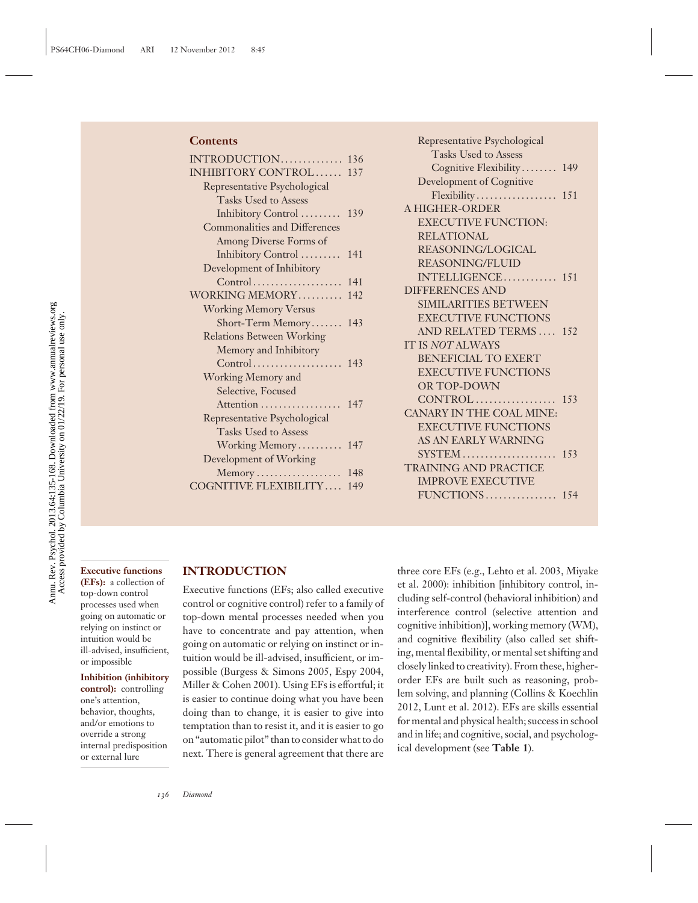## Contents

- INTRODUCTION .............. 136
- INHIBITORY CONTROL ...... 137
  - Representative Psychological Tasks Used to Assess Inhibitory Control ......... 139
  - Commonalities and Differences Among Diverse Forms of Inhibitory Control ......... 141
  - Development of Inhibitory Control .................... 141
- WORKING MEMORY .......... 142
  - Working Memory Versus Short-Term Memory ....... 143
  - Relations Between Working Memory and Inhibitory Control .................... 143
  - Working Memory and Selective, Focused Attention .................. 147
  - Representative Psychological Tasks Used to Assess Working Memory .......... 147
  - Development of Working Memory .................. 148
- COGNITIVE FLEXIBILITY .... 149
  - Representative Psychological Tasks Used to Assess Cognitive Flexibility ........ 149
  - Development of Cognitive Flexibility .................. 151
- A HIGHER-ORDER EXECUTIVE FUNCTION: RELATIONAL REASONING/LOGICAL REASONING/FLUID INTELLIGENCE ............ 151
- DIFFERENCES AND SIMILARITIES BETWEEN EXECUTIVE FUNCTIONS AND RELATED TERMS .... 152
- IT IS *NOT* ALWAYS BENEFICIAL TO EXERT EXECUTIVE FUNCTIONS OR TOP-DOWN CONTROL .................. 153
- CANARY IN THE COAL MINE: EXECUTIVE FUNCTIONS AS AN EARLY WARNING SYSTEM ..................... 153
- TRAINING AND PRACTICE IMPROVE EXECUTIVE FUNCTIONS ................ 154

**Executive functions (EFs):** a collection of top-down control processes used when going on automatic or relying on instinct or intuition would be ill-advised, insufficient, or impossible

**Inhibition (inhibitory control):** controlling one's attention, behavior, thoughts, and/or emotions to override a strong internal predisposition or external lure

## INTRODUCTION

Executive functions (EFs; also called executive control or cognitive control) refer to a family of top-down mental processes needed when you have to concentrate and pay attention, when going on automatic or relying on instinct or intuition would be ill-advised, insufficient, or impossible (Burgess & Simons 2005, Espy 2004, Miller & Cohen 2001). Using EFs is effortful; it is easier to continue doing what you have been doing than to change, it is easier to give into temptation than to resist it, and it is easier to go on "automatic pilot" than to consider what to do next. There is general agreement that there are three core EFs (e.g., Lehto et al. 2003, Miyake et al. 2000): inhibition [inhibitory control, including self-control (behavioral inhibition) and interference control (selective attention and cognitive inhibition)], working memory (WM), and cognitive flexibility (also called set shifting, mental flexibility, or mental set shifting and closely linked to creativity). From these, higher-order EFs are built such as reasoning, problem solving, and planning (Collins & Koechlin 2012, Lunt et al. 2012). EFs are skills essential for mental and physical health; success in school and in life; and cognitive, social, and psychological development (see **Table 1**).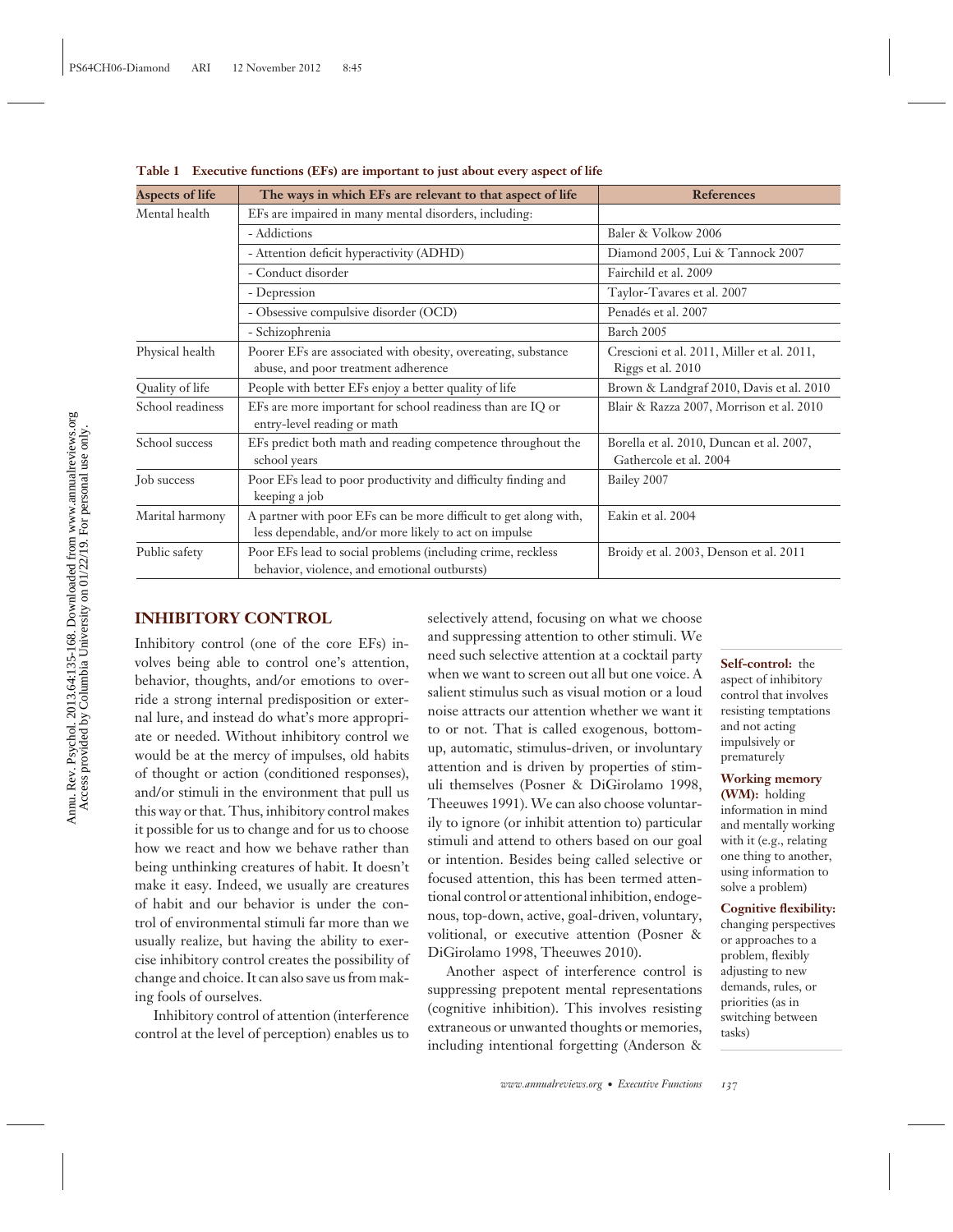**Table 1 Executive functions (EFs) are important to just about every aspect of life**

| Aspects of life | The ways in which EFs are relevant to that aspect of life | References |
|---|---|---|
| Mental health | EFs are impaired in many mental disorders, including: | |
| | - Addictions | Baler & Volkow 2006 |
| | - Attention deficit hyperactivity (ADHD) | Diamond 2005, Lui & Tannock 2007 |
| | - Conduct disorder | Fairchild et al. 2009 |
| | - Depression | Taylor-Tavares et al. 2007 |
| | - Obsessive compulsive disorder (OCD) | Penadés et al. 2007 |
| | - Schizophrenia | Barch 2005 |
| Physical health | Poorer EFs are associated with obesity, overeating, substance abuse, and poor treatment adherence | Crescioni et al. 2011, Miller et al. 2011, Riggs et al. 2010 |
| Quality of life | People with better EFs enjoy a better quality of life | Brown & Landgraf 2010, Davis et al. 2010 |
| School readiness | EFs are more important for school readiness than are IQ or entry-level reading or math | Blair & Razza 2007, Morrison et al. 2010 |
| School success | EFs predict both math and reading competence throughout the school years | Borella et al. 2010, Duncan et al. 2007, Gathercole et al. 2004 |
| Job success | Poor EFs lead to poor productivity and difficulty finding and keeping a job | Bailey 2007 |
| Marital harmony | A partner with poor EFs can be more difficult to get along with, less dependable, and/or more likely to act on impulse | Eakin et al. 2004 |
| Public safety | Poor EFs lead to social problems (including crime, reckless behavior, violence, and emotional outbursts) | Broidy et al. 2003, Denson et al. 2011 |

## INHIBITORY CONTROL

Inhibitory control (one of the core EFs) involves being able to control one's attention, behavior, thoughts, and/or emotions to override a strong internal predisposition or external lure, and instead do what's more appropriate or needed. Without inhibitory control we would be at the mercy of impulses, old habits of thought or action (conditioned responses), and/or stimuli in the environment that pull us this way or that. Thus, inhibitory control makes it possible for us to change and for us to choose how we react and how we behave rather than being unthinking creatures of habit. It doesn't make it easy. Indeed, we usually are creatures of habit and our behavior is under the control of environmental stimuli far more than we usually realize, but having the ability to exercise inhibitory control creates the possibility of change and choice. It can also save us from making fools of ourselves.

Inhibitory control of attention (interference control at the level of perception) enables us to selectively attend, focusing on what we choose and suppressing attention to other stimuli. We need such selective attention at a cocktail party when we want to screen out all but one voice. A salient stimulus such as visual motion or a loud noise attracts our attention whether we want it to or not. That is called exogenous, bottom-up, automatic, stimulus-driven, or involuntary attention and is driven by properties of stimuli themselves (Posner & DiGirolamo 1998, Theeuwes 1991). We can also choose voluntarily to ignore (or inhibit attention to) particular stimuli and attend to others based on our goal or intention. Besides being called selective or focused attention, this has been termed attentional control or attentional inhibition, endogenous, top-down, active, goal-driven, voluntary, volitional, or executive attention (Posner & DiGirolamo 1998, Theeuwes 2010).

Another aspect of interference control is suppressing prepotent mental representations (cognitive inhibition). This involves resisting extraneous or unwanted thoughts or memories, including intentional forgetting (Anderson &

**Self-control:** the aspect of inhibitory control that involves resisting temptations and not acting impulsively or prematurely

**Working memory (WM):** holding information in mind and mentally working with it (e.g., relating one thing to another, using information to solve a problem)

**Cognitive flexibility:** changing perspectives or approaches to a problem, flexibly adjusting to new demands, rules, or priorities (as in switching between tasks)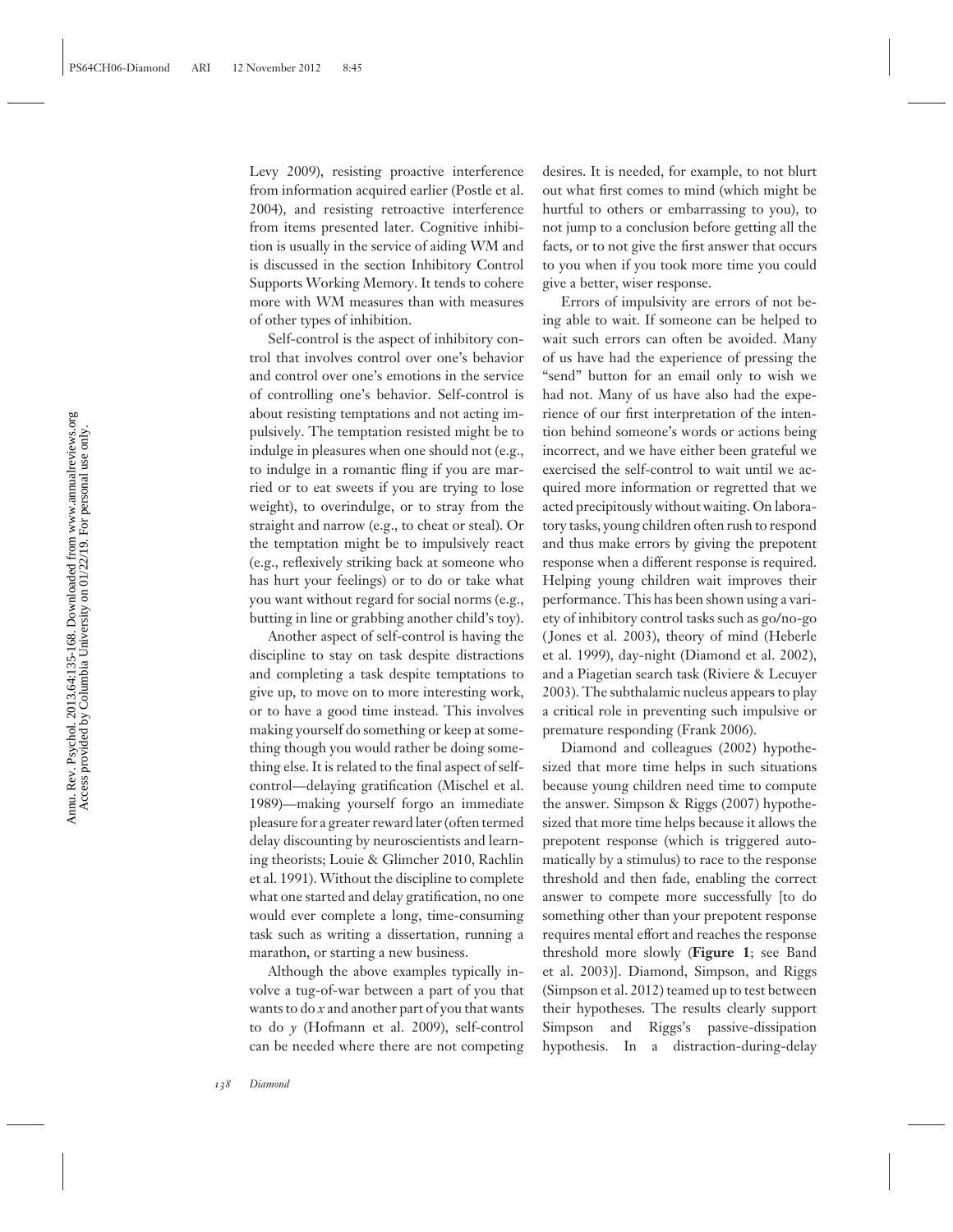Levy 2009), resisting proactive interference from information acquired earlier (Postle et al. 2004), and resisting retroactive interference from items presented later. Cognitive inhibition is usually in the service of aiding WM and is discussed in the section Inhibitory Control Supports Working Memory. It tends to cohere more with WM measures than with measures of other types of inhibition.

Self-control is the aspect of inhibitory control that involves control over one's behavior and control over one's emotions in the service of controlling one's behavior. Self-control is about resisting temptations and not acting impulsively. The temptation resisted might be to indulge in pleasures when one should not (e.g., to indulge in a romantic fling if you are married or to eat sweets if you are trying to lose weight), to overindulge, or to stray from the straight and narrow (e.g., to cheat or steal). Or the temptation might be to impulsively react (e.g., reflexively striking back at someone who has hurt your feelings) or to do or take what you want without regard for social norms (e.g., butting in line or grabbing another child's toy).

Another aspect of self-control is having the discipline to stay on task despite distractions and completing a task despite temptations to give up, to move on to more interesting work, or to have a good time instead. This involves making yourself do something or keep at something though you would rather be doing something else. It is related to the final aspect of self-control—delaying gratification (Mischel et al. 1989)—making yourself forgo an immediate pleasure for a greater reward later (often termed delay discounting by neuroscientists and learning theorists; Louie & Glimcher 2010, Rachlin et al. 1991). Without the discipline to complete what one started and delay gratification, no one would ever complete a long, time-consuming task such as writing a dissertation, running a marathon, or starting a new business.

Although the above examples typically involve a tug-of-war between a part of you that wants to do *x* and another part of you that wants to do *y* (Hofmann et al. 2009), self-control can be needed where there are not competing desires. It is needed, for example, to not blurt out what first comes to mind (which might be hurtful to others or embarrassing to you), to not jump to a conclusion before getting all the facts, or to not give the first answer that occurs to you when if you took more time you could give a better, wiser response.

Errors of impulsivity are errors of not being able to wait. If someone can be helped to wait such errors can often be avoided. Many of us have had the experience of pressing the "send" button for an email only to wish we had not. Many of us have also had the experience of our first interpretation of the intention behind someone's words or actions being incorrect, and we have either been grateful we exercised the self-control to wait until we acquired more information or regretted that we acted precipitously without waiting. On laboratory tasks, young children often rush to respond and thus make errors by giving the prepotent response when a different response is required. Helping young children wait improves their performance. This has been shown using a variety of inhibitory control tasks such as go/no-go (Jones et al. 2003), theory of mind (Heberle et al. 1999), day-night (Diamond et al. 2002), and a Piagetian search task (Riviere & Lecuyer 2003). The subthalamic nucleus appears to play a critical role in preventing such impulsive or premature responding (Frank 2006).

Diamond and colleagues (2002) hypothesized that more time helps in such situations because young children need time to compute the answer. Simpson & Riggs (2007) hypothesized that more time helps because it allows the prepotent response (which is triggered automatically by a stimulus) to race to the response threshold and then fade, enabling the correct answer to compete more successfully [to do something other than your prepotent response requires mental effort and reaches the response threshold more slowly (**Figure 1**; see Band et al. 2003)]. Diamond, Simpson, and Riggs (Simpson et al. 2012) teamed up to test between their hypotheses. The results clearly support Simpson and Riggs's passive-dissipation hypothesis. In a distraction-during-delay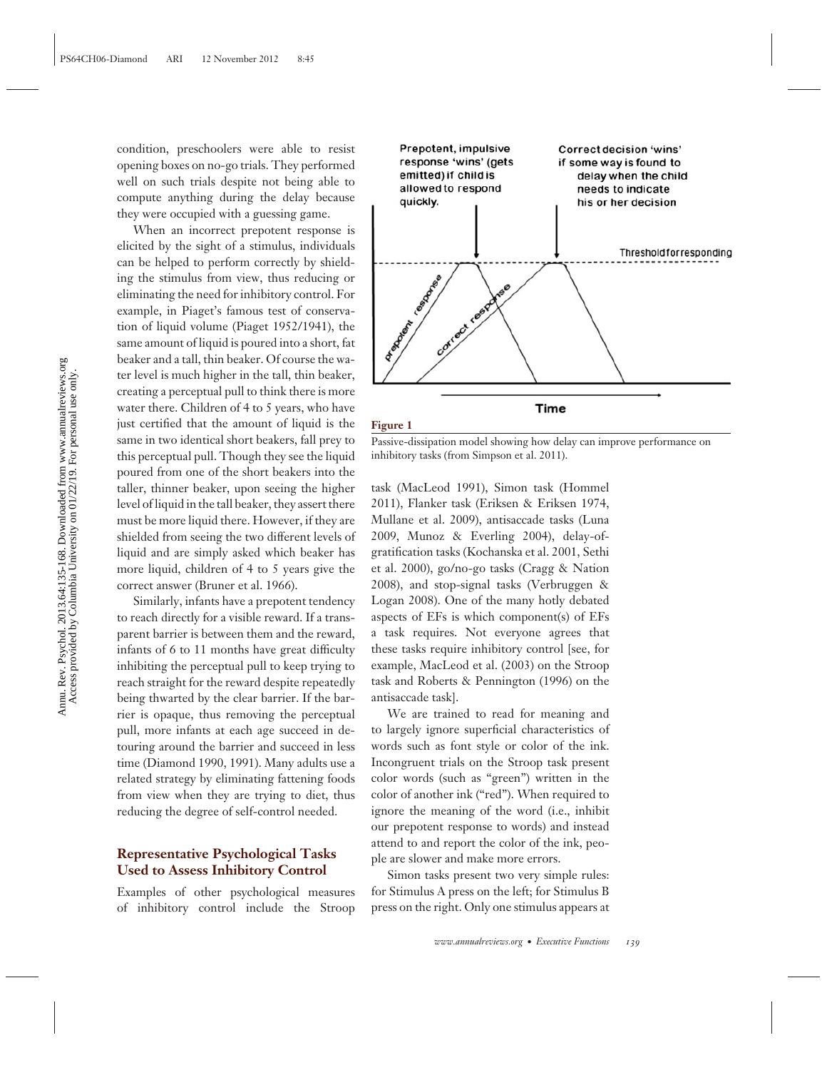condition, preschoolers were able to resist opening boxes on no-go trials. They performed well on such trials despite not being able to compute anything during the delay because they were occupied with a guessing game.

When an incorrect prepotent response is elicited by the sight of a stimulus, individuals can be helped to perform correctly by shielding the stimulus from view, thus reducing or eliminating the need for inhibitory control. For example, in Piaget's famous test of conservation of liquid volume (Piaget 1952/1941), the same amount of liquid is poured into a short, fat beaker and a tall, thin beaker. Of course the water level is much higher in the tall, thin beaker, creating a perceptual pull to think there is more water there. Children of 4 to 5 years, who have just certified that the amount of liquid is the same in two identical short beakers, fall prey to this perceptual pull. Though they see the liquid poured from one of the short beakers into the taller, thinner beaker, upon seeing the higher level of liquid in the tall beaker, they assert there must be more liquid there. However, if they are shielded from seeing the two different levels of liquid and are simply asked which beaker has more liquid, children of 4 to 5 years give the correct answer (Bruner et al. 1966).

Similarly, infants have a prepotent tendency to reach directly for a visible reward. If a transparent barrier is between them and the reward, infants of 6 to 11 months have great difficulty inhibiting the perceptual pull to keep trying to reach straight for the reward despite repeatedly being thwarted by the clear barrier. If the barrier is opaque, thus removing the perceptual pull, more infants at each age succeed in detouring around the barrier and succeed in less time (Diamond 1990, 1991). Many adults use a related strategy by eliminating fattening foods from view when they are trying to diet, thus reducing the degree of self-control needed.

## Representative Psychological Tasks Used to Assess Inhibitory Control

Examples of other psychological measures of inhibitory control include the Stroop task (MacLeod 1991), Simon task (Hommel 2011), Flanker task (Eriksen & Eriksen 1974, Mullane et al. 2009), antisaccade tasks (Luna 2009, Munoz & Everling 2004), delay-of-gratification tasks (Kochanska et al. 2001, Sethi et al. 2000), go/no-go tasks (Cragg & Nation 2008), and stop-signal tasks (Verbruggen & Logan 2008). One of the many hotly debated aspects of EFs is which component(s) of EFs a task requires. Not everyone agrees that these tasks require inhibitory control [see, for example, MacLeod et al. (2003) on the Stroop task and Roberts & Pennington (1996) on the antisaccade task].

**Figure 1**

Passive-dissipation model showing how delay can improve performance on inhibitory tasks (from Simpson et al. 2011).

We are trained to read for meaning and to largely ignore superficial characteristics of words such as font style or color of the ink. Incongruent trials on the Stroop task present color words (such as "green") written in the color of another ink ("red"). When required to ignore the meaning of the word (i.e., inhibit our prepotent response to words) and instead attend to and report the color of the ink, people are slower and make more errors.

Simon tasks present two very simple rules: for Stimulus A press on the left; for Stimulus B press on the right. Only one stimulus appears at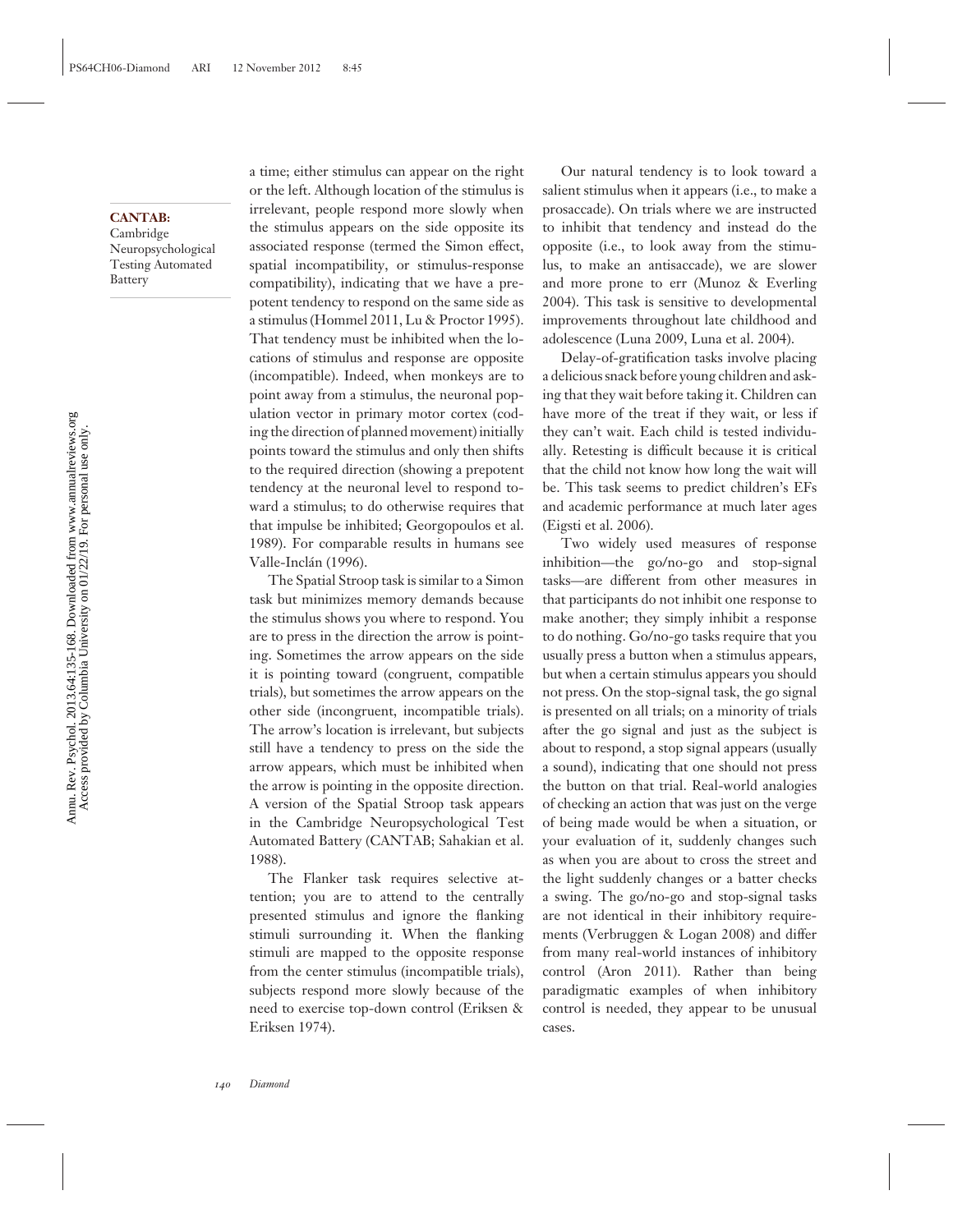**CANTAB:** Cambridge Neuropsychological Testing Automated Battery

a time; either stimulus can appear on the right or the left. Although location of the stimulus is irrelevant, people respond more slowly when the stimulus appears on the side opposite its associated response (termed the Simon effect, spatial incompatibility, or stimulus-response compatibility), indicating that we have a prepotent tendency to respond on the same side as a stimulus (Hommel 2011, Lu & Proctor 1995). That tendency must be inhibited when the locations of stimulus and response are opposite (incompatible). Indeed, when monkeys are to point away from a stimulus, the neuronal population vector in primary motor cortex (coding the direction of planned movement) initially points toward the stimulus and only then shifts to the required direction (showing a prepotent tendency at the neuronal level to respond toward a stimulus; to do otherwise requires that that impulse be inhibited; Georgopoulos et al. 1989). For comparable results in humans see Valle-Inclán (1996).

The Spatial Stroop task is similar to a Simon task but minimizes memory demands because the stimulus shows you where to respond. You are to press in the direction the arrow is pointing. Sometimes the arrow appears on the side it is pointing toward (congruent, compatible trials), but sometimes the arrow appears on the other side (incongruent, incompatible trials). The arrow's location is irrelevant, but subjects still have a tendency to press on the side the arrow appears, which must be inhibited when the arrow is pointing in the opposite direction. A version of the Spatial Stroop task appears in the Cambridge Neuropsychological Test Automated Battery (CANTAB; Sahakian et al. 1988).

The Flanker task requires selective attention; you are to attend to the centrally presented stimulus and ignore the flanking stimuli surrounding it. When the flanking stimuli are mapped to the opposite response from the center stimulus (incompatible trials), subjects respond more slowly because of the need to exercise top-down control (Eriksen & Eriksen 1974).

Our natural tendency is to look toward a salient stimulus when it appears (i.e., to make a prosaccade). On trials where we are instructed to inhibit that tendency and instead do the opposite (i.e., to look away from the stimulus, to make an antisaccade), we are slower and more prone to err (Munoz & Everling 2004). This task is sensitive to developmental improvements throughout late childhood and adolescence (Luna 2009, Luna et al. 2004).

Delay-of-gratification tasks involve placing a delicious snack before young children and asking that they wait before taking it. Children can have more of the treat if they wait, or less if they can't wait. Each child is tested individually. Retesting is difficult because it is critical that the child not know how long the wait will be. This task seems to predict children's EFs and academic performance at much later ages (Eigsti et al. 2006).

Two widely used measures of response inhibition—the go/no-go and stop-signal tasks—are different from other measures in that participants do not inhibit one response to make another; they simply inhibit a response to do nothing. Go/no-go tasks require that you usually press a button when a stimulus appears, but when a certain stimulus appears you should not press. On the stop-signal task, the go signal is presented on all trials; on a minority of trials after the go signal and just as the subject is about to respond, a stop signal appears (usually a sound), indicating that one should not press the button on that trial. Real-world analogies of checking an action that was just on the verge of being made would be when a situation, or your evaluation of it, suddenly changes such as when you are about to cross the street and the light suddenly changes or a batter checks a swing. The go/no-go and stop-signal tasks are not identical in their inhibitory requirements (Verbruggen & Logan 2008) and differ from many real-world instances of inhibitory control (Aron 2011). Rather than being paradigmatic examples of when inhibitory control is needed, they appear to be unusual cases.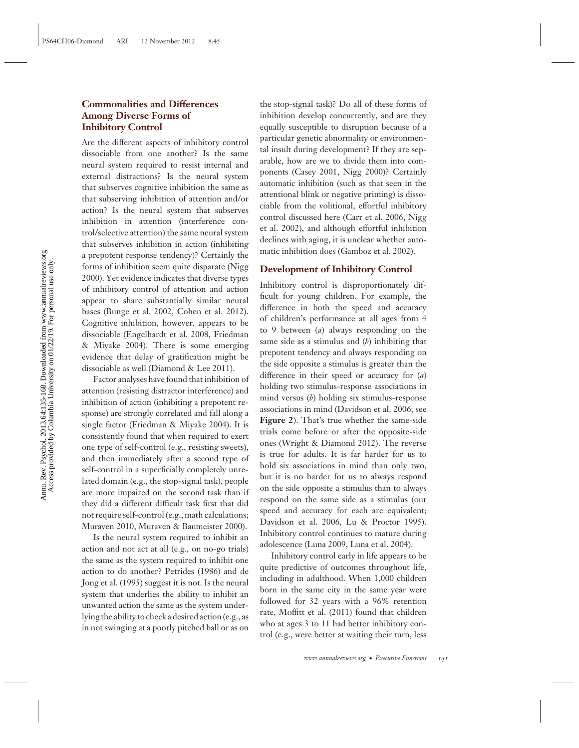## Commonalities and Differences Among Diverse Forms of Inhibitory Control

Are the different aspects of inhibitory control dissociable from one another? Is the same neural system required to resist internal and external distractions? Is the neural system that subserves cognitive inhibition the same as that subserving inhibition of attention and/or action? Is the neural system that subserves inhibition in attention (interference control/selective attention) the same neural system that subserves inhibition in action (inhibiting a prepotent response tendency)? Certainly the forms of inhibition seem quite disparate (Nigg 2000). Yet evidence indicates that diverse types of inhibitory control of attention and action appear to share substantially similar neural bases (Bunge et al. 2002, Cohen et al. 2012). Cognitive inhibition, however, appears to be dissociable (Engelhardt et al. 2008, Friedman & Miyake 2004). There is some emerging evidence that delay of gratification might be dissociable as well (Diamond & Lee 2011).

Factor analyses have found that inhibition of attention (resisting distractor interference) and inhibition of action (inhibiting a prepotent response) are strongly correlated and fall along a single factor (Friedman & Miyake 2004). It is consistently found that when required to exert one type of self-control (e.g., resisting sweets), and then immediately after a second type of self-control in a superficially completely unrelated domain (e.g., the stop-signal task), people are more impaired on the second task than if they did a different difficult task first that did not require self-control (e.g., math calculations; Muraven 2010, Muraven & Baumeister 2000).

Is the neural system required to inhibit an action and not act at all (e.g., on no-go trials) the same as the system required to inhibit one action to do another? Petrides (1986) and de Jong et al. (1995) suggest it is not. Is the neural system that underlies the ability to inhibit an unwanted action the same as the system underlying the ability to check a desired action (e.g., as in not swinging at a poorly pitched ball or as on the stop-signal task)? Do all of these forms of inhibition develop concurrently, and are they equally susceptible to disruption because of a particular genetic abnormality or environmental insult during development? If they are separable, how are we to divide them into components (Casey 2001, Nigg 2000)? Certainly automatic inhibition (such as that seen in the attentional blink or negative priming) is dissociable from the volitional, effortful inhibitory control discussed here (Carr et al. 2006, Nigg et al. 2002), and although effortful inhibition declines with aging, it is unclear whether automatic inhibition does (Gamboz et al. 2002).

## Development of Inhibitory Control

Inhibitory control is disproportionately difficult for young children. For example, the difference in both the speed and accuracy of children's performance at all ages from 4 to 9 between (*a*) always responding on the same side as a stimulus and (*b*) inhibiting that prepotent tendency and always responding on the side opposite a stimulus is greater than the difference in their speed or accuracy for (*a*) holding two stimulus-response associations in mind versus (*b*) holding six stimulus-response associations in mind (Davidson et al. 2006; see **Figure 2**). That's true whether the same-side trials come before or after the opposite-side ones (Wright & Diamond 2012). The reverse is true for adults. It is far harder for us to hold six associations in mind than only two, but it is no harder for us to always respond on the side opposite a stimulus than to always respond on the same side as a stimulus (our speed and accuracy for each are equivalent; Davidson et al. 2006, Lu & Proctor 1995). Inhibitory control continues to mature during adolescence (Luna 2009, Luna et al. 2004).

Inhibitory control early in life appears to be quite predictive of outcomes throughout life, including in adulthood. When 1,000 children born in the same city in the same year were followed for 32 years with a 96% retention rate, Moffitt et al. (2011) found that children who at ages 3 to 11 had better inhibitory control (e.g., were better at waiting their turn, less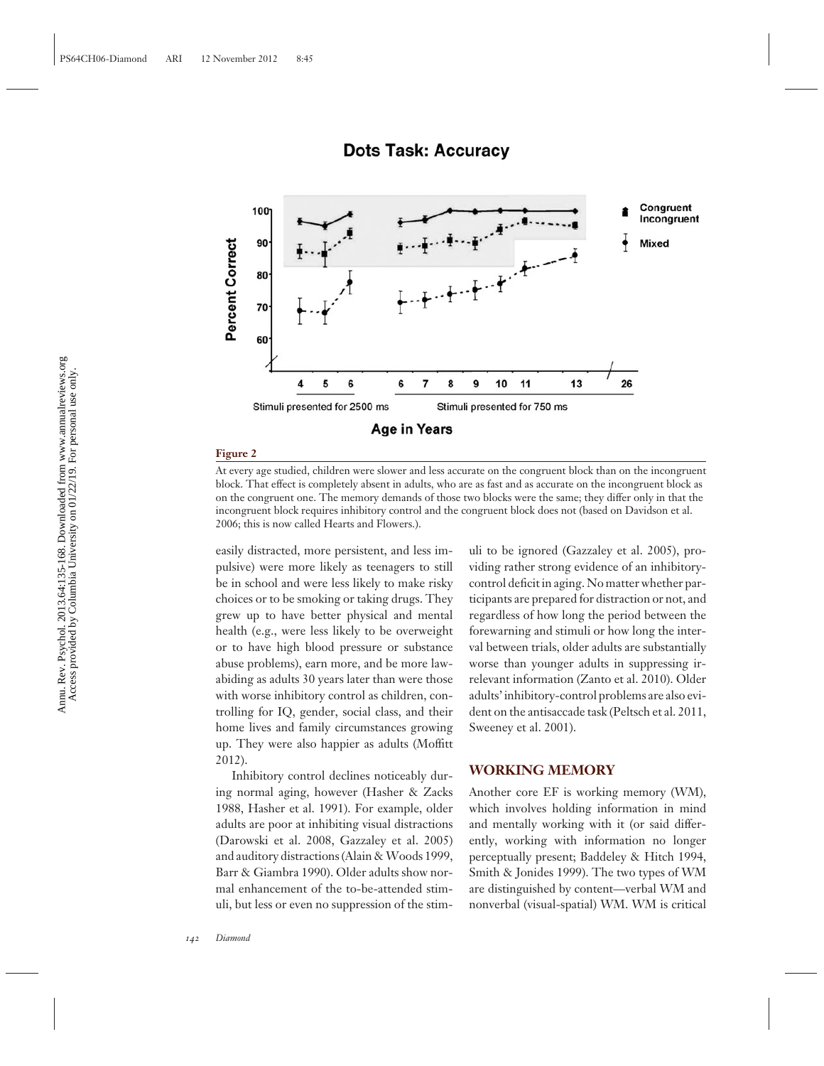**Figure 2**

At every age studied, children were slower and less accurate on the congruent block than on the incongruent block. That effect is completely absent in adults, who are as fast and as accurate on the incongruent block as on the congruent one. The memory demands of those two blocks were the same; they differ only in that the incongruent block requires inhibitory control and the congruent block does not (based on Davidson et al. 2006; this is now called Hearts and Flowers.).

easily distracted, more persistent, and less impulsive) were more likely as teenagers to still be in school and were less likely to make risky choices or to be smoking or taking drugs. They grew up to have better physical and mental health (e.g., were less likely to be overweight or to have high blood pressure or substance abuse problems), earn more, and be more law-abiding as adults 30 years later than were those with worse inhibitory control as children, controlling for IQ, gender, social class, and their home lives and family circumstances growing up. They were also happier as adults (Moffitt 2012).

Inhibitory control declines noticeably during normal aging, however (Hasher & Zacks 1988, Hasher et al. 1991). For example, older adults are poor at inhibiting visual distractions (Darowski et al. 2008, Gazzaley et al. 2005) and auditory distractions (Alain & Woods 1999, Barr & Giambra 1990). Older adults show normal enhancement of the to-be-attended stimuli, but less or even no suppression of the stimuli to be ignored (Gazzaley et al. 2005), providing rather strong evidence of an inhibitory-control deficit in aging. No matter whether participants are prepared for distraction or not, and regardless of how long the period between the forewarning and stimuli or how long the interval between trials, older adults are substantially worse than younger adults in suppressing irrelevant information (Zanto et al. 2010). Older adults' inhibitory-control problems are also evident on the antisaccade task (Peltsch et al. 2011, Sweeney et al. 2001).

## WORKING MEMORY

Another core EF is working memory (WM), which involves holding information in mind and mentally working with it (or said differently, working with information no longer perceptually present; Baddeley & Hitch 1994, Smith & Jonides 1999). The two types of WM are distinguished by content—verbal WM and nonverbal (visual-spatial) WM. WM is critical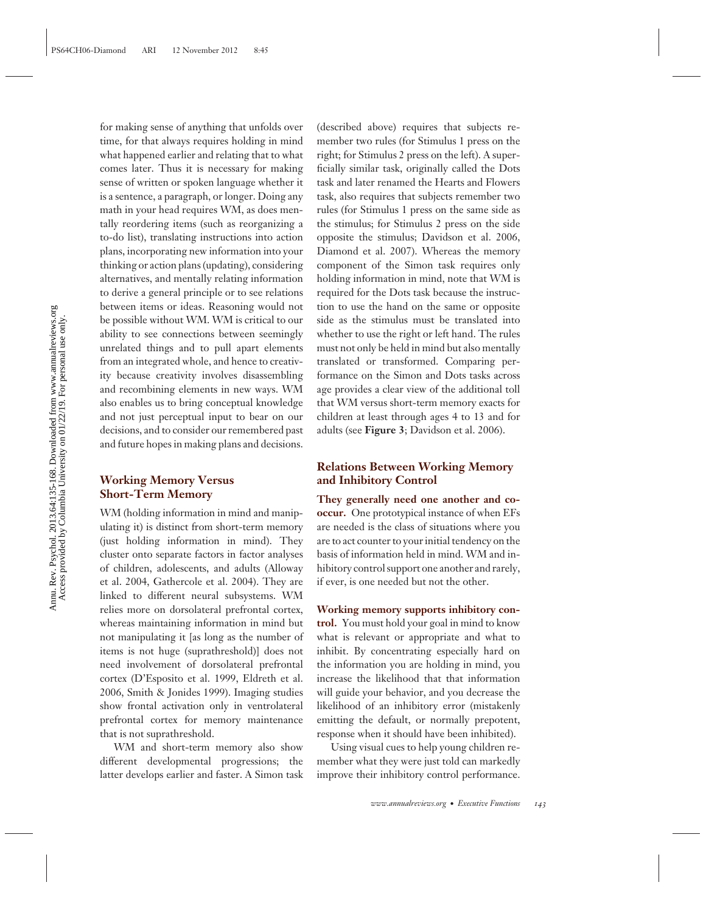for making sense of anything that unfolds over time, for that always requires holding in mind what happened earlier and relating that to what comes later. Thus it is necessary for making sense of written or spoken language whether it is a sentence, a paragraph, or longer. Doing any math in your head requires WM, as does mentally reordering items (such as reorganizing a to-do list), translating instructions into action plans, incorporating new information into your thinking or action plans (updating), considering alternatives, and mentally relating information to derive a general principle or to see relations between items or ideas. Reasoning would not be possible without WM. WM is critical to our ability to see connections between seemingly unrelated things and to pull apart elements from an integrated whole, and hence to creativity because creativity involves disassembling and recombining elements in new ways. WM also enables us to bring conceptual knowledge and not just perceptual input to bear on our decisions, and to consider our remembered past and future hopes in making plans and decisions.

## Working Memory Versus Short-Term Memory

WM (holding information in mind and manipulating it) is distinct from short-term memory (just holding information in mind). They cluster onto separate factors in factor analyses of children, adolescents, and adults (Alloway et al. 2004, Gathercole et al. 2004). They are linked to different neural subsystems. WM relies more on dorsolateral prefrontal cortex, whereas maintaining information in mind but not manipulating it [as long as the number of items is not huge (suprathreshold)] does not need involvement of dorsolateral prefrontal cortex (D'Esposito et al. 1999, Eldreth et al. 2006, Smith & Jonides 1999). Imaging studies show frontal activation only in ventrolateral prefrontal cortex for memory maintenance that is not suprathreshold.

WM and short-term memory also show different developmental progressions; the latter develops earlier and faster. A Simon task (described above) requires that subjects remember two rules (for Stimulus 1 press on the right; for Stimulus 2 press on the left). A superficially similar task, originally called the Dots task and later renamed the Hearts and Flowers task, also requires that subjects remember two rules (for Stimulus 1 press on the same side as the stimulus; for Stimulus 2 press on the side opposite the stimulus; Davidson et al. 2006, Diamond et al. 2007). Whereas the memory component of the Simon task requires only holding information in mind, note that WM is required for the Dots task because the instruction to use the hand on the same or opposite side as the stimulus must be translated into whether to use the right or left hand. The rules must not only be held in mind but also mentally translated or transformed. Comparing performance on the Simon and Dots tasks across age provides a clear view of the additional toll that WM versus short-term memory exacts for children at least through ages 4 to 13 and for adults (see **Figure 3**; Davidson et al. 2006).

## Relations Between Working Memory and Inhibitory Control

**They generally need one another and co-occur.** One prototypical instance of when EFs are needed is the class of situations where you are to act counter to your initial tendency on the basis of information held in mind. WM and inhibitory control support one another and rarely, if ever, is one needed but not the other.

**Working memory supports inhibitory control.** You must hold your goal in mind to know what is relevant or appropriate and what to inhibit. By concentrating especially hard on the information you are holding in mind, you increase the likelihood that that information will guide your behavior, and you decrease the likelihood of an inhibitory error (mistakenly emitting the default, or normally prepotent, response when it should have been inhibited).

Using visual cues to help young children remember what they were just told can markedly improve their inhibitory control performance.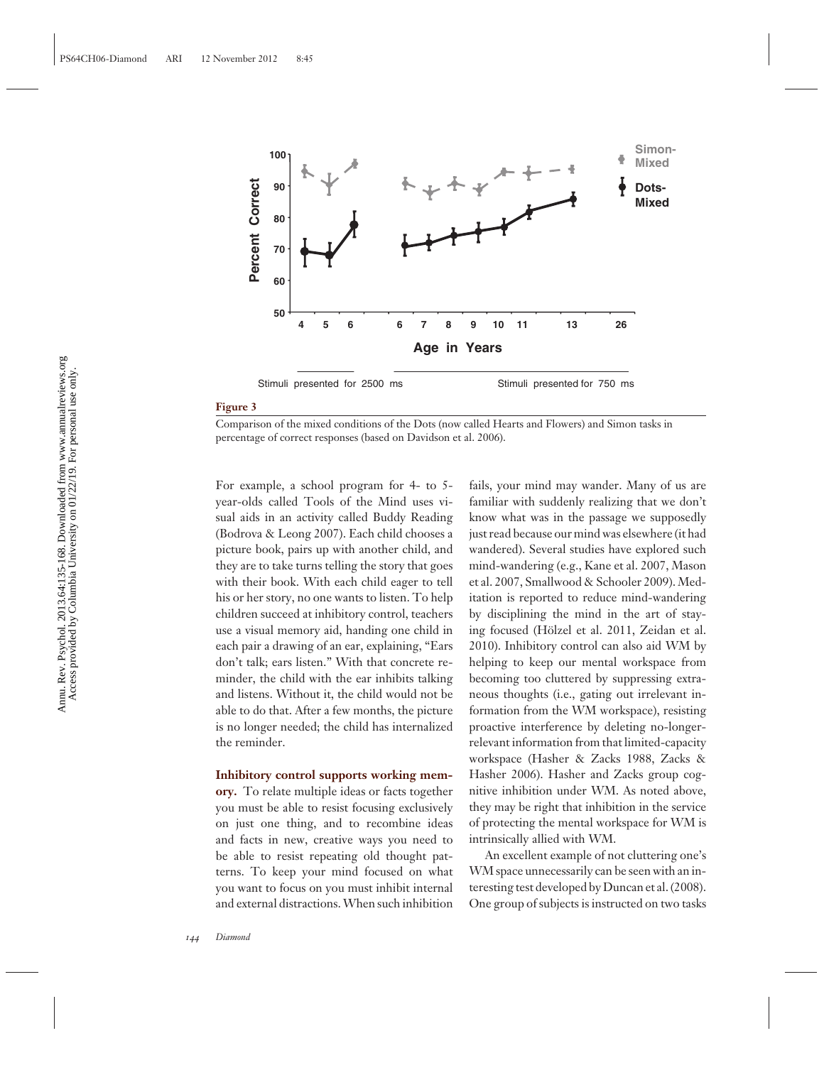**Figure 3**

Comparison of the mixed conditions of the Dots (now called Hearts and Flowers) and Simon tasks in percentage of correct responses (based on Davidson et al. 2006).

For example, a school program for 4- to 5-year-olds called Tools of the Mind uses visual aids in an activity called Buddy Reading (Bodrova & Leong 2007). Each child chooses a picture book, pairs up with another child, and they are to take turns telling the story that goes with their book. With each child eager to tell his or her story, no one wants to listen. To help children succeed at inhibitory control, teachers use a visual memory aid, handing one child in each pair a drawing of an ear, explaining, "Ears don't talk; ears listen." With that concrete reminder, the child with the ear inhibits talking and listens. Without it, the child would not be able to do that. After a few months, the picture is no longer needed; the child has internalized the reminder.

**Inhibitory control supports working memory.** To relate multiple ideas or facts together you must be able to resist focusing exclusively on just one thing, and to recombine ideas and facts in new, creative ways you need to be able to resist repeating old thought patterns. To keep your mind focused on what you want to focus on you must inhibit internal and external distractions. When such inhibition fails, your mind may wander. Many of us are familiar with suddenly realizing that we don't know what was in the passage we supposedly just read because our mind was elsewhere (it had wandered). Several studies have explored such mind-wandering (e.g., Kane et al. 2007, Mason et al. 2007, Smallwood & Schooler 2009). Meditation is reported to reduce mind-wandering by disciplining the mind in the art of staying focused (Hölzel et al. 2011, Zeidan et al. 2010). Inhibitory control can also aid WM by helping to keep our mental workspace from becoming too cluttered by suppressing extraneous thoughts (i.e., gating out irrelevant information from the WM workspace), resisting proactive interference by deleting no-longer-relevant information from that limited-capacity workspace (Hasher & Zacks 1988, Zacks & Hasher 2006). Hasher and Zacks group cognitive inhibition under WM. As noted above, they may be right that inhibition in the service of protecting the mental workspace for WM is intrinsically allied with WM.

An excellent example of not cluttering one's WM space unnecessarily can be seen with an interesting test developed by Duncan et al. (2008). One group of subjects is instructed on two tasks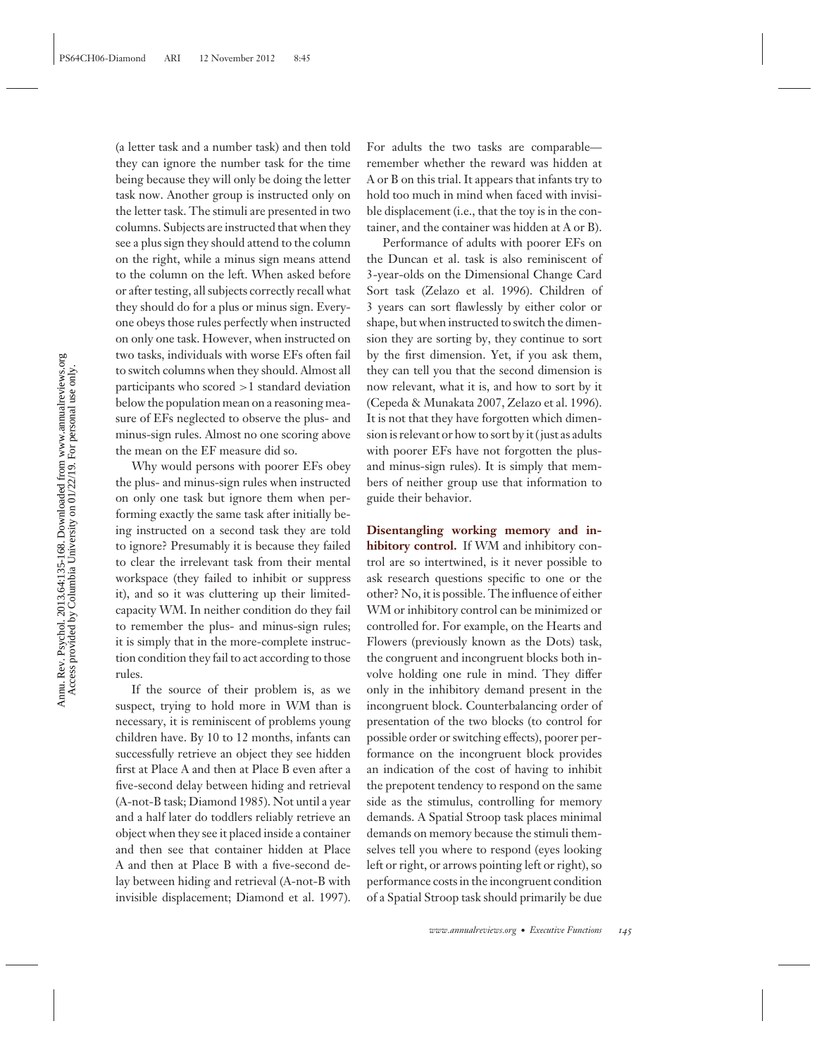(a letter task and a number task) and then told they can ignore the number task for the time being because they will only be doing the letter task now. Another group is instructed only on the letter task. The stimuli are presented in two columns. Subjects are instructed that when they see a plus sign they should attend to the column on the right, while a minus sign means attend to the column on the left. When asked before or after testing, all subjects correctly recall what they should do for a plus or minus sign. Everyone obeys those rules perfectly when instructed on only one task. However, when instructed on two tasks, individuals with worse EFs often fail to switch columns when they should. Almost all participants who scored >1 standard deviation below the population mean on a reasoning measure of EFs neglected to observe the plus- and minus-sign rules. Almost no one scoring above the mean on the EF measure did so.

Why would persons with poorer EFs obey the plus- and minus-sign rules when instructed on only one task but ignore them when performing exactly the same task after initially being instructed on a second task they are told to ignore? Presumably it is because they failed to clear the irrelevant task from their mental workspace (they failed to inhibit or suppress it), and so it was cluttering up their limited-capacity WM. In neither condition do they fail to remember the plus- and minus-sign rules; it is simply that in the more-complete instruction condition they fail to act according to those rules.

If the source of their problem is, as we suspect, trying to hold more in WM than is necessary, it is reminiscent of problems young children have. By 10 to 12 months, infants can successfully retrieve an object they see hidden first at Place A and then at Place B even after a five-second delay between hiding and retrieval (A-not-B task; Diamond 1985). Not until a year and a half later do toddlers reliably retrieve an object when they see it placed inside a container and then see that container hidden at Place A and then at Place B with a five-second delay between hiding and retrieval (A-not-B with invisible displacement; Diamond et al. 1997). For adults the two tasks are comparable—remember whether the reward was hidden at A or B on this trial. It appears that infants try to hold too much in mind when faced with invisible displacement (i.e., that the toy is in the container, and the container was hidden at A or B).

Performance of adults with poorer EFs on the Duncan et al. task is also reminiscent of 3-year-olds on the Dimensional Change Card Sort task (Zelazo et al. 1996). Children of 3 years can sort flawlessly by either color or shape, but when instructed to switch the dimension they are sorting by, they continue to sort by the first dimension. Yet, if you ask them, they can tell you that the second dimension is now relevant, what it is, and how to sort by it (Cepeda & Munakata 2007, Zelazo et al. 1996). It is not that they have forgotten which dimension is relevant or how to sort by it (just as adults with poorer EFs have not forgotten the plus- and minus-sign rules). It is simply that members of neither group use that information to guide their behavior.

**Disentangling working memory and inhibitory control.** If WM and inhibitory control are so intertwined, is it never possible to ask research questions specific to one or the other? No, it is possible. The influence of either WM or inhibitory control can be minimized or controlled for. For example, on the Hearts and Flowers (previously known as the Dots) task, the congruent and incongruent blocks both involve holding one rule in mind. They differ only in the inhibitory demand present in the incongruent block. Counterbalancing order of presentation of the two blocks (to control for possible order or switching effects), poorer performance on the incongruent block provides an indication of the cost of having to inhibit the prepotent tendency to respond on the same side as the stimulus, controlling for memory demands. A Spatial Stroop task places minimal demands on memory because the stimuli themselves tell you where to respond (eyes looking left or right, or arrows pointing left or right), so performance costs in the incongruent condition of a Spatial Stroop task should primarily be due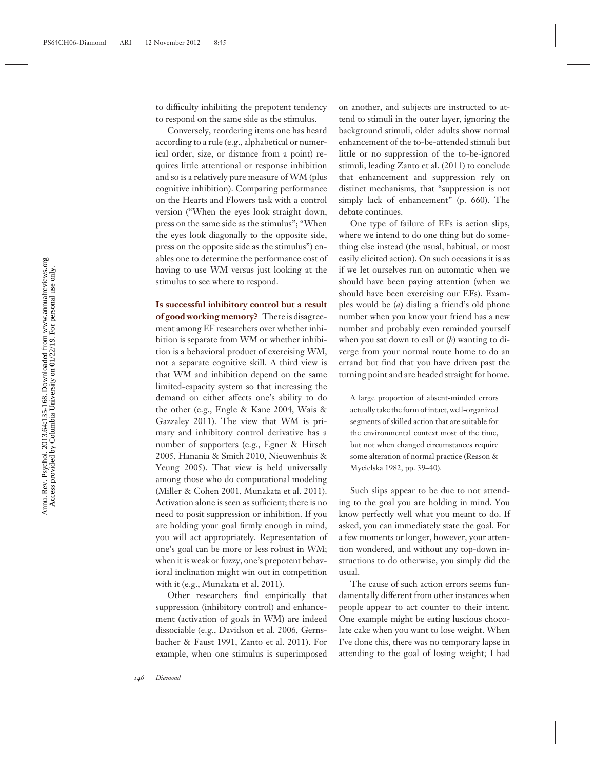to difficulty inhibiting the prepotent tendency to respond on the same side as the stimulus.

Conversely, reordering items one has heard according to a rule (e.g., alphabetical or numerical order, size, or distance from a point) requires little attentional or response inhibition and so is a relatively pure measure of WM (plus cognitive inhibition). Comparing performance on the Hearts and Flowers task with a control version ("When the eyes look straight down, press on the same side as the stimulus"; "When the eyes look diagonally to the opposite side, press on the opposite side as the stimulus") enables one to determine the performance cost of having to use WM versus just looking at the stimulus to see where to respond.

**Is successful inhibitory control but a result of good working memory?** There is disagreement among EF researchers over whether inhibition is separate from WM or whether inhibition is a behavioral product of exercising WM, not a separate cognitive skill. A third view is that WM and inhibition depend on the same limited-capacity system so that increasing the demand on either affects one's ability to do the other (e.g., Engle & Kane 2004, Wais & Gazzaley 2011). The view that WM is primary and inhibitory control derivative has a number of supporters (e.g., Egner & Hirsch 2005, Hanania & Smith 2010, Nieuwenhuis & Yeung 2005). That view is held universally among those who do computational modeling (Miller & Cohen 2001, Munakata et al. 2011). Activation alone is seen as sufficient; there is no need to posit suppression or inhibition. If you are holding your goal firmly enough in mind, you will act appropriately. Representation of one's goal can be more or less robust in WM; when it is weak or fuzzy, one's prepotent behavioral inclination might win out in competition with it (e.g., Munakata et al. 2011).

Other researchers find empirically that suppression (inhibitory control) and enhancement (activation of goals in WM) are indeed dissociable (e.g., Davidson et al. 2006, Gernsbacher & Faust 1991, Zanto et al. 2011). For example, when one stimulus is superimposed on another, and subjects are instructed to attend to stimuli in the outer layer, ignoring the background stimuli, older adults show normal enhancement of the to-be-attended stimuli but little or no suppression of the to-be-ignored stimuli, leading Zanto et al. (2011) to conclude that enhancement and suppression rely on distinct mechanisms, that "suppression is not simply lack of enhancement" (p. 660). The debate continues.

One type of failure of EFs is action slips, where we intend to do one thing but do something else instead (the usual, habitual, or most easily elicited action). On such occasions it is as if we let ourselves run on automatic when we should have been paying attention (when we should have been exercising our EFs). Examples would be (*a*) dialing a friend's old phone number when you know your friend has a new number and probably even reminded yourself when you sat down to call or (*b*) wanting to diverge from your normal route home to do an errand but find that you have driven past the turning point and are headed straight for home.

> A large proportion of absent-minded errors actually take the form of intact, well-organized segments of skilled action that are suitable for the environmental context most of the time, but not when changed circumstances require some alteration of normal practice (Reason & Mycielska 1982, pp. 39–40).

Such slips appear to be due to not attending to the goal you are holding in mind. You know perfectly well what you meant to do. If asked, you can immediately state the goal. For a few moments or longer, however, your attention wondered, and without any top-down instructions to do otherwise, you simply did the usual.

The cause of such action errors seems fundamentally different from other instances when people appear to act counter to their intent. One example might be eating luscious chocolate cake when you want to lose weight. When I've done this, there was no temporary lapse in attending to the goal of losing weight; I had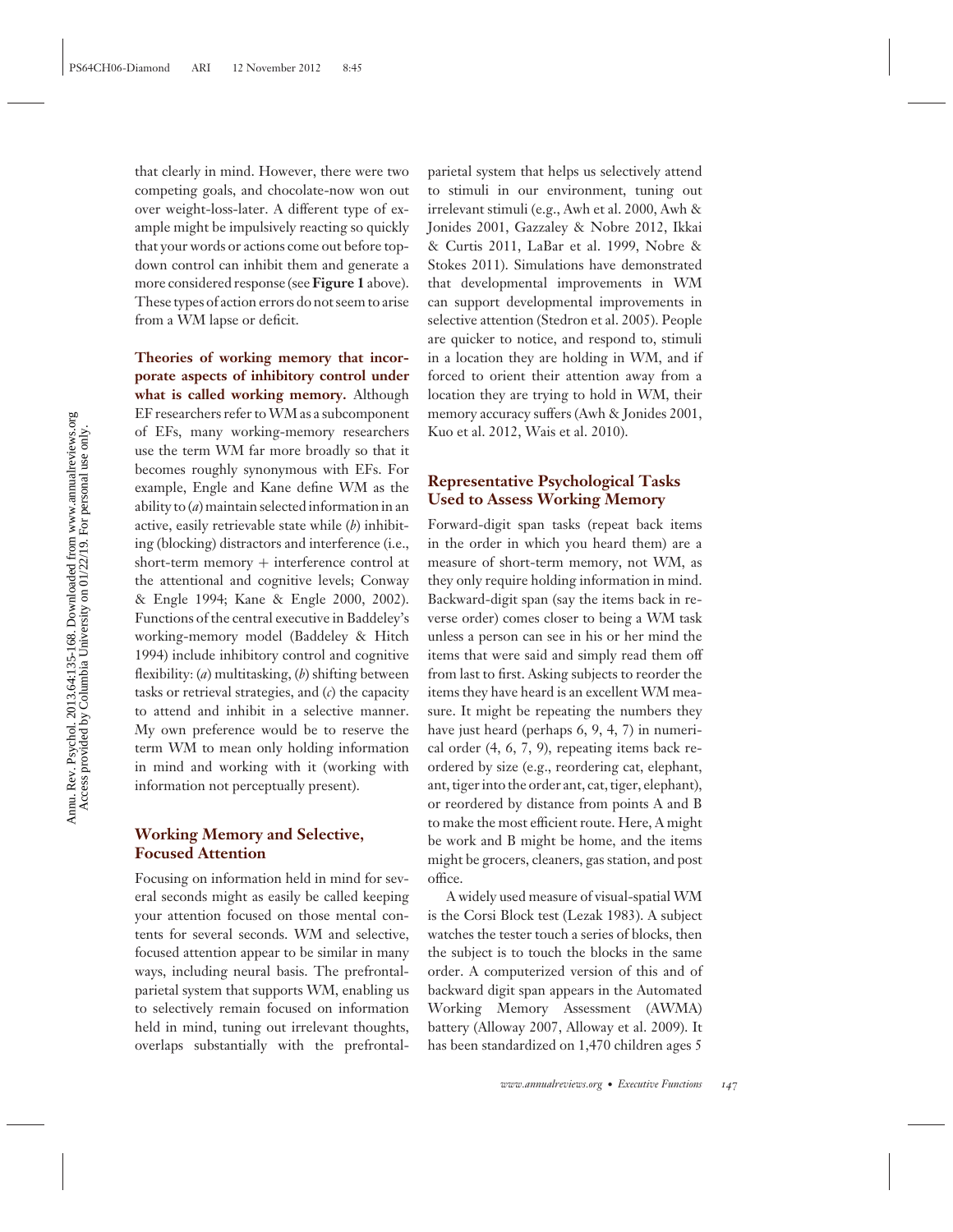that clearly in mind. However, there were two competing goals, and chocolate-now won out over weight-loss-later. A different type of example might be impulsively reacting so quickly that your words or actions come out before top-down control can inhibit them and generate a more considered response (see **Figure 1** above). These types of action errors do not seem to arise from a WM lapse or deficit.

**Theories of working memory that incorporate aspects of inhibitory control under what is called working memory.** Although EF researchers refer to WM as a subcomponent of EFs, many working-memory researchers use the term WM far more broadly so that it becomes roughly synonymous with EFs. For example, Engle and Kane define WM as the ability to (*a*) maintain selected information in an active, easily retrievable state while (*b*) inhibiting (blocking) distractors and interference (i.e., short-term memory + interference control at the attentional and cognitive levels; Conway & Engle 1994; Kane & Engle 2000, 2002). Functions of the central executive in Baddeley's working-memory model (Baddeley & Hitch 1994) include inhibitory control and cognitive flexibility: (*a*) multitasking, (*b*) shifting between tasks or retrieval strategies, and (*c*) the capacity to attend and inhibit in a selective manner. My own preference would be to reserve the term WM to mean only holding information in mind and working with it (working with information not perceptually present).

## Working Memory and Selective, Focused Attention

Focusing on information held in mind for several seconds might as easily be called keeping your attention focused on those mental contents for several seconds. WM and selective, focused attention appear to be similar in many ways, including neural basis. The prefrontal-parietal system that supports WM, enabling us to selectively remain focused on information held in mind, tuning out irrelevant thoughts, overlaps substantially with the prefrontal-parietal system that helps us selectively attend to stimuli in our environment, tuning out irrelevant stimuli (e.g., Awh et al. 2000, Awh & Jonides 2001, Gazzaley & Nobre 2012, Ikkai & Curtis 2011, LaBar et al. 1999, Nobre & Stokes 2011). Simulations have demonstrated that developmental improvements in WM can support developmental improvements in selective attention (Stedron et al. 2005). People are quicker to notice, and respond to, stimuli in a location they are holding in WM, and if forced to orient their attention away from a location they are trying to hold in WM, their memory accuracy suffers (Awh & Jonides 2001, Kuo et al. 2012, Wais et al. 2010).

## Representative Psychological Tasks Used to Assess Working Memory

Forward-digit span tasks (repeat back items in the order in which you heard them) are a measure of short-term memory, not WM, as they only require holding information in mind. Backward-digit span (say the items back in reverse order) comes closer to being a WM task unless a person can see in his or her mind the items that were said and simply read them off from last to first. Asking subjects to reorder the items they have heard is an excellent WM measure. It might be repeating the numbers they have just heard (perhaps 6, 9, 4, 7) in numerical order (4, 6, 7, 9), repeating items back reordered by size (e.g., reordering cat, elephant, ant, tiger into the order ant, cat, tiger, elephant), or reordered by distance from points A and B to make the most efficient route. Here, A might be work and B might be home, and the items might be grocers, cleaners, gas station, and post office.

A widely used measure of visual-spatial WM is the Corsi Block test (Lezak 1983). A subject watches the tester touch a series of blocks, then the subject is to touch the blocks in the same order. A computerized version of this and of backward digit span appears in the Automated Working Memory Assessment (AWMA) battery (Alloway 2007, Alloway et al. 2009). It has been standardized on 1,470 children ages 5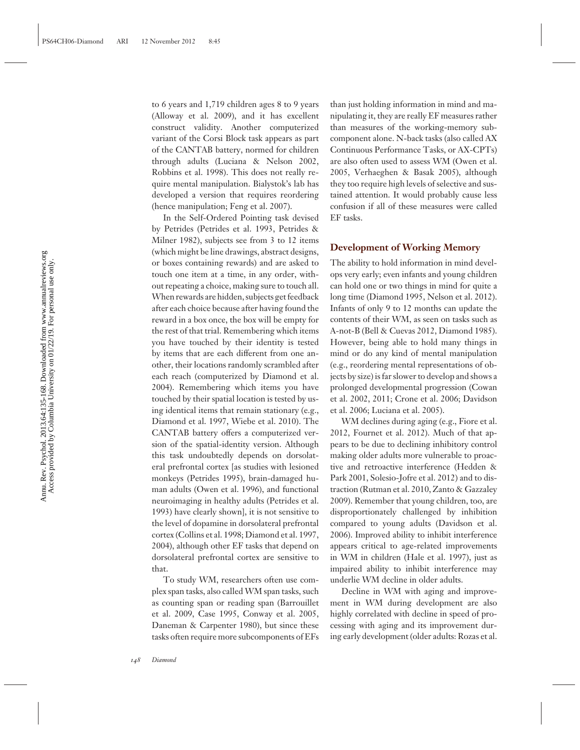to 6 years and 1,719 children ages 8 to 9 years (Alloway et al. 2009), and it has excellent construct validity. Another computerized variant of the Corsi Block task appears as part of the CANTAB battery, normed for children through adults (Luciana & Nelson 2002, Robbins et al. 1998). This does not really require mental manipulation. Bialystok's lab has developed a version that requires reordering (hence manipulation; Feng et al. 2007).

In the Self-Ordered Pointing task devised by Petrides (Petrides et al. 1993, Petrides & Milner 1982), subjects see from 3 to 12 items (which might be line drawings, abstract designs, or boxes containing rewards) and are asked to touch one item at a time, in any order, without repeating a choice, making sure to touch all. When rewards are hidden, subjects get feedback after each choice because after having found the reward in a box once, the box will be empty for the rest of that trial. Remembering which items you have touched by their identity is tested by items that are each different from one another, their locations randomly scrambled after each reach (computerized by Diamond et al. 2004). Remembering which items you have touched by their spatial location is tested by using identical items that remain stationary (e.g., Diamond et al. 1997, Wiebe et al. 2010). The CANTAB battery offers a computerized version of the spatial-identity version. Although this task undoubtedly depends on dorsolateral prefrontal cortex [as studies with lesioned monkeys (Petrides 1995), brain-damaged human adults (Owen et al. 1996), and functional neuroimaging in healthy adults (Petrides et al. 1993) have clearly shown], it is not sensitive to the level of dopamine in dorsolateral prefrontal cortex (Collins et al. 1998; Diamond et al. 1997, 2004), although other EF tasks that depend on dorsolateral prefrontal cortex are sensitive to that.

To study WM, researchers often use complex span tasks, also called WM span tasks, such as counting span or reading span (Barrouillet et al. 2009, Case 1995, Conway et al. 2005, Daneman & Carpenter 1980), but since these tasks often require more subcomponents of EFs than just holding information in mind and manipulating it, they are really EF measures rather than measures of the working-memory subcomponent alone. N-back tasks (also called AX Continuous Performance Tasks, or AX-CPTs) are also often used to assess WM (Owen et al. 2005, Verhaeghen & Basak 2005), although they too require high levels of selective and sustained attention. It would probably cause less confusion if all of these measures were called EF tasks.

### Development of Working Memory

The ability to hold information in mind develops very early; even infants and young children can hold one or two things in mind for quite a long time (Diamond 1995, Nelson et al. 2012). Infants of only 9 to 12 months can update the contents of their WM, as seen on tasks such as A-not-B (Bell & Cuevas 2012, Diamond 1985). However, being able to hold many things in mind or do any kind of mental manipulation (e.g., reordering mental representations of objects by size) is far slower to develop and shows a prolonged developmental progression (Cowan et al. 2002, 2011; Crone et al. 2006; Davidson et al. 2006; Luciana et al. 2005).

WM declines during aging (e.g., Fiore et al. 2012, Fournet et al. 2012). Much of that appears to be due to declining inhibitory control making older adults more vulnerable to proactive and retroactive interference (Hedden & Park 2001, Solesio-Jofre et al. 2012) and to distraction (Rutman et al. 2010, Zanto & Gazzaley 2009). Remember that young children, too, are disproportionately challenged by inhibition compared to young adults (Davidson et al. 2006). Improved ability to inhibit interference appears critical to age-related improvements in WM in children (Hale et al. 1997), just as impaired ability to inhibit interference may underlie WM decline in older adults.

Decline in WM with aging and improvement in WM during development are also highly correlated with decline in speed of processing with aging and its improvement during early development (older adults: Rozas et al.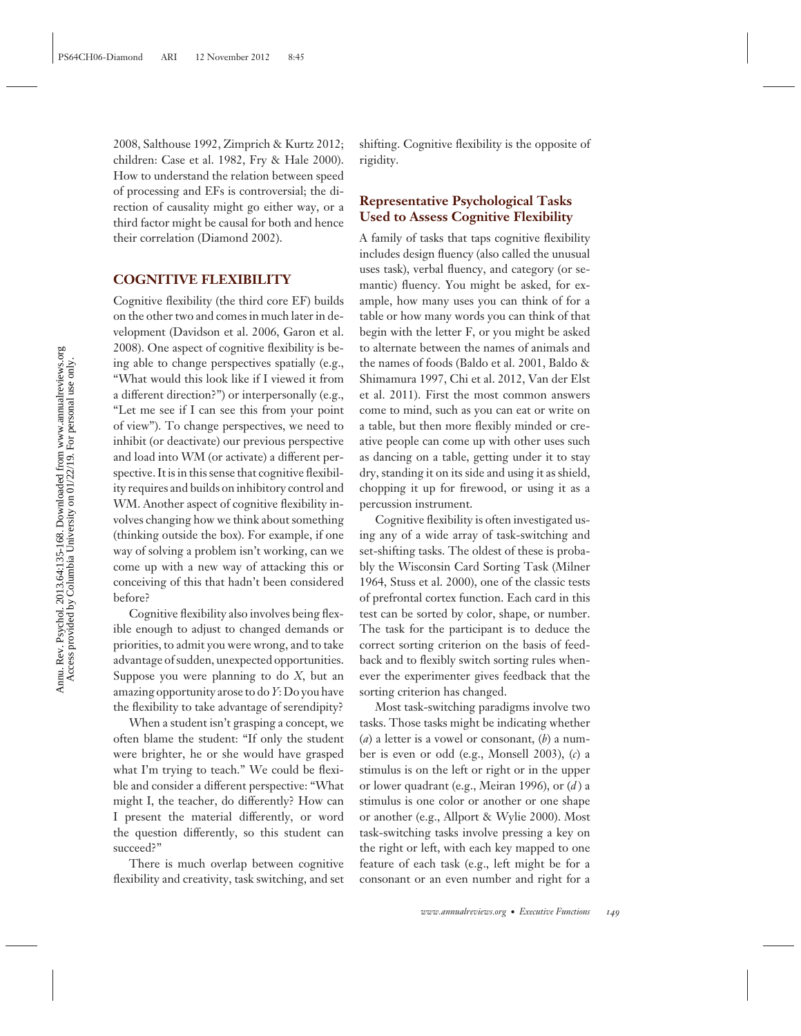2008, Salthouse 1992, Zimprich & Kurtz 2012; children: Case et al. 1982, Fry & Hale 2000). How to understand the relation between speed of processing and EFs is controversial; the direction of causality might go either way, or a third factor might be causal for both and hence their correlation (Diamond 2002).

## COGNITIVE FLEXIBILITY

Cognitive flexibility (the third core EF) builds on the other two and comes in much later in development (Davidson et al. 2006, Garon et al. 2008). One aspect of cognitive flexibility is being able to change perspectives spatially (e.g., "What would this look like if I viewed it from a different direction?") or interpersonally (e.g., "Let me see if I can see this from your point of view"). To change perspectives, we need to inhibit (or deactivate) our previous perspective and load into WM (or activate) a different perspective. It is in this sense that cognitive flexibility requires and builds on inhibitory control and WM. Another aspect of cognitive flexibility involves changing how we think about something (thinking outside the box). For example, if one way of solving a problem isn't working, can we come up with a new way of attacking this or conceiving of this that hadn't been considered before?

Cognitive flexibility also involves being flexible enough to adjust to changed demands or priorities, to admit you were wrong, and to take advantage of sudden, unexpected opportunities. Suppose you were planning to do *X*, but an amazing opportunity arose to do *Y*: Do you have the flexibility to take advantage of serendipity?

When a student isn't grasping a concept, we often blame the student: "If only the student were brighter, he or she would have grasped what I'm trying to teach." We could be flexible and consider a different perspective: "What might I, the teacher, do differently? How can I present the material differently, or word the question differently, so this student can succeed?"

There is much overlap between cognitive flexibility and creativity, task switching, and set shifting. Cognitive flexibility is the opposite of rigidity.

### Representative Psychological Tasks Used to Assess Cognitive Flexibility

A family of tasks that taps cognitive flexibility includes design fluency (also called the unusual uses task), verbal fluency, and category (or semantic) fluency. You might be asked, for example, how many uses you can think of for a table or how many words you can think of that begin with the letter F, or you might be asked to alternate between the names of animals and the names of foods (Baldo et al. 2001, Baldo & Shimamura 1997, Chi et al. 2012, Van der Elst et al. 2011). First the most common answers come to mind, such as you can eat or write on a table, but then more flexibly minded or creative people can come up with other uses such as dancing on a table, getting under it to stay dry, standing it on its side and using it as shield, chopping it up for firewood, or using it as a percussion instrument.

Cognitive flexibility is often investigated using any of a wide array of task-switching and set-shifting tasks. The oldest of these is probably the Wisconsin Card Sorting Task (Milner 1964, Stuss et al. 2000), one of the classic tests of prefrontal cortex function. Each card in this test can be sorted by color, shape, or number. The task for the participant is to deduce the correct sorting criterion on the basis of feedback and to flexibly switch sorting rules whenever the experimenter gives feedback that the sorting criterion has changed.

Most task-switching paradigms involve two tasks. Those tasks might be indicating whether (*a*) a letter is a vowel or consonant, (*b*) a number is even or odd (e.g., Monsell 2003), (*c*) a stimulus is on the left or right or in the upper or lower quadrant (e.g., Meiran 1996), or (*d*) a stimulus is one color or another or one shape or another (e.g., Allport & Wylie 2000). Most task-switching tasks involve pressing a key on the right or left, with each key mapped to one feature of each task (e.g., left might be for a consonant or an even number and right for a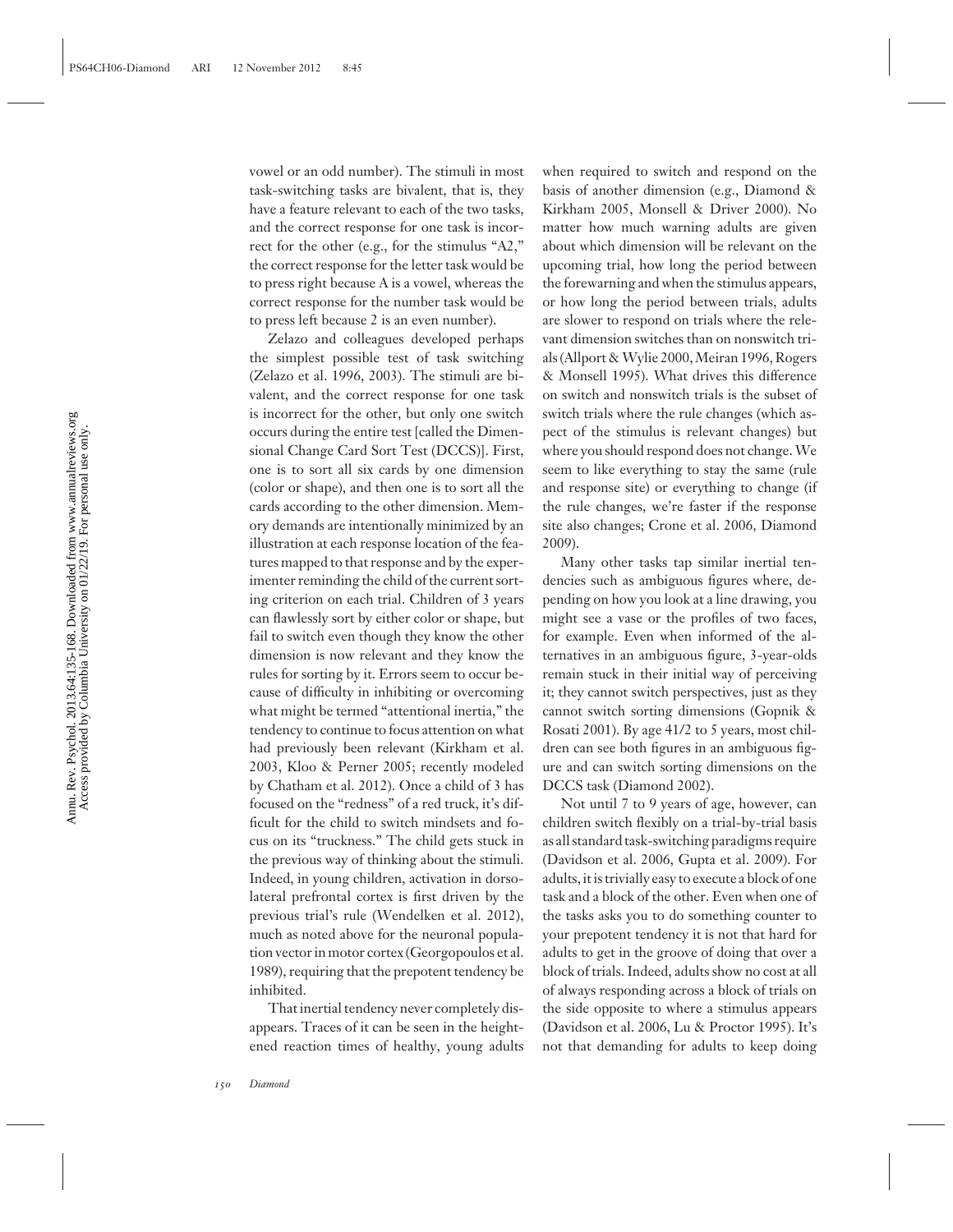vowel or an odd number). The stimuli in most task-switching tasks are bivalent, that is, they have a feature relevant to each of the two tasks, and the correct response for one task is incorrect for the other (e.g., for the stimulus "A2," the correct response for the letter task would be to press right because A is a vowel, whereas the correct response for the number task would be to press left because 2 is an even number).

Zelazo and colleagues developed perhaps the simplest possible test of task switching (Zelazo et al. 1996, 2003). The stimuli are bivalent, and the correct response for one task is incorrect for the other, but only one switch occurs during the entire test [called the Dimensional Change Card Sort Test (DCCS)]. First, one is to sort all six cards by one dimension (color or shape), and then one is to sort all the cards according to the other dimension. Memory demands are intentionally minimized by an illustration at each response location of the features mapped to that response and by the experimenter reminding the child of the current sorting criterion on each trial. Children of 3 years can flawlessly sort by either color or shape, but fail to switch even though they know the other dimension is now relevant and they know the rules for sorting by it. Errors seem to occur because of difficulty in inhibiting or overcoming what might be termed "attentional inertia," the tendency to continue to focus attention on what had previously been relevant (Kirkham et al. 2003, Kloo & Perner 2005; recently modeled by Chatham et al. 2012). Once a child of 3 has focused on the "redness" of a red truck, it's difficult for the child to switch mindsets and focus on its "truckness." The child gets stuck in the previous way of thinking about the stimuli. Indeed, in young children, activation in dorsolateral prefrontal cortex is first driven by the previous trial's rule (Wendelken et al. 2012), much as noted above for the neuronal population vector in motor cortex (Georgopoulos et al. 1989), requiring that the prepotent tendency be inhibited.

That inertial tendency never completely disappears. Traces of it can be seen in the heightened reaction times of healthy, young adults when required to switch and respond on the basis of another dimension (e.g., Diamond & Kirkham 2005, Monsell & Driver 2000). No matter how much warning adults are given about which dimension will be relevant on the upcoming trial, how long the period between the forewarning and when the stimulus appears, or how long the period between trials, adults are slower to respond on trials where the relevant dimension switches than on nonswitch trials (Allport & Wylie 2000, Meiran 1996, Rogers & Monsell 1995). What drives this difference on switch and nonswitch trials is the subset of switch trials where the rule changes (which aspect of the stimulus is relevant changes) but where you should respond does not change. We seem to like everything to stay the same (rule and response site) or everything to change (if the rule changes, we're faster if the response site also changes; Crone et al. 2006, Diamond 2009).

Many other tasks tap similar inertial tendencies such as ambiguous figures where, depending on how you look at a line drawing, you might see a vase or the profiles of two faces, for example. Even when informed of the alternatives in an ambiguous figure, 3-year-olds remain stuck in their initial way of perceiving it; they cannot switch perspectives, just as they cannot switch sorting dimensions (Gopnik & Rosati 2001). By age 41/2 to 5 years, most children can see both figures in an ambiguous figure and can switch sorting dimensions on the DCCS task (Diamond 2002).

Not until 7 to 9 years of age, however, can children switch flexibly on a trial-by-trial basis as all standard task-switching paradigms require (Davidson et al. 2006, Gupta et al. 2009). For adults, it is trivially easy to execute a block of one task and a block of the other. Even when one of the tasks asks you to do something counter to your prepotent tendency it is not that hard for adults to get in the groove of doing that over a block of trials. Indeed, adults show no cost at all of always responding across a block of trials on the side opposite to where a stimulus appears (Davidson et al. 2006, Lu & Proctor 1995). It's not that demanding for adults to keep doing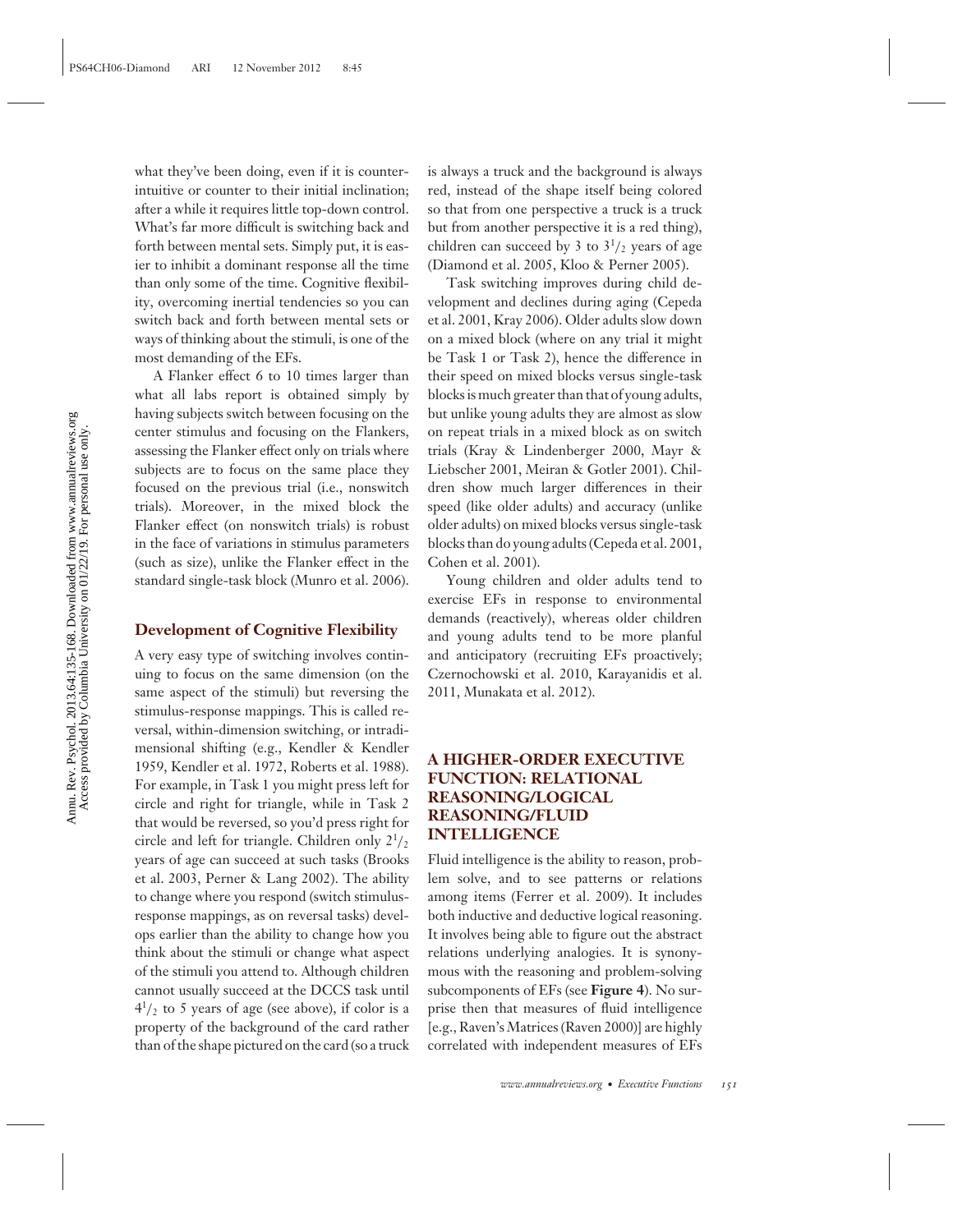what they've been doing, even if it is counterintuitive or counter to their initial inclination; after a while it requires little top-down control. What's far more difficult is switching back and forth between mental sets. Simply put, it is easier to inhibit a dominant response all the time than only some of the time. Cognitive flexibility, overcoming inertial tendencies so you can switch back and forth between mental sets or ways of thinking about the stimuli, is one of the most demanding of the EFs.

A Flanker effect 6 to 10 times larger than what all labs report is obtained simply by having subjects switch between focusing on the center stimulus and focusing on the Flankers, assessing the Flanker effect only on trials where subjects are to focus on the same place they focused on the previous trial (i.e., nonswitch trials). Moreover, in the mixed block the Flanker effect (on nonswitch trials) is robust in the face of variations in stimulus parameters (such as size), unlike the Flanker effect in the standard single-task block (Munro et al. 2006).

### Development of Cognitive Flexibility

A very easy type of switching involves continuing to focus on the same dimension (on the same aspect of the stimuli) but reversing the stimulus-response mappings. This is called reversal, within-dimension switching, or intradimensional shifting (e.g., Kendler & Kendler 1959, Kendler et al. 1972, Roberts et al. 1988). For example, in Task 1 you might press left for circle and right for triangle, while in Task 2 that would be reversed, so you'd press right for circle and left for triangle. Children only $2^1/_2$ years of age can succeed at such tasks (Brooks et al. 2003, Perner & Lang 2002). The ability to change where you respond (switch stimulus-response mappings, as on reversal tasks) develops earlier than the ability to change how you think about the stimuli or change what aspect of the stimuli you attend to. Although children cannot usually succeed at the DCCS task until $4^1/_2$ to 5 years of age (see above), if color is a property of the background of the card rather than of the shape pictured on the card (so a truck is always a truck and the background is always red, instead of the shape itself being colored so that from one perspective a truck is a truck but from another perspective it is a red thing), children can succeed by 3 to $3^1/_2$ years of age (Diamond et al. 2005, Kloo & Perner 2005).

Task switching improves during child development and declines during aging (Cepeda et al. 2001, Kray 2006). Older adults slow down on a mixed block (where on any trial it might be Task 1 or Task 2), hence the difference in their speed on mixed blocks versus single-task blocks is much greater than that of young adults, but unlike young adults they are almost as slow on repeat trials in a mixed block as on switch trials (Kray & Lindenberger 2000, Mayr & Liebscher 2001, Meiran & Gotler 2001). Children show much larger differences in their speed (like older adults) and accuracy (unlike older adults) on mixed blocks versus single-task blocks than do young adults (Cepeda et al. 2001, Cohen et al. 2001).

Young children and older adults tend to exercise EFs in response to environmental demands (reactively), whereas older children and young adults tend to be more planful and anticipatory (recruiting EFs proactively; Czernochowski et al. 2010, Karayanidis et al. 2011, Munakata et al. 2012).

## A HIGHER-ORDER EXECUTIVE FUNCTION: RELATIONAL REASONING/LOGICAL REASONING/FLUID INTELLIGENCE

Fluid intelligence is the ability to reason, problem solve, and to see patterns or relations among items (Ferrer et al. 2009). It includes both inductive and deductive logical reasoning. It involves being able to figure out the abstract relations underlying analogies. It is synonymous with the reasoning and problem-solving subcomponents of EFs (see **Figure 4**). No surprise then that measures of fluid intelligence [e.g., Raven's Matrices (Raven 2000)] are highly correlated with independent measures of EFs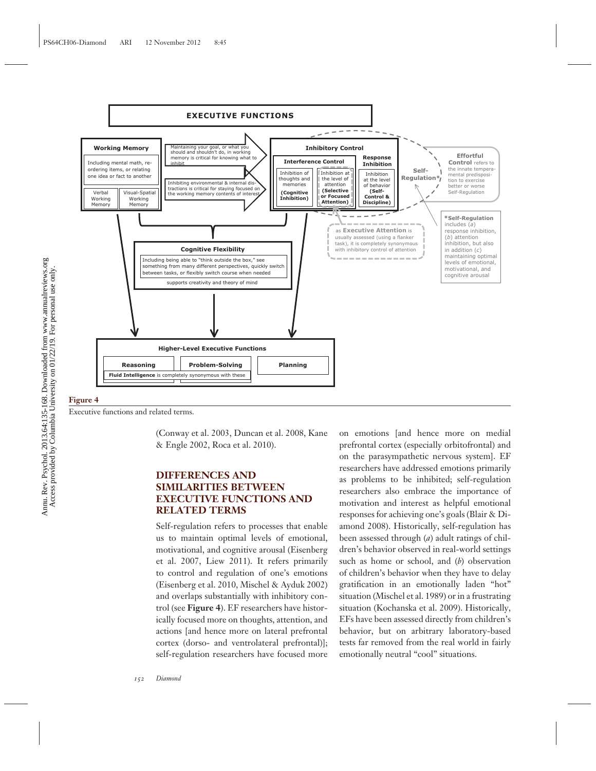**EXECUTIVE FUNCTIONS**

**Working Memory**
Including mental math, re-ordering items, or relating one idea or fact to another
- Verbal Working Memory
- Visual-Spatial Working Memory

Maintaining your goal, or what you should and shouldn't do, in working memory is critical for knowing what to inhibit

Inhibiting environmental & internal distractions is critical for staying focused on the working memory contents of interest

**Inhibitory Control**
- **Interference Control**
  - Inhibition of thoughts and memories **(Cognitive Inhibition)**
  - Inhibition at the level of attention **(Selective or Focused Attention)**
- **Response Inhibition**
  - Inhibition at the level of behavior **(Self-Control & Discipline)**

**Self-Regulation***

**Effortful Control** refers to the innate temperamental predisposition to exercise better or worse Self-Regulation

as **Executive Attention** is usually assessed (using a flanker task), it is completely synonymous with inhibitory control of attention

***Self-Regulation** includes (*a*) response inhibition, (*b*) attention inhibition, but also in addition (*c*) maintaining optimal levels of emotional, motivational, and cognitive arousal

**Cognitive Flexibility**
Including being able to "think outside the box," see something from many different perspectives, quickly switch between tasks, or flexibly switch course when needed
supports creativity and theory of mind

**Higher-Level Executive Functions**
- **Reasoning**
- **Problem-Solving**
- **Planning**

**Fluid Intelligence** is completely synonymous with these

**Figure 4**

Executive functions and related terms.

(Conway et al. 2003, Duncan et al. 2008, Kane & Engle 2002, Roca et al. 2010).

## DIFFERENCES AND SIMILARITIES BETWEEN EXECUTIVE FUNCTIONS AND RELATED TERMS

Self-regulation refers to processes that enable us to maintain optimal levels of emotional, motivational, and cognitive arousal (Eisenberg et al. 2007, Liew 2011). It refers primarily to control and regulation of one's emotions (Eisenberg et al. 2010, Mischel & Ayduk 2002) and overlaps substantially with inhibitory control (see **Figure 4**). EF researchers have historically focused more on thoughts, attention, and actions [and hence more on lateral prefrontal cortex (dorso- and ventrolateral prefrontal)]; self-regulation researchers have focused more on emotions [and hence more on medial prefrontal cortex (especially orbitofrontal) and on the parasympathetic nervous system]. EF researchers have addressed emotions primarily as problems to be inhibited; self-regulation researchers also embrace the importance of motivation and interest as helpful emotional responses for achieving one's goals (Blair & Diamond 2008). Historically, self-regulation has been assessed through (*a*) adult ratings of children's behavior observed in real-world settings such as home or school, and (*b*) observation of children's behavior when they have to delay gratification in an emotionally laden "hot" situation (Mischel et al. 1989) or in a frustrating situation (Kochanska et al. 2009). Historically, EFs have been assessed directly from children's behavior, but on arbitrary laboratory-based tests far removed from the real world in fairly emotionally neutral "cool" situations.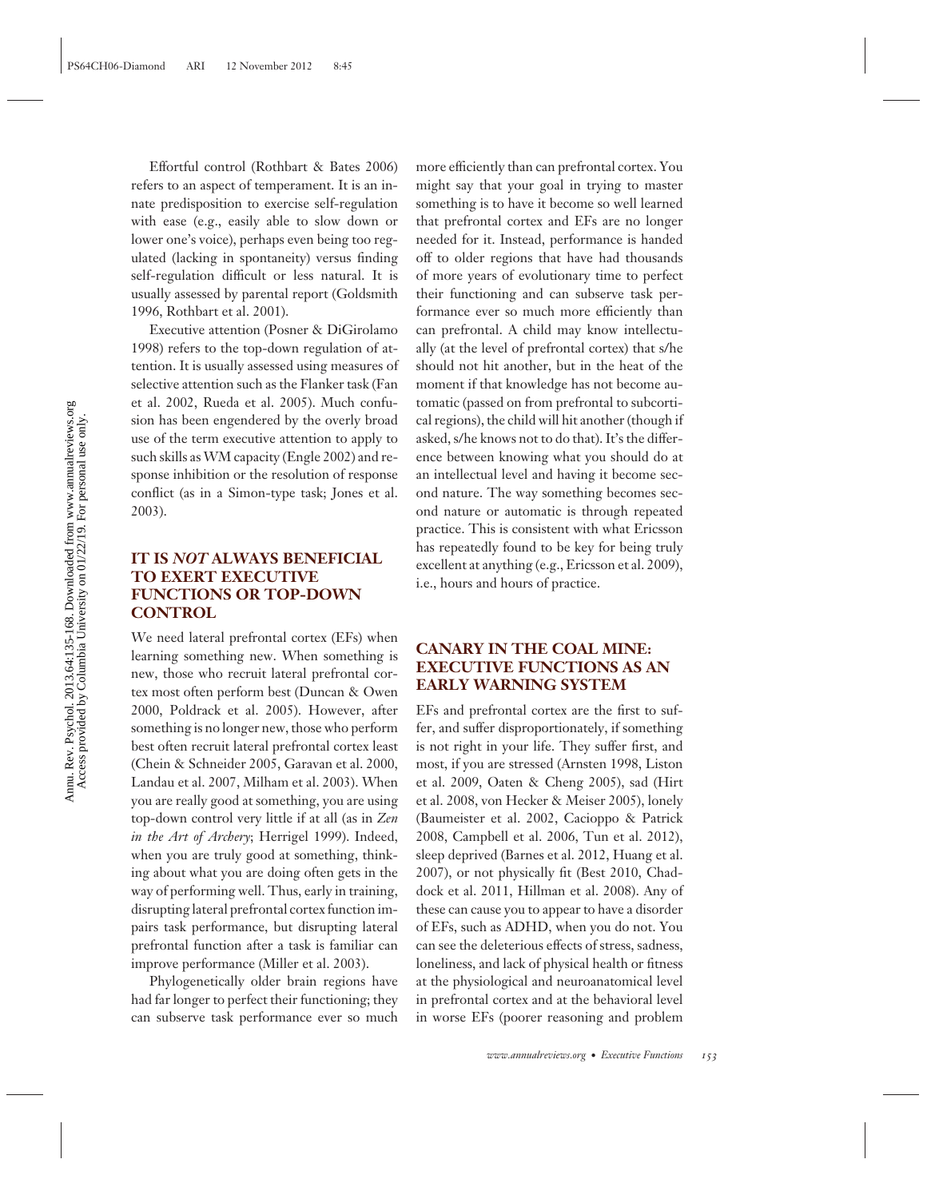Effortful control (Rothbart & Bates 2006) refers to an aspect of temperament. It is an innate predisposition to exercise self-regulation with ease (e.g., easily able to slow down or lower one's voice), perhaps even being too regulated (lacking in spontaneity) versus finding self-regulation difficult or less natural. It is usually assessed by parental report (Goldsmith 1996, Rothbart et al. 2001).

Executive attention (Posner & DiGirolamo 1998) refers to the top-down regulation of attention. It is usually assessed using measures of selective attention such as the Flanker task (Fan et al. 2002, Rueda et al. 2005). Much confusion has been engendered by the overly broad use of the term executive attention to apply to such skills as WM capacity (Engle 2002) and response inhibition or the resolution of response conflict (as in a Simon-type task; Jones et al. 2003).

## IT IS *NOT* ALWAYS BENEFICIAL TO EXERT EXECUTIVE FUNCTIONS OR TOP-DOWN CONTROL

We need lateral prefrontal cortex (EFs) when learning something new. When something is new, those who recruit lateral prefrontal cortex most often perform best (Duncan & Owen 2000, Poldrack et al. 2005). However, after something is no longer new, those who perform best often recruit lateral prefrontal cortex least (Chein & Schneider 2005, Garavan et al. 2000, Landau et al. 2007, Milham et al. 2003). When you are really good at something, you are using top-down control very little if at all (as in *Zen in the Art of Archery*; Herrigel 1999). Indeed, when you are truly good at something, thinking about what you are doing often gets in the way of performing well. Thus, early in training, disrupting lateral prefrontal cortex function impairs task performance, but disrupting lateral prefrontal function after a task is familiar can improve performance (Miller et al. 2003).

Phylogenetically older brain regions have had far longer to perfect their functioning; they can subserve task performance ever so much more efficiently than can prefrontal cortex. You might say that your goal in trying to master something is to have it become so well learned that prefrontal cortex and EFs are no longer needed for it. Instead, performance is handed off to older regions that have had thousands of more years of evolutionary time to perfect their functioning and can subserve task performance ever so much more efficiently than can prefrontal. A child may know intellectually (at the level of prefrontal cortex) that s/he should not hit another, but in the heat of the moment if that knowledge has not become automatic (passed on from prefrontal to subcortical regions), the child will hit another (though if asked, s/he knows not to do that). It's the difference between knowing what you should do at an intellectual level and having it become second nature. The way something becomes second nature or automatic is through repeated practice. This is consistent with what Ericsson has repeatedly found to be key for being truly excellent at anything (e.g., Ericsson et al. 2009), i.e., hours and hours of practice.

## CANARY IN THE COAL MINE: EXECUTIVE FUNCTIONS AS AN EARLY WARNING SYSTEM

EFs and prefrontal cortex are the first to suffer, and suffer disproportionately, if something is not right in your life. They suffer first, and most, if you are stressed (Arnsten 1998, Liston et al. 2009, Oaten & Cheng 2005), sad (Hirt et al. 2008, von Hecker & Meiser 2005), lonely (Baumeister et al. 2002, Cacioppo & Patrick 2008, Campbell et al. 2006, Tun et al. 2012), sleep deprived (Barnes et al. 2012, Huang et al. 2007), or not physically fit (Best 2010, Chaddock et al. 2011, Hillman et al. 2008). Any of these can cause you to appear to have a disorder of EFs, such as ADHD, when you do not. You can see the deleterious effects of stress, sadness, loneliness, and lack of physical health or fitness at the physiological and neuroanatomical level in prefrontal cortex and at the behavioral level in worse EFs (poorer reasoning and problem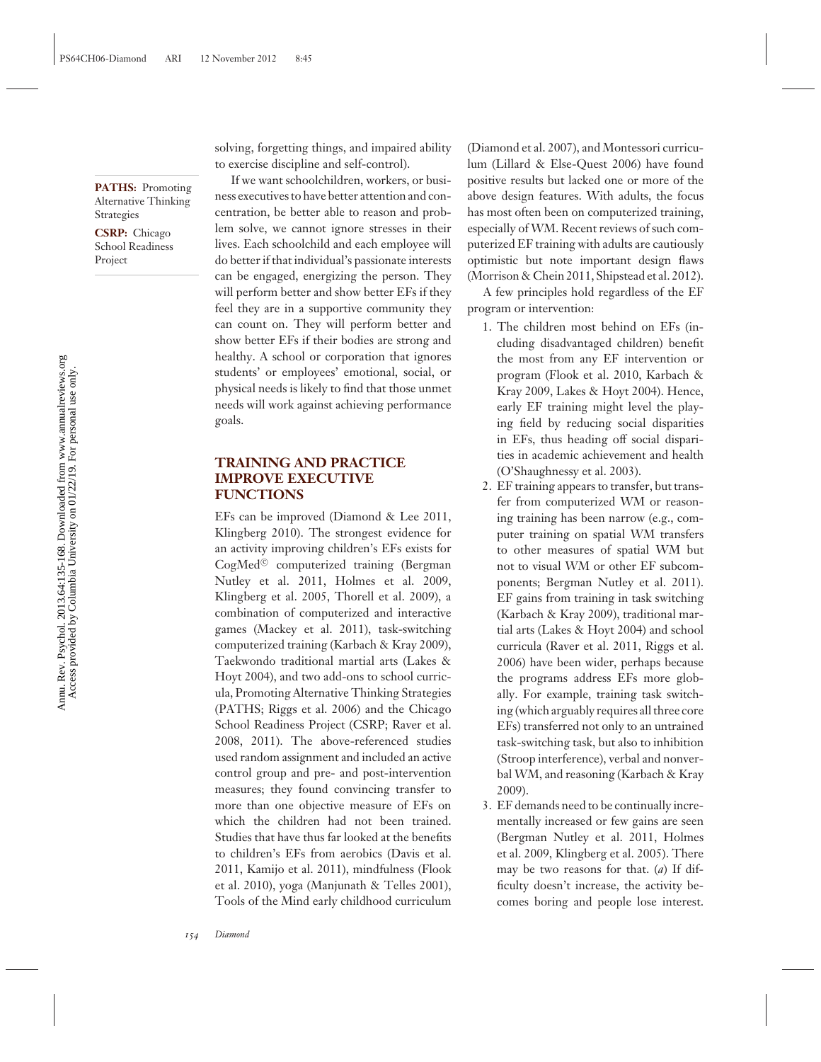solving, forgetting things, and impaired ability to exercise discipline and self-control).

**PATHS:** Promoting Alternative Thinking Strategies

**CSRP:** Chicago School Readiness Project

If we want schoolchildren, workers, or business executives to have better attention and concentration, be better able to reason and problem solve, we cannot ignore stresses in their lives. Each schoolchild and each employee will do better if that individual's passionate interests can be engaged, energizing the person. They will perform better and show better EFs if they feel they are in a supportive community they can count on. They will perform better and show better EFs if their bodies are strong and healthy. A school or corporation that ignores students' or employees' emotional, social, or physical needs is likely to find that those unmet needs will work against achieving performance goals.

## TRAINING AND PRACTICE IMPROVE EXECUTIVE FUNCTIONS

EFs can be improved (Diamond & Lee 2011, Klingberg 2010). The strongest evidence for an activity improving children's EFs exists for CogMed© computerized training (Bergman Nutley et al. 2011, Holmes et al. 2009, Klingberg et al. 2005, Thorell et al. 2009), a combination of computerized and interactive games (Mackey et al. 2011), task-switching computerized training (Karbach & Kray 2009), Taekwondo traditional martial arts (Lakes & Hoyt 2004), and two add-ons to school curricula, Promoting Alternative Thinking Strategies (PATHS; Riggs et al. 2006) and the Chicago School Readiness Project (CSRP; Raver et al. 2008, 2011). The above-referenced studies used random assignment and included an active control group and pre- and post-intervention measures; they found convincing transfer to more than one objective measure of EFs on which the children had not been trained. Studies that have thus far looked at the benefits to children's EFs from aerobics (Davis et al. 2011, Kamijo et al. 2011), mindfulness (Flook et al. 2010), yoga (Manjunath & Telles 2001), Tools of the Mind early childhood curriculum (Diamond et al. 2007), and Montessori curriculum (Lillard & Else-Quest 2006) have found positive results but lacked one or more of the above design features. With adults, the focus has most often been on computerized training, especially of WM. Recent reviews of such computerized EF training with adults are cautiously optimistic but note important design flaws (Morrison & Chein 2011, Shipstead et al. 2012).

A few principles hold regardless of the EF program or intervention:

1. The children most behind on EFs (including disadvantaged children) benefit the most from any EF intervention or program (Flook et al. 2010, Karbach & Kray 2009, Lakes & Hoyt 2004). Hence, early EF training might level the playing field by reducing social disparities in EFs, thus heading off social disparities in academic achievement and health (O'Shaughnessy et al. 2003).
2. EF training appears to transfer, but transfer from computerized WM or reasoning training has been narrow (e.g., computer training on spatial WM transfers to other measures of spatial WM but not to visual WM or other EF subcomponents; Bergman Nutley et al. 2011). EF gains from training in task switching (Karbach & Kray 2009), traditional martial arts (Lakes & Hoyt 2004) and school curricula (Raver et al. 2011, Riggs et al. 2006) have been wider, perhaps because the programs address EFs more globally. For example, training task switching (which arguably requires all three core EFs) transferred not only to an untrained task-switching task, but also to inhibition (Stroop interference), verbal and nonverbal WM, and reasoning (Karbach & Kray 2009).
3. EF demands need to be continually incrementally increased or few gains are seen (Bergman Nutley et al. 2011, Holmes et al. 2009, Klingberg et al. 2005). There may be two reasons for that. (*a*) If difficulty doesn't increase, the activity becomes boring and people lose interest.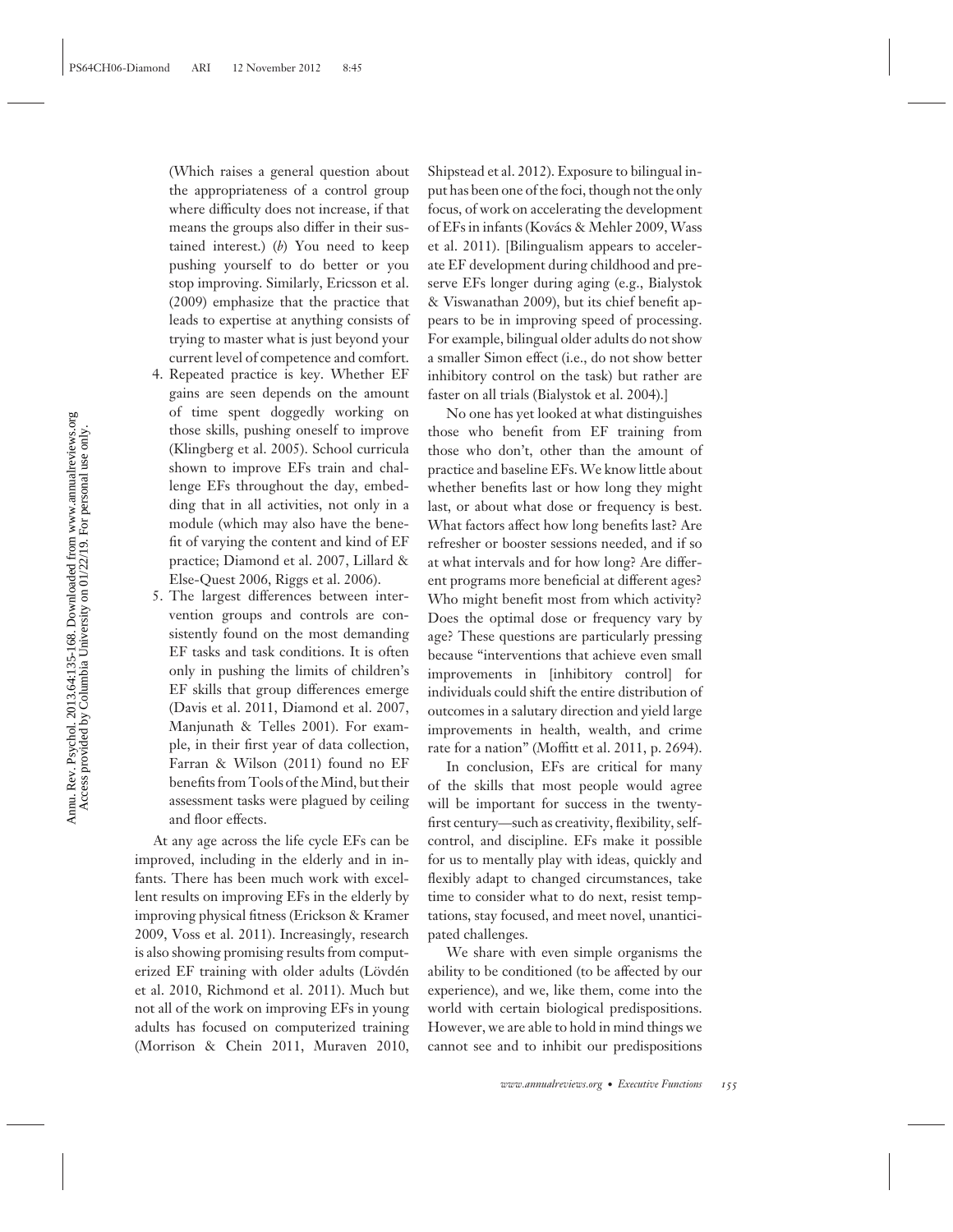(Which raises a general question about the appropriateness of a control group where difficulty does not increase, if that means the groups also differ in their sustained interest.) (*b*) You need to keep pushing yourself to do better or you stop improving. Similarly, Ericsson et al. (2009) emphasize that the practice that leads to expertise at anything consists of trying to master what is just beyond your current level of competence and comfort.

4. Repeated practice is key. Whether EF gains are seen depends on the amount of time spent doggedly working on those skills, pushing oneself to improve (Klingberg et al. 2005). School curricula shown to improve EFs train and challenge EFs throughout the day, embedding that in all activities, not only in a module (which may also have the benefit of varying the content and kind of EF practice; Diamond et al. 2007, Lillard & Else-Quest 2006, Riggs et al. 2006).
5. The largest differences between intervention groups and controls are consistently found on the most demanding EF tasks and task conditions. It is often only in pushing the limits of children's EF skills that group differences emerge (Davis et al. 2011, Diamond et al. 2007, Manjunath & Telles 2001). For example, in their first year of data collection, Farran & Wilson (2011) found no EF benefits from Tools of the Mind, but their assessment tasks were plagued by ceiling and floor effects.

At any age across the life cycle EFs can be improved, including in the elderly and in infants. There has been much work with excellent results on improving EFs in the elderly by improving physical fitness (Erickson & Kramer 2009, Voss et al. 2011). Increasingly, research is also showing promising results from computerized EF training with older adults (Lövdén et al. 2010, Richmond et al. 2011). Much but not all of the work on improving EFs in young adults has focused on computerized training (Morrison & Chein 2011, Muraven 2010, Shipstead et al. 2012). Exposure to bilingual input has been one of the foci, though not the only focus, of work on accelerating the development of EFs in infants (Kovács & Mehler 2009, Wass et al. 2011). [Bilingualism appears to accelerate EF development during childhood and preserve EFs longer during aging (e.g., Bialystok & Viswanathan 2009), but its chief benefit appears to be in improving speed of processing. For example, bilingual older adults do not show a smaller Simon effect (i.e., do not show better inhibitory control on the task) but rather are faster on all trials (Bialystok et al. 2004).]

No one has yet looked at what distinguishes those who benefit from EF training from those who don't, other than the amount of practice and baseline EFs. We know little about whether benefits last or how long they might last, or about what dose or frequency is best. What factors affect how long benefits last? Are refresher or booster sessions needed, and if so at what intervals and for how long? Are different programs more beneficial at different ages? Who might benefit most from which activity? Does the optimal dose or frequency vary by age? These questions are particularly pressing because "interventions that achieve even small improvements in [inhibitory control] for individuals could shift the entire distribution of outcomes in a salutary direction and yield large improvements in health, wealth, and crime rate for a nation" (Moffitt et al. 2011, p. 2694).

In conclusion, EFs are critical for many of the skills that most people would agree will be important for success in the twenty-first century—such as creativity, flexibility, self-control, and discipline. EFs make it possible for us to mentally play with ideas, quickly and flexibly adapt to changed circumstances, take time to consider what to do next, resist temptations, stay focused, and meet novel, unanticipated challenges.

We share with even simple organisms the ability to be conditioned (to be affected by our experience), and we, like them, come into the world with certain biological predispositions. However, we are able to hold in mind things we cannot see and to inhibit our predispositions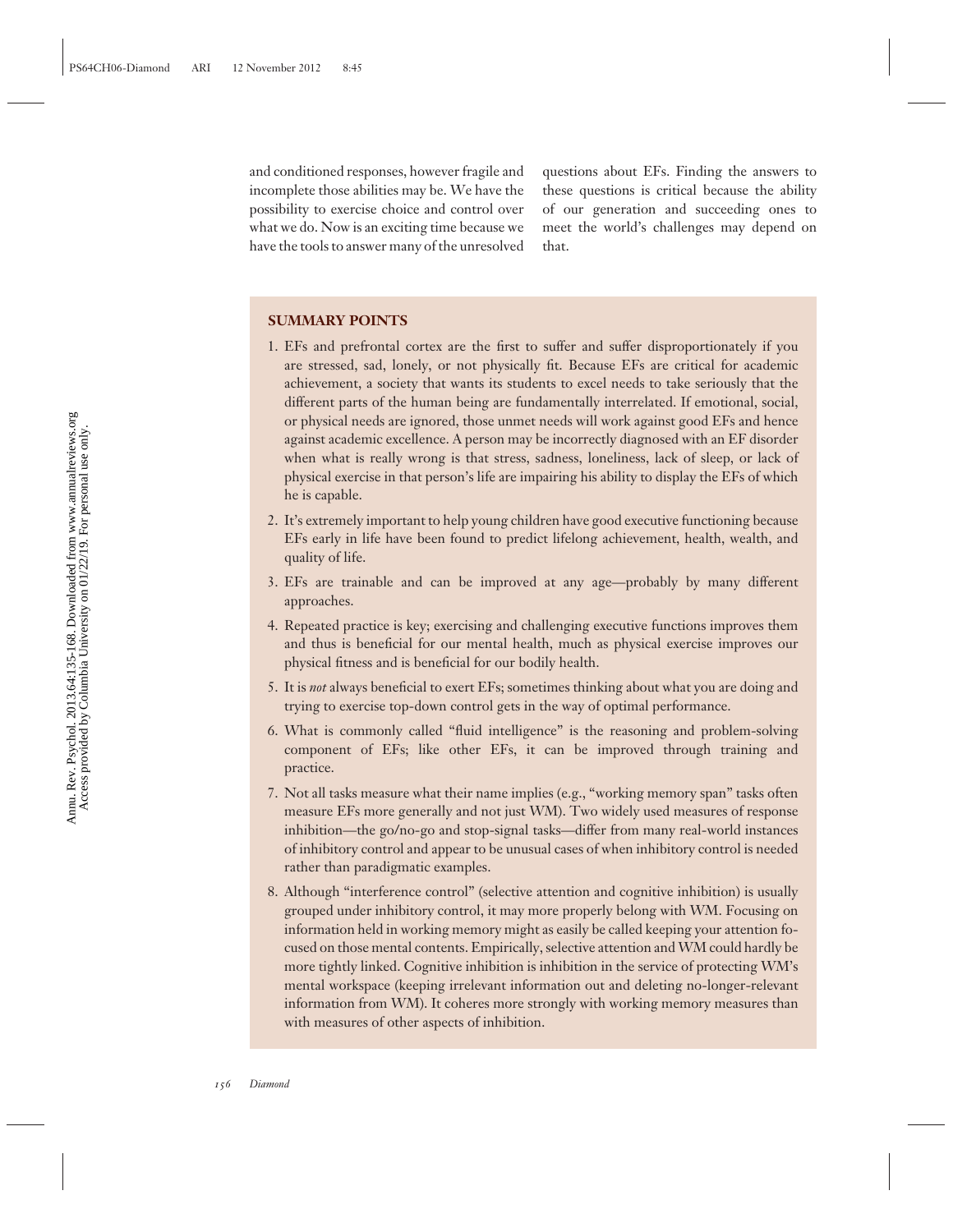and conditioned responses, however fragile and incomplete those abilities may be. We have the possibility to exercise choice and control over what we do. Now is an exciting time because we have the tools to answer many of the unresolved questions about EFs. Finding the answers to these questions is critical because the ability of our generation and succeeding ones to meet the world's challenges may depend on that.

## SUMMARY POINTS

1. EFs and prefrontal cortex are the first to suffer and suffer disproportionately if you are stressed, sad, lonely, or not physically fit. Because EFs are critical for academic achievement, a society that wants its students to excel needs to take seriously that the different parts of the human being are fundamentally interrelated. If emotional, social, or physical needs are ignored, those unmet needs will work against good EFs and hence against academic excellence. A person may be incorrectly diagnosed with an EF disorder when what is really wrong is that stress, sadness, loneliness, lack of sleep, or lack of physical exercise in that person's life are impairing his ability to display the EFs of which he is capable.
2. It's extremely important to help young children have good executive functioning because EFs early in life have been found to predict lifelong achievement, health, wealth, and quality of life.
3. EFs are trainable and can be improved at any age—probably by many different approaches.
4. Repeated practice is key; exercising and challenging executive functions improves them and thus is beneficial for our mental health, much as physical exercise improves our physical fitness and is beneficial for our bodily health.
5. It is *not* always beneficial to exert EFs; sometimes thinking about what you are doing and trying to exercise top-down control gets in the way of optimal performance.
6. What is commonly called "fluid intelligence" is the reasoning and problem-solving component of EFs; like other EFs, it can be improved through training and practice.
7. Not all tasks measure what their name implies (e.g., "working memory span" tasks often measure EFs more generally and not just WM). Two widely used measures of response inhibition—the go/no-go and stop-signal tasks—differ from many real-world instances of inhibitory control and appear to be unusual cases of when inhibitory control is needed rather than paradigmatic examples.
8. Although "interference control" (selective attention and cognitive inhibition) is usually grouped under inhibitory control, it may more properly belong with WM. Focusing on information held in working memory might as easily be called keeping your attention focused on those mental contents. Empirically, selective attention and WM could hardly be more tightly linked. Cognitive inhibition is inhibition in the service of protecting WM's mental workspace (keeping irrelevant information out and deleting no-longer-relevant information from WM). It coheres more strongly with working memory measures than with measures of other aspects of inhibition.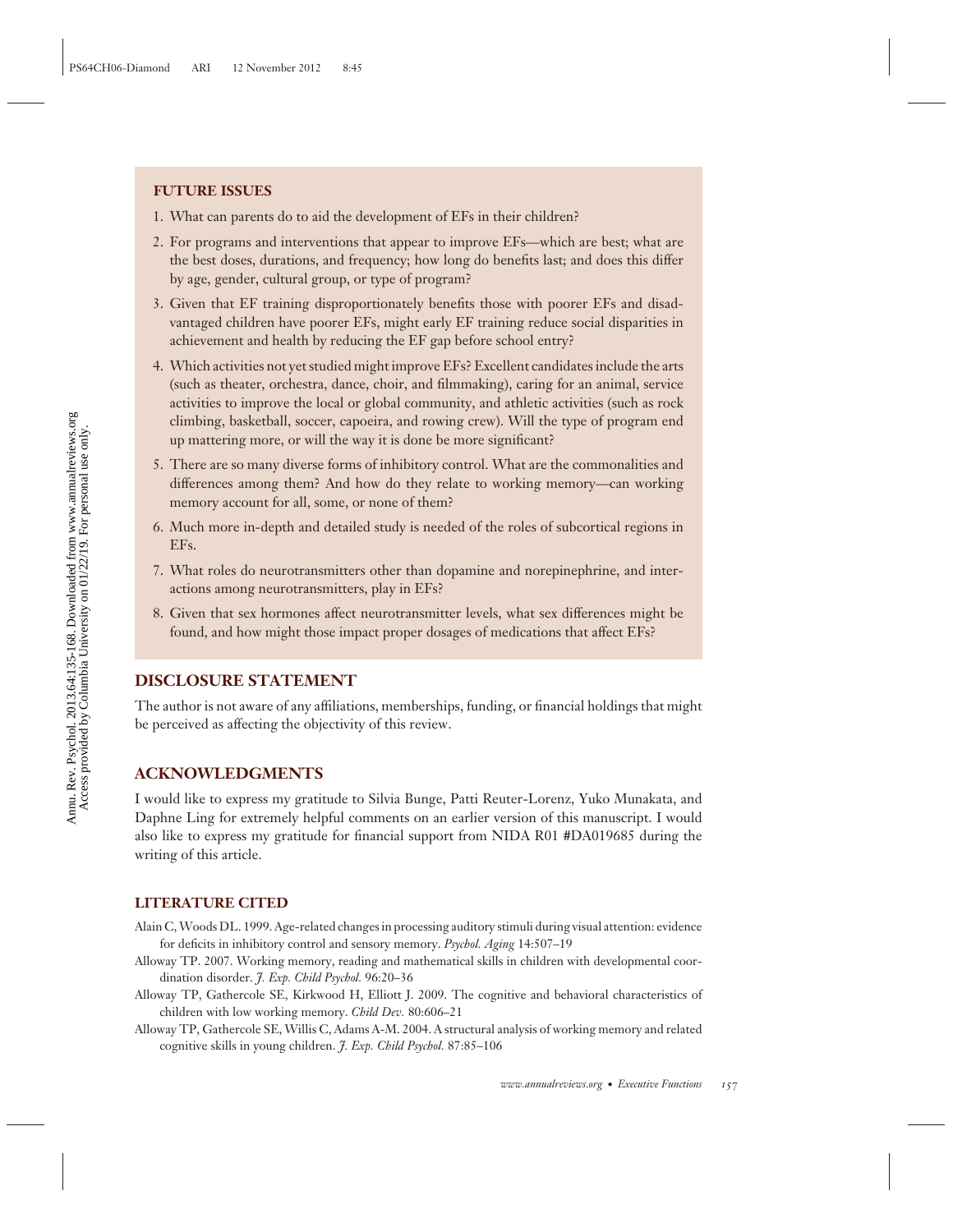## FUTURE ISSUES

1. What can parents do to aid the development of EFs in their children?
2. For programs and interventions that appear to improve EFs—which are best; what are the best doses, durations, and frequency; how long do benefits last; and does this differ by age, gender, cultural group, or type of program?
3. Given that EF training disproportionately benefits those with poorer EFs and disadvantaged children have poorer EFs, might early EF training reduce social disparities in achievement and health by reducing the EF gap before school entry?
4. Which activities not yet studied might improve EFs? Excellent candidates include the arts (such as theater, orchestra, dance, choir, and filmmaking), caring for an animal, service activities to improve the local or global community, and athletic activities (such as rock climbing, basketball, soccer, capoeira, and rowing crew). Will the type of program end up mattering more, or will the way it is done be more significant?
5. There are so many diverse forms of inhibitory control. What are the commonalities and differences among them? And how do they relate to working memory—can working memory account for all, some, or none of them?
6. Much more in-depth and detailed study is needed of the roles of subcortical regions in EFs.
7. What roles do neurotransmitters other than dopamine and norepinephrine, and interactions among neurotransmitters, play in EFs?
8. Given that sex hormones affect neurotransmitter levels, what sex differences might be found, and how might those impact proper dosages of medications that affect EFs?

## DISCLOSURE STATEMENT

The author is not aware of any affiliations, memberships, funding, or financial holdings that might be perceived as affecting the objectivity of this review.

## ACKNOWLEDGMENTS

I would like to express my gratitude to Silvia Bunge, Patti Reuter-Lorenz, Yuko Munakata, and Daphne Ling for extremely helpful comments on an earlier version of this manuscript. I would also like to express my gratitude for financial support from NIDA R01 #DA019685 during the writing of this article.

## LITERATURE CITED

Alain C, Woods DL. 1999. Age-related changes in processing auditory stimuli during visual attention: evidence for deficits in inhibitory control and sensory memory. *Psychol. Aging* 14:507–19

Alloway TP. 2007. Working memory, reading and mathematical skills in children with developmental coordination disorder. *J. Exp. Child Psychol.* 96:20–36

Alloway TP, Gathercole SE, Kirkwood H, Elliott J. 2009. The cognitive and behavioral characteristics of children with low working memory. *Child Dev.* 80:606–21

Alloway TP, Gathercole SE, Willis C, Adams A-M. 2004. A structural analysis of working memory and related cognitive skills in young children. *J. Exp. Child Psychol.* 87:85–106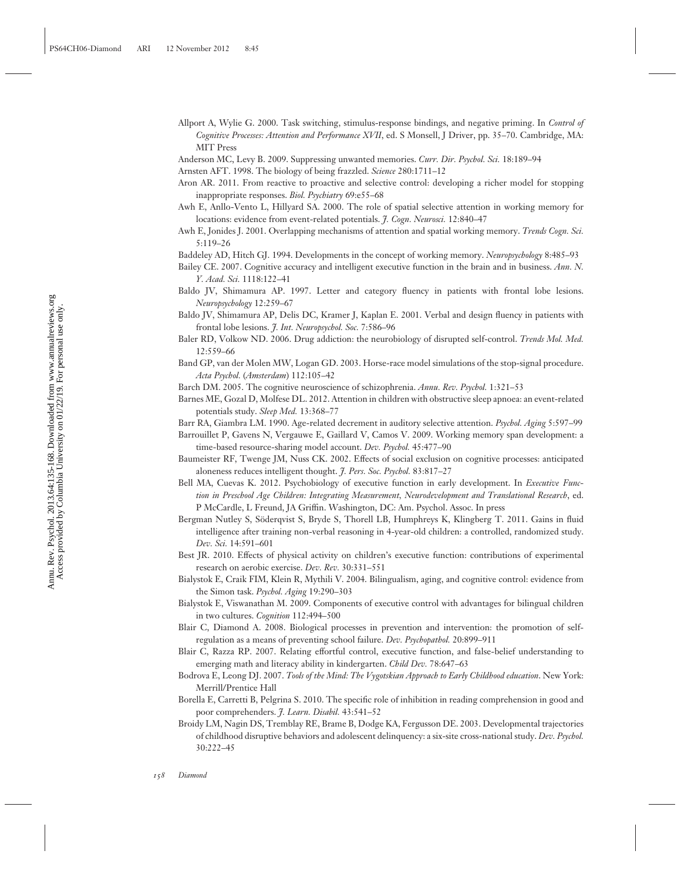Allport A, Wylie G. 2000. Task switching, stimulus-response bindings, and negative priming. In *Control of Cognitive Processes: Attention and Performance XVII*, ed. S Monsell, J Driver, pp. 35–70. Cambridge, MA: MIT Press

Anderson MC, Levy B. 2009. Suppressing unwanted memories. *Curr. Dir. Psychol. Sci.* 18:189–94

Arnsten AFT. 1998. The biology of being frazzled. *Science* 280:1711–12

Aron AR. 2011. From reactive to proactive and selective control: developing a richer model for stopping inappropriate responses. *Biol. Psychiatry* 69:e55–68

Awh E, Anllo-Vento L, Hillyard SA. 2000. The role of spatial selective attention in working memory for locations: evidence from event-related potentials. *J. Cogn. Neurosci.* 12:840–47

Awh E, Jonides J. 2001. Overlapping mechanisms of attention and spatial working memory. *Trends Cogn. Sci.* 5:119–26

Baddeley AD, Hitch GJ. 1994. Developments in the concept of working memory. *Neuropsychology* 8:485–93

Bailey CE. 2007. Cognitive accuracy and intelligent executive function in the brain and in business. *Ann. N. Y. Acad. Sci.* 1118:122–41

Baldo JV, Shimamura AP. 1997. Letter and category fluency in patients with frontal lobe lesions. *Neuropsychology* 12:259–67

Baldo JV, Shimamura AP, Delis DC, Kramer J, Kaplan E. 2001. Verbal and design fluency in patients with frontal lobe lesions. *J. Int. Neuropsychol. Soc.* 7:586–96

Baler RD, Volkow ND. 2006. Drug addiction: the neurobiology of disrupted self-control. *Trends Mol. Med.* 12:559–66

Band GP, van der Molen MW, Logan GD. 2003. Horse-race model simulations of the stop-signal procedure. *Acta Psychol. (Amsterdam)* 112:105–42

Barch DM. 2005. The cognitive neuroscience of schizophrenia. *Annu. Rev. Psychol.* 1:321–53

Barnes ME, Gozal D, Molfese DL. 2012. Attention in children with obstructive sleep apnoea: an event-related potentials study. *Sleep Med.* 13:368–77

Barr RA, Giambra LM. 1990. Age-related decrement in auditory selective attention. *Psychol. Aging* 5:597–99

Barrouillet P, Gavens N, Vergauwe E, Gaillard V, Camos V. 2009. Working memory span development: a time-based resource-sharing model account. *Dev. Psychol.* 45:477–90

Baumeister RF, Twenge JM, Nuss CK. 2002. Effects of social exclusion on cognitive processes: anticipated aloneness reduces intelligent thought. *J. Pers. Soc. Psychol.* 83:817–27

Bell MA, Cuevas K. 2012. Psychobiology of executive function in early development. In *Executive Function in Preschool Age Children: Integrating Measurement, Neurodevelopment and Translational Research*, ed. P McCardle, L Freund, JA Griffin. Washington, DC: Am. Psychol. Assoc. In press

Bergman Nutley S, Söderqvist S, Bryde S, Thorell LB, Humphreys K, Klingberg T. 2011. Gains in fluid intelligence after training non-verbal reasoning in 4-year-old children: a controlled, randomized study. *Dev. Sci.* 14:591–601

Best JR. 2010. Effects of physical activity on children's executive function: contributions of experimental research on aerobic exercise. *Dev. Rev.* 30:331–551

Bialystok E, Craik FIM, Klein R, Mythili V. 2004. Bilingualism, aging, and cognitive control: evidence from the Simon task. *Psychol. Aging* 19:290–303

Bialystok E, Viswanathan M. 2009. Components of executive control with advantages for bilingual children in two cultures. *Cognition* 112:494–500

Blair C, Diamond A. 2008. Biological processes in prevention and intervention: the promotion of self-regulation as a means of preventing school failure. *Dev. Psychopathol.* 20:899–911

Blair C, Razza RP. 2007. Relating effortful control, executive function, and false-belief understanding to emerging math and literacy ability in kindergarten. *Child Dev.* 78:647–63

Bodrova E, Leong DJ. 2007. *Tools of the Mind: The Vygotskian Approach to Early Childhood education*. New York: Merrill/Prentice Hall

Borella E, Carretti B, Pelgrina S. 2010. The specific role of inhibition in reading comprehension in good and poor comprehenders. *J. Learn. Disabil.* 43:541–52

Broidy LM, Nagin DS, Tremblay RE, Brame B, Dodge KA, Fergusson DE. 2003. Developmental trajectories of childhood disruptive behaviors and adolescent delinquency: a six-site cross-national study. *Dev. Psychol.* 30:222–45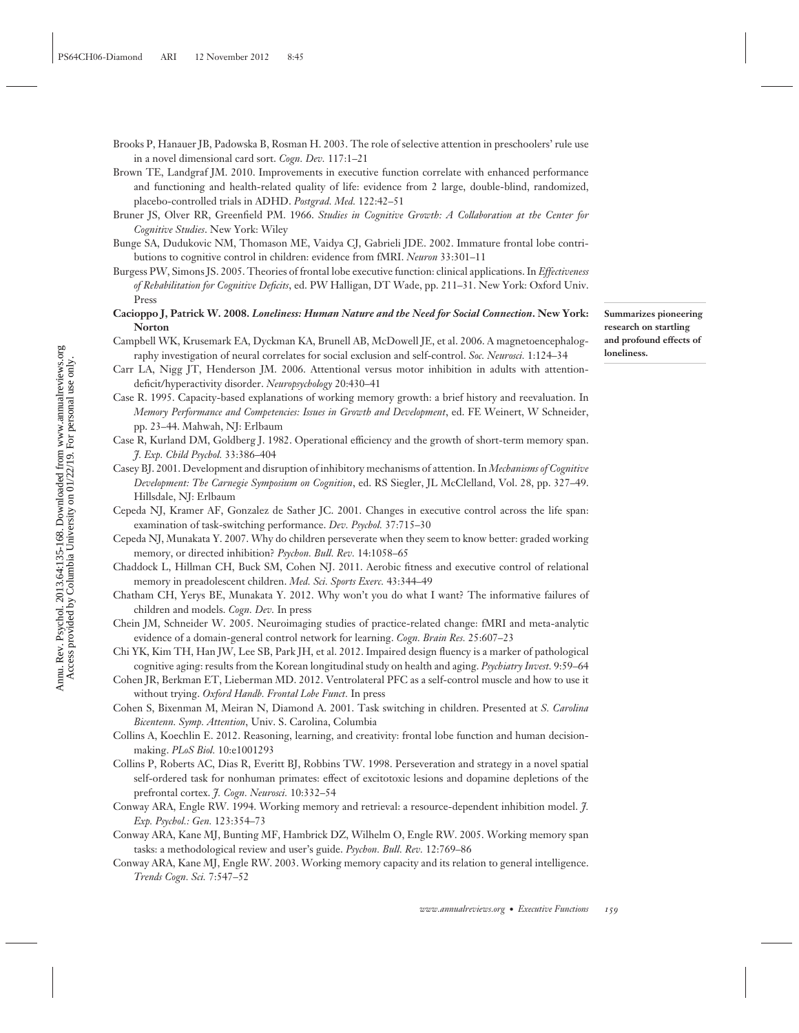Brooks P, Hanauer JB, Padowska B, Rosman H. 2003. The role of selective attention in preschoolers' rule use in a novel dimensional card sort. *Cogn. Dev.* 117:1–21

Brown TE, Landgraf JM. 2010. Improvements in executive function correlate with enhanced performance and functioning and health-related quality of life: evidence from 2 large, double-blind, randomized, placebo-controlled trials in ADHD. *Postgrad. Med.* 122:42–51

Bruner JS, Olver RR, Greenfield PM. 1966. *Studies in Cognitive Growth: A Collaboration at the Center for Cognitive Studies*. New York: Wiley

Bunge SA, Dudukovic NM, Thomason ME, Vaidya CJ, Gabrieli JDE. 2002. Immature frontal lobe contributions to cognitive control in children: evidence from fMRI. *Neuron* 33:301–11

Burgess PW, Simons JS. 2005. Theories of frontal lobe executive function: clinical applications. In *Effectiveness of Rehabilitation for Cognitive Deficits*, ed. PW Halligan, DT Wade, pp. 211–31. New York: Oxford Univ. Press

**Cacioppo J, Patrick W. 2008. *Loneliness: Human Nature and the Need for Social Connection*. New York: Norton**

**Summarizes pioneering research on startling and profound effects of loneliness.**

Campbell WK, Krusemark EA, Dyckman KA, Brunell AB, McDowell JE, et al. 2006. A magnetoencephalography investigation of neural correlates for social exclusion and self-control. *Soc. Neurosci.* 1:124–34

Carr LA, Nigg JT, Henderson JM. 2006. Attentional versus motor inhibition in adults with attention-deficit/hyperactivity disorder. *Neuropsychology* 20:430–41

Case R. 1995. Capacity-based explanations of working memory growth: a brief history and reevaluation. In *Memory Performance and Competencies: Issues in Growth and Development*, ed. FE Weinert, W Schneider, pp. 23–44. Mahwah, NJ: Erlbaum

Case R, Kurland DM, Goldberg J. 1982. Operational efficiency and the growth of short-term memory span. *J. Exp. Child Psychol.* 33:386–404

Casey BJ. 2001. Development and disruption of inhibitory mechanisms of attention. In *Mechanisms of Cognitive Development: The Carnegie Symposium on Cognition*, ed. RS Siegler, JL McClelland, Vol. 28, pp. 327–49. Hillsdale, NJ: Erlbaum

Cepeda NJ, Kramer AF, Gonzalez de Sather JC. 2001. Changes in executive control across the life span: examination of task-switching performance. *Dev. Psychol.* 37:715–30

Cepeda NJ, Munakata Y. 2007. Why do children perseverate when they seem to know better: graded working memory, or directed inhibition? *Psychon. Bull. Rev.* 14:1058–65

Chaddock L, Hillman CH, Buck SM, Cohen NJ. 2011. Aerobic fitness and executive control of relational memory in preadolescent children. *Med. Sci. Sports Exerc.* 43:344–49

Chatham CH, Yerys BE, Munakata Y. 2012. Why won't you do what I want? The informative failures of children and models. *Cogn. Dev.* In press

Chein JM, Schneider W. 2005. Neuroimaging studies of practice-related change: fMRI and meta-analytic evidence of a domain-general control network for learning. *Cogn. Brain Res.* 25:607–23

Chi YK, Kim TH, Han JW, Lee SB, Park JH, et al. 2012. Impaired design fluency is a marker of pathological cognitive aging: results from the Korean longitudinal study on health and aging. *Psychiatry Invest.* 9:59–64

Cohen JR, Berkman ET, Lieberman MD. 2012. Ventrolateral PFC as a self-control muscle and how to use it without trying. *Oxford Handb. Frontal Lobe Funct.* In press

Cohen S, Bixenman M, Meiran N, Diamond A. 2001. Task switching in children. Presented at *S. Carolina Bicentenn. Symp. Attention*, Univ. S. Carolina, Columbia

Collins A, Koechlin E. 2012. Reasoning, learning, and creativity: frontal lobe function and human decision-making. *PLoS Biol.* 10:e1001293

Collins P, Roberts AC, Dias R, Everitt BJ, Robbins TW. 1998. Perseveration and strategy in a novel spatial self-ordered task for nonhuman primates: effect of excitotoxic lesions and dopamine depletions of the prefrontal cortex. *J. Cogn. Neurosci.* 10:332–54

Conway ARA, Engle RW. 1994. Working memory and retrieval: a resource-dependent inhibition model. *J. Exp. Psychol.: Gen.* 123:354–73

Conway ARA, Kane MJ, Bunting MF, Hambrick DZ, Wilhelm O, Engle RW. 2005. Working memory span tasks: a methodological review and user's guide. *Psychon. Bull. Rev.* 12:769–86

Conway ARA, Kane MJ, Engle RW. 2003. Working memory capacity and its relation to general intelligence. *Trends Cogn. Sci.* 7:547–52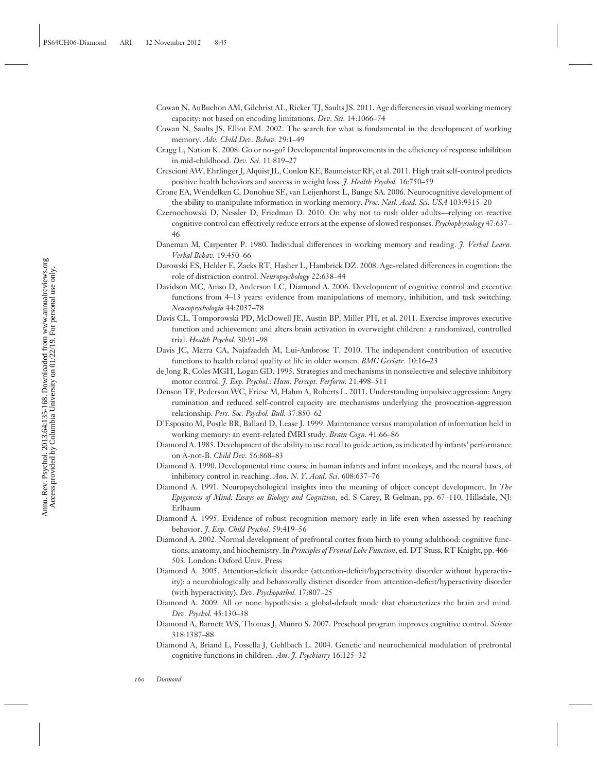Cowan N, AuBuchon AM, Gilchrist AL, Ricker TJ, Saults JS. 2011. Age differences in visual working memory capacity: not based on encoding limitations. *Dev. Sci.* 14:1066–74

Cowan N, Saults JS, Elliot EM. 2002. The search for what is fundamental in the development of working memory. *Adv. Child Dev. Behav.* 29:1–49

Cragg L, Nation K. 2008. Go or no-go? Developmental improvements in the efficiency of response inhibition in mid-childhood. *Dev. Sci.* 11:819–27

Crescioni AW, Ehrlinger J, Alquist JL, Conlon KE, Baumeister RF, et al. 2011. High trait self-control predicts positive health behaviors and success in weight loss. *J. Health Psychol.* 16:750–59

Crone EA, Wendelken C, Donohue SE, van Leijenhorst L, Bunge SA. 2006. Neurocognitive development of the ability to manipulate information in working memory. *Proc. Natl. Acad. Sci. USA* 103:9315–20

Czernochowski D, Nessler D, Friedman D. 2010. On why not to rush older adults—relying on reactive cognitive control can effectively reduce errors at the expense of slowed responses. *Psychophysiology* 47:637–46

Daneman M, Carpenter P. 1980. Individual differences in working memory and reading. *J. Verbal Learn. Verbal Behav.* 19:450–66

Darowski ES, Helder E, Zacks RT, Hasher L, Hambrick DZ. 2008. Age-related differences in cognition: the role of distraction control. *Neuropsychology* 22:638–44

Davidson MC, Amso D, Anderson LC, Diamond A. 2006. Development of cognitive control and executive functions from 4–13 years: evidence from manipulations of memory, inhibition, and task switching. *Neuropsychologia* 44:2037–78

Davis CL, Tomporowski PD, McDowell JE, Austin BP, Miller PH, et al. 2011. Exercise improves executive function and achievement and alters brain activation in overweight children: a randomized, controlled trial. *Health Psychol.* 30:91–98

Davis JC, Marra CA, Najafzadeh M, Lui-Ambrose T. 2010. The independent contribution of executive functions to health related quality of life in older women. *BMC Geriatr.* 10:16–23

de Jong R, Coles MGH, Logan GD. 1995. Strategies and mechanisms in nonselective and selective inhibitory motor control. *J. Exp. Psychol.: Hum. Percept. Perform.* 21:498–511

Denson TF, Pederson WC, Friese M, Hahm A, Roberts L. 2011. Understanding impulsive aggression: Angry rumination and reduced self-control capacity are mechanisms underlying the provocation-aggression relationship. *Pers. Soc. Psychol. Bull.* 37:850–62

D'Esposito M, Postle BR, Ballard D, Lease J. 1999. Maintenance versus manipulation of information held in working memory: an event-related fMRI study. *Brain Cogn.* 41:66–86

Diamond A. 1985. Development of the ability to use recall to guide action, as indicated by infants' performance on A-not-B. *Child Dev.* 56:868–83

Diamond A. 1990. Developmental time course in human infants and infant monkeys, and the neural bases, of inhibitory control in reaching. *Ann. N. Y. Acad. Sci.* 608:637–76

Diamond A. 1991. Neuropsychological insights into the meaning of object concept development. In *The Epigenesis of Mind: Essays on Biology and Cognition*, ed. S Carey, R Gelman, pp. 67–110. Hillsdale, NJ: Erlbaum

Diamond A. 1995. Evidence of robust recognition memory early in life even when assessed by reaching behavior. *J. Exp. Child Psychol.* 59:419–56

Diamond A. 2002. Normal development of prefrontal cortex from birth to young adulthood: cognitive functions, anatomy, and biochemistry. In *Principles of Frontal Lobe Function*, ed. DT Stuss, RT Knight, pp. 466–503. London: Oxford Univ. Press

Diamond A. 2005. Attention-deficit disorder (attention-deficit/hyperactivity disorder without hyperactivity): a neurobiologically and behaviorally distinct disorder from attention-deficit/hyperactivity disorder (with hyperactivity). *Dev. Psychopathol.* 17:807–25

Diamond A. 2009. All or none hypothesis: a global-default mode that characterizes the brain and mind. *Dev. Psychol.* 45:130–38

Diamond A, Barnett WS, Thomas J, Munro S. 2007. Preschool program improves cognitive control. *Science* 318:1387–88

Diamond A, Briand L, Fossella J, Gehlbach L. 2004. Genetic and neurochemical modulation of prefrontal cognitive functions in children. *Am. J. Psychiatry* 16:125–32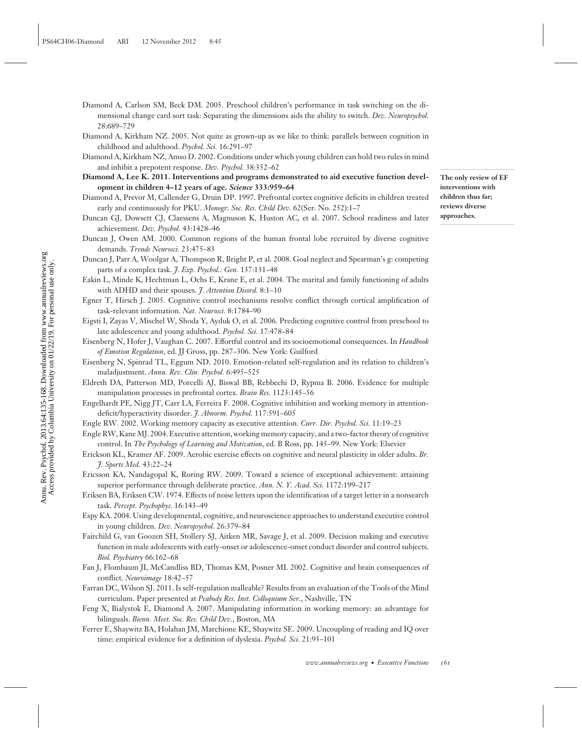Diamond A, Carlson SM, Beck DM. 2005. Preschool children's performance in task switching on the dimensional change card sort task: Separating the dimensions aids the ability to switch. *Dev. Neuropsychol.* 28:689–729

Diamond A, Kirkham NZ. 2005. Not quite as grown-up as we like to think: parallels between cognition in childhood and adulthood. *Psychol. Sci.* 16:291–97

Diamond A, Kirkham NZ, Amso D. 2002. Conditions under which young children can hold two rules in mind and inhibit a prepotent response. *Dev. Psychol.* 38:352–62

**Diamond A, Lee K. 2011. Interventions and programs demonstrated to aid executive function development in children 4–12 years of age. *Science* 333:959–64**

**The only review of EF interventions with children thus far; reviews diverse approaches.**

Diamond A, Prevor M, Callender G, Druin DP. 1997. Prefrontal cortex cognitive deficits in children treated early and continuously for PKU. *Monogr. Soc. Res. Child Dev.* 62(Ser. No. 252):1–7

Duncan GJ, Dowsett CJ, Claessens A, Magnuson K, Huston AC, et al. 2007. School readiness and later achievement. *Dev. Psychol.* 43:1428–46

Duncan J, Owen AM. 2000. Common regions of the human frontal lobe recruited by diverse cognitive demands. *Trends Neurosci.* 23:475–83

Duncan J, Parr A, Woolgar A, Thompson R, Bright P, et al. 2008. Goal neglect and Spearman's g: competing parts of a complex task. *J. Exp. Psychol.: Gen.* 137:131–48

Eakin L, Minde K, Hechtman L, Ochs E, Krane E, et al. 2004. The marital and family functioning of adults with ADHD and their spouses. *J. Attention Disord.* 8:1–10

Egner T, Hirsch J. 2005. Cognitive control mechanisms resolve conflict through cortical amplification of task-relevant information. *Nat. Neurosci.* 8:1784–90

Eigsti I, Zayas V, Mischel W, Shoda Y, Ayduk O, et al. 2006. Predicting cognitive control from preschool to late adolescence and young adulthood. *Psychol. Sci.* 17:478–84

Eisenberg N, Hofer J, Vaughan C. 2007. Effortful control and its socioemotional consequences. In *Handbook of Emotion Regulation*, ed. JJ Gross, pp. 287–306. New York: Guilford

Eisenberg N, Spinrad TL, Eggum ND. 2010. Emotion-related self-regulation and its relation to children's maladjustment. *Annu. Rev. Clin. Psychol.* 6:495–525

Eldreth DA, Patterson MD, Porcelli AJ, Biswal BB, Rebbechi D, Rypma B. 2006. Evidence for multiple manipulation processes in prefrontal cortex. *Brain Res.* 1123:145–56

Engelhardt PE, Nigg JT, Carr LA, Ferreira F. 2008. Cognitive inhibition and working memory in attention-deficit/hyperactivity disorder. *J. Abnorm. Psychol.* 117:591–605

Engle RW. 2002. Working memory capacity as executive attention. *Curr. Dir. Psychol. Sci.* 11:19–23

Engle RW, Kane MJ. 2004. Executive attention, working memory capacity, and a two-factor theory of cognitive control. In *The Psychology of Learning and Motivation*, ed. B Ross, pp. 145–99. New York: Elsevier

Erickson KL, Kramer AF. 2009. Aerobic exercise effects on cognitive and neural plasticity in older adults. *Br. J. Sports Med.* 43:22–24

Ericsson KA, Nandagopal K, Roring RW. 2009. Toward a science of exceptional achievement: attaining superior performance through deliberate practice. *Ann. N. Y. Acad. Sci.* 1172:199–217

Eriksen BA, Eriksen CW. 1974. Effects of noise letters upon the identification of a target letter in a nonsearch task. *Percept. Psychophys.* 16:143–49

Espy KA. 2004. Using developmental, cognitive, and neuroscience approaches to understand executive control in young children. *Dev. Neuropsychol.* 26:379–84

Fairchild G, van Goozen SH, Stollery SJ, Aitken MR, Savage J, et al. 2009. Decision making and executive function in male adolescents with early-onset or adolescence-onset conduct disorder and control subjects. *Biol. Psychiatry* 66:162–68

Fan J, Flombaum JI, McCandliss BD, Thomas KM, Posner MI. 2002. Cognitive and brain consequences of conflict. *Neuroimage* 18:42–57

Farran DC, Wilson SJ. 2011. Is self-regulation malleable? Results from an evaluation of the Tools of the Mind curriculum. Paper presented at *Peabody Res. Inst. Colloquium Ser.*, Nashville, TN

Feng X, Bialystok E, Diamond A. 2007. Manipulating information in working memory: an advantage for bilinguals. *Bienn. Meet. Soc. Res. Child Dev.*, Boston, MA

Ferrer E, Shaywitz BA, Holahan JM, Marchione KE, Shaywitz SE. 2009. Uncoupling of reading and IQ over time: empirical evidence for a definition of dyslexia. *Psychol. Sci.* 21:93–101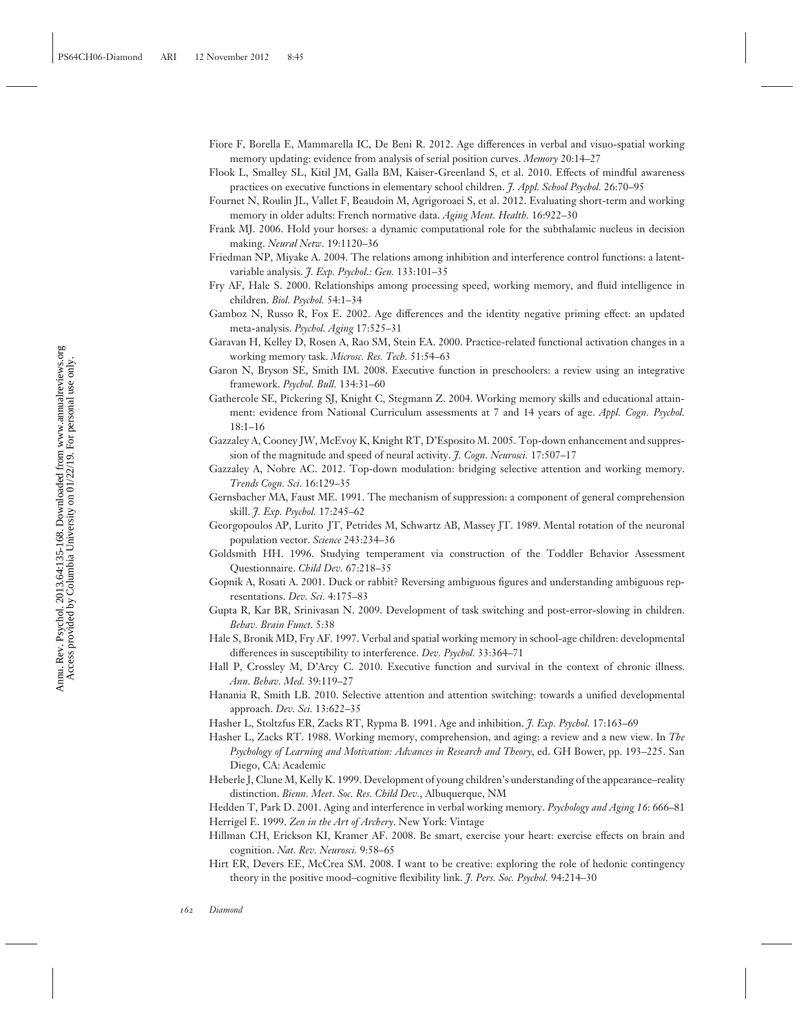Fiore F, Borella E, Mammarella IC, De Beni R. 2012. Age differences in verbal and visuo-spatial working memory updating: evidence from analysis of serial position curves. *Memory* 20:14–27

Flook L, Smalley SL, Kitil JM, Galla BM, Kaiser-Greenland S, et al. 2010. Effects of mindful awareness practices on executive functions in elementary school children. *J. Appl. School Psychol.* 26:70–95

Fournet N, Roulin JL, Vallet F, Beaudoin M, Agrigoroaei S, et al. 2012. Evaluating short-term and working memory in older adults: French normative data. *Aging Ment. Health.* 16:922–30

Frank MJ. 2006. Hold your horses: a dynamic computational role for the subthalamic nucleus in decision making. *Neural Netw.* 19:1120–36

Friedman NP, Miyake A. 2004. The relations among inhibition and interference control functions: a latent-variable analysis. *J. Exp. Psychol.: Gen.* 133:101–35

Fry AF, Hale S. 2000. Relationships among processing speed, working memory, and fluid intelligence in children. *Biol. Psychol.* 54:1–34

Gamboz N, Russo R, Fox E. 2002. Age differences and the identity negative priming effect: an updated meta-analysis. *Psychol. Aging* 17:525–31

Garavan H, Kelley D, Rosen A, Rao SM, Stein EA. 2000. Practice-related functional activation changes in a working memory task. *Microsc. Res. Tech.* 51:54–63

Garon N, Bryson SE, Smith IM. 2008. Executive function in preschoolers: a review using an integrative framework. *Psychol. Bull.* 134:31–60

Gathercole SE, Pickering SJ, Knight C, Stegmann Z. 2004. Working memory skills and educational attainment: evidence from National Curriculum assessments at 7 and 14 years of age. *Appl. Cogn. Psychol.* 18:1–16

Gazzaley A, Cooney JW, McEvoy K, Knight RT, D'Esposito M. 2005. Top-down enhancement and suppression of the magnitude and speed of neural activity. *J. Cogn. Neurosci.* 17:507–17

Gazzaley A, Nobre AC. 2012. Top-down modulation: bridging selective attention and working memory. *Trends Cogn. Sci.* 16:129–35

Gernsbacher MA, Faust ME. 1991. The mechanism of suppression: a component of general comprehension skill. *J. Exp. Psychol.* 17:245–62

Georgopoulos AP, Lurito JT, Petrides M, Schwartz AB, Massey JT. 1989. Mental rotation of the neuronal population vector. *Science* 243:234–36

Goldsmith HH. 1996. Studying temperament via construction of the Toddler Behavior Assessment Questionnaire. *Child Dev.* 67:218–35

Gopnik A, Rosati A. 2001. Duck or rabbit? Reversing ambiguous figures and understanding ambiguous representations. *Dev. Sci.* 4:175–83

Gupta R, Kar BR, Srinivasan N. 2009. Development of task switching and post-error-slowing in children. *Behav. Brain Funct.* 5:38

Hale S, Bronik MD, Fry AF. 1997. Verbal and spatial working memory in school-age children: developmental differences in susceptibility to interference. *Dev. Psychol.* 33:364–71

Hall P, Crossley M, D'Arcy C. 2010. Executive function and survival in the context of chronic illness. *Ann. Behav. Med.* 39:119–27

Hanania R, Smith LB. 2010. Selective attention and attention switching: towards a unified developmental approach. *Dev. Sci.* 13:622–35

Hasher L, Stoltzfus ER, Zacks RT, Rypma B. 1991. Age and inhibition. *J. Exp. Psychol.* 17:163–69

Hasher L, Zacks RT. 1988. Working memory, comprehension, and aging: a review and a new view. In *The Psychology of Learning and Motivation: Advances in Research and Theory*, ed. GH Bower, pp. 193–225. San Diego, CA: Academic

Heberle J, Clune M, Kelly K. 1999. Development of young children's understanding of the appearance–reality distinction. *Bienn. Meet. Soc. Res. Child Dev.*, Albuquerque, NM

Hedden T, Park D. 2001. Aging and interference in verbal working memory. *Psychology and Aging 16*: 666–81

Herrigel E. 1999. *Zen in the Art of Archery*. New York: Vintage

Hillman CH, Erickson KI, Kramer AF. 2008. Be smart, exercise your heart: exercise effects on brain and cognition. *Nat. Rev. Neurosci.* 9:58–65

Hirt ER, Devers EE, McCrea SM. 2008. I want to be creative: exploring the role of hedonic contingency theory in the positive mood–cognitive flexibility link. *J. Pers. Soc. Psychol.* 94:214–30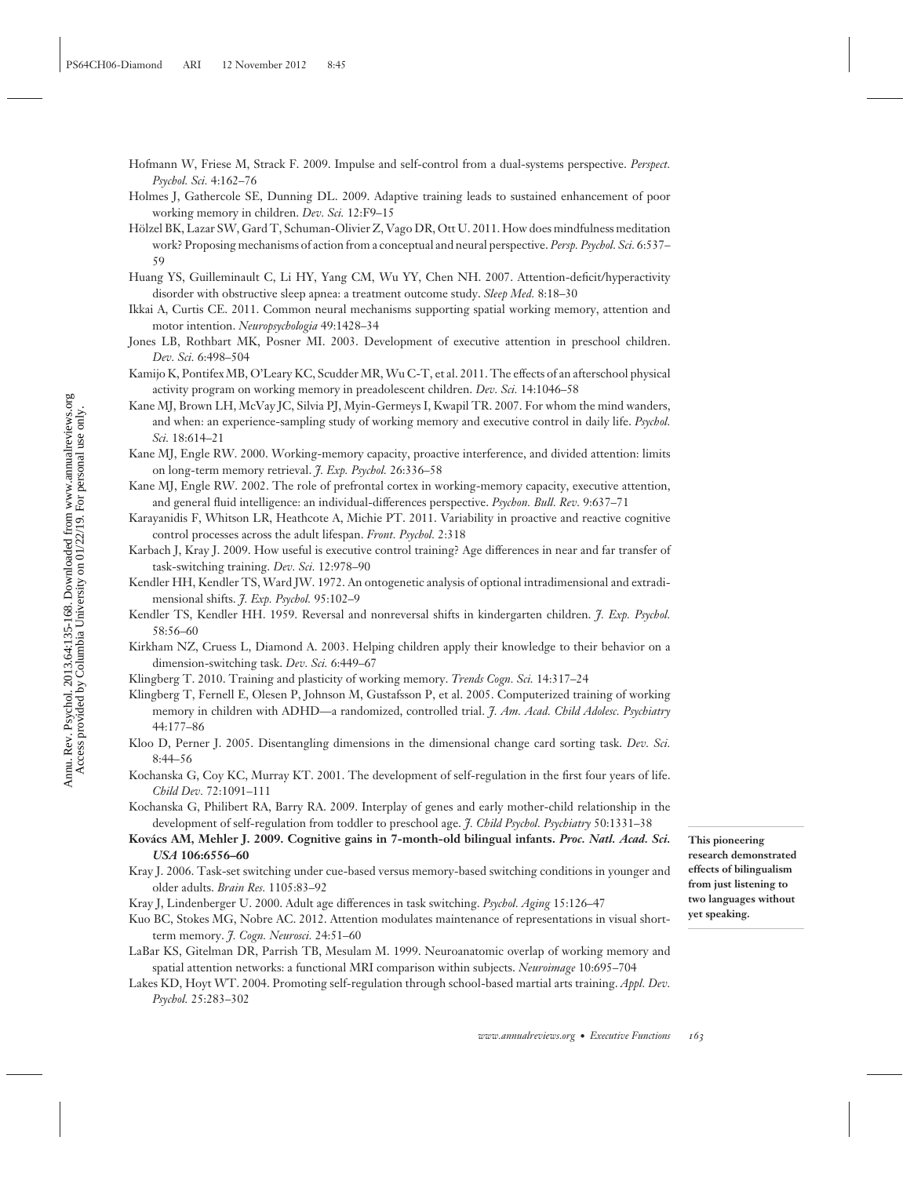Hofmann W, Friese M, Strack F. 2009. Impulse and self-control from a dual-systems perspective. *Perspect. Psychol. Sci.* 4:162–76

Holmes J, Gathercole SE, Dunning DL. 2009. Adaptive training leads to sustained enhancement of poor working memory in children. *Dev. Sci.* 12:F9–15

Hölzel BK, Lazar SW, Gard T, Schuman-Olivier Z, Vago DR, Ott U. 2011. How does mindfulness meditation work? Proposing mechanisms of action from a conceptual and neural perspective. *Persp. Psychol. Sci.* 6:537–59

Huang YS, Guilleminault C, Li HY, Yang CM, Wu YY, Chen NH. 2007. Attention-deficit/hyperactivity disorder with obstructive sleep apnea: a treatment outcome study. *Sleep Med.* 8:18–30

Ikkai A, Curtis CE. 2011. Common neural mechanisms supporting spatial working memory, attention and motor intention. *Neuropsychologia* 49:1428–34

Jones LB, Rothbart MK, Posner MI. 2003. Development of executive attention in preschool children. *Dev. Sci.* 6:498–504

Kamijo K, Pontifex MB, O'Leary KC, Scudder MR, Wu C-T, et al. 2011. The effects of an afterschool physical activity program on working memory in preadolescent children. *Dev. Sci.* 14:1046–58

Kane MJ, Brown LH, McVay JC, Silvia PJ, Myin-Germeys I, Kwapil TR. 2007. For whom the mind wanders, and when: an experience-sampling study of working memory and executive control in daily life. *Psychol. Sci.* 18:614–21

Kane MJ, Engle RW. 2000. Working-memory capacity, proactive interference, and divided attention: limits on long-term memory retrieval. *J. Exp. Psychol.* 26:336–58

Kane MJ, Engle RW. 2002. The role of prefrontal cortex in working-memory capacity, executive attention, and general fluid intelligence: an individual-differences perspective. *Psychon. Bull. Rev.* 9:637–71

Karayanidis F, Whitson LR, Heathcote A, Michie PT. 2011. Variability in proactive and reactive cognitive control processes across the adult lifespan. *Front. Psychol.* 2:318

Karbach J, Kray J. 2009. How useful is executive control training? Age differences in near and far transfer of task-switching training. *Dev. Sci.* 12:978–90

Kendler HH, Kendler TS, Ward JW. 1972. An ontogenetic analysis of optional intradimensional and extradimensional shifts. *J. Exp. Psychol.* 95:102–9

Kendler TS, Kendler HH. 1959. Reversal and nonreversal shifts in kindergarten children. *J. Exp. Psychol.* 58:56–60

Kirkham NZ, Cruess L, Diamond A. 2003. Helping children apply their knowledge to their behavior on a dimension-switching task. *Dev. Sci.* 6:449–67

Klingberg T. 2010. Training and plasticity of working memory. *Trends Cogn. Sci.* 14:317–24

Klingberg T, Fernell E, Olesen P, Johnson M, Gustafsson P, et al. 2005. Computerized training of working memory in children with ADHD—a randomized, controlled trial. *J. Am. Acad. Child Adolesc. Psychiatry* 44:177–86

Kloo D, Perner J. 2005. Disentangling dimensions in the dimensional change card sorting task. *Dev. Sci.* 8:44–56

Kochanska G, Coy KC, Murray KT. 2001. The development of self-regulation in the first four years of life. *Child Dev.* 72:1091–111

Kochanska G, Philibert RA, Barry RA. 2009. Interplay of genes and early mother-child relationship in the development of self-regulation from toddler to preschool age. *J. Child Psychol. Psychiatry* 50:1331–38

**Kovács AM, Mehler J. 2009. Cognitive gains in 7-month-old bilingual infants. *Proc. Natl. Acad. Sci. USA* 106:6556–60**

**This pioneering research demonstrated effects of bilingualism from just listening to two languages without yet speaking.**

Kray J. 2006. Task-set switching under cue-based versus memory-based switching conditions in younger and older adults. *Brain Res.* 1105:83–92

Kray J, Lindenberger U. 2000. Adult age differences in task switching. *Psychol. Aging* 15:126–47

Kuo BC, Stokes MG, Nobre AC. 2012. Attention modulates maintenance of representations in visual short-term memory. *J. Cogn. Neurosci.* 24:51–60

LaBar KS, Gitelman DR, Parrish TB, Mesulam M. 1999. Neuroanatomic overlap of working memory and spatial attention networks: a functional MRI comparison within subjects. *Neuroimage* 10:695–704

Lakes KD, Hoyt WT. 2004. Promoting self-regulation through school-based martial arts training. *Appl. Dev. Psychol.* 25:283–302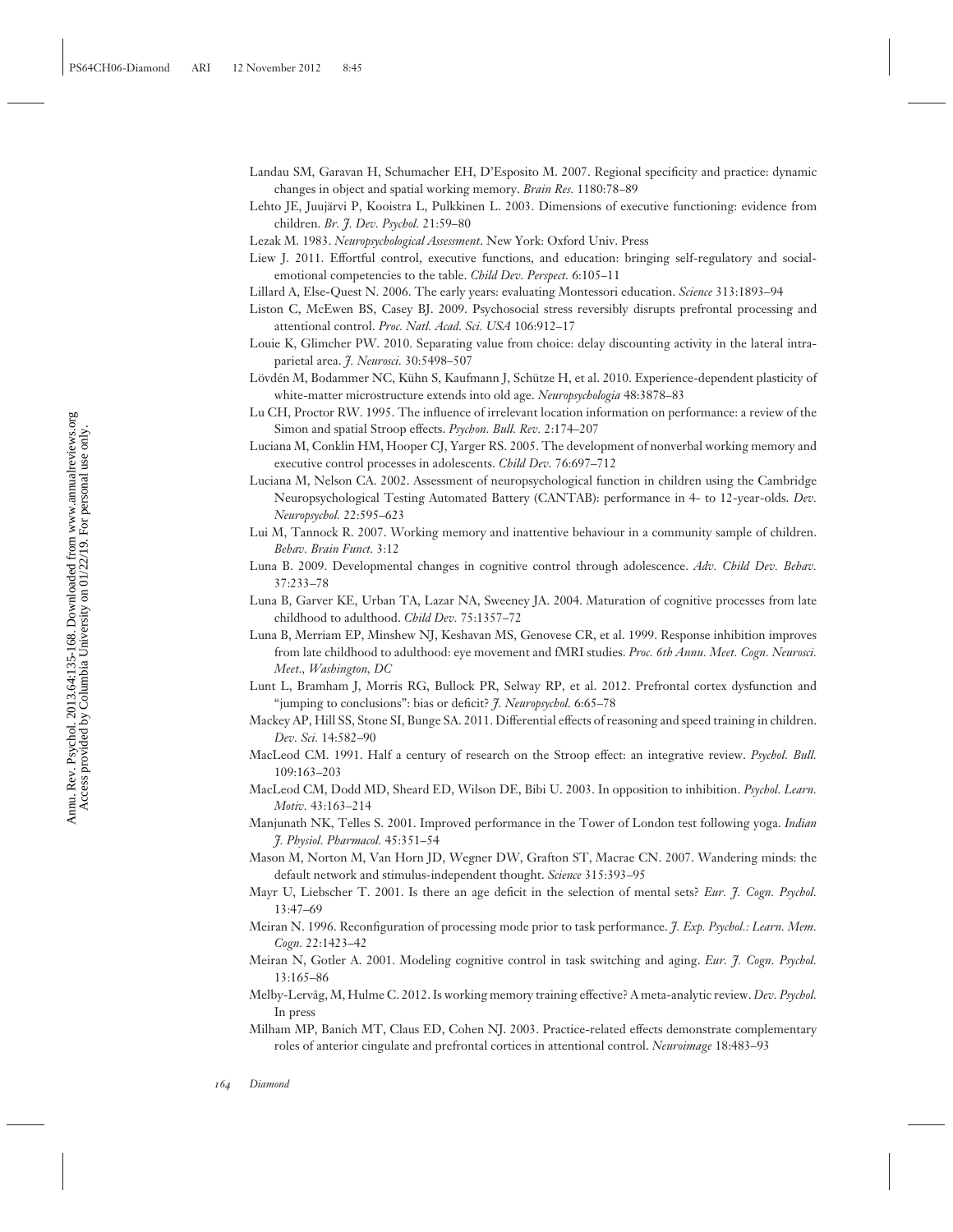Landau SM, Garavan H, Schumacher EH, D'Esposito M. 2007. Regional specificity and practice: dynamic changes in object and spatial working memory. *Brain Res.* 1180:78–89

Lehto JE, Juujärvi P, Kooistra L, Pulkkinen L. 2003. Dimensions of executive functioning: evidence from children. *Br. J. Dev. Psychol.* 21:59–80

Lezak M. 1983. *Neuropsychological Assessment*. New York: Oxford Univ. Press

Liew J. 2011. Effortful control, executive functions, and education: bringing self-regulatory and social-emotional competencies to the table. *Child Dev. Perspect.* 6:105–11

Lillard A, Else-Quest N. 2006. The early years: evaluating Montessori education. *Science* 313:1893–94

Liston C, McEwen BS, Casey BJ. 2009. Psychosocial stress reversibly disrupts prefrontal processing and attentional control. *Proc. Natl. Acad. Sci. USA* 106:912–17

Louie K, Glimcher PW. 2010. Separating value from choice: delay discounting activity in the lateral intraparietal area. *J. Neurosci.* 30:5498–507

Lövdén M, Bodammer NC, Kühn S, Kaufmann J, Schütze H, et al. 2010. Experience-dependent plasticity of white-matter microstructure extends into old age. *Neuropsychologia* 48:3878–83

Lu CH, Proctor RW. 1995. The influence of irrelevant location information on performance: a review of the Simon and spatial Stroop effects. *Psychon. Bull. Rev.* 2:174–207

Luciana M, Conklin HM, Hooper CJ, Yarger RS. 2005. The development of nonverbal working memory and executive control processes in adolescents. *Child Dev.* 76:697–712

Luciana M, Nelson CA. 2002. Assessment of neuropsychological function in children using the Cambridge Neuropsychological Testing Automated Battery (CANTAB): performance in 4- to 12-year-olds. *Dev. Neuropsychol.* 22:595–623

Lui M, Tannock R. 2007. Working memory and inattentive behaviour in a community sample of children. *Behav. Brain Funct.* 3:12

Luna B. 2009. Developmental changes in cognitive control through adolescence. *Adv. Child Dev. Behav.* 37:233–78

Luna B, Garver KE, Urban TA, Lazar NA, Sweeney JA. 2004. Maturation of cognitive processes from late childhood to adulthood. *Child Dev.* 75:1357–72

Luna B, Merriam EP, Minshew NJ, Keshavan MS, Genovese CR, et al. 1999. Response inhibition improves from late childhood to adulthood: eye movement and fMRI studies. *Proc. 6th Annu. Meet. Cogn. Neurosci. Meet., Washington, DC*

Lunt L, Bramham J, Morris RG, Bullock PR, Selway RP, et al. 2012. Prefrontal cortex dysfunction and "jumping to conclusions": bias or deficit? *J. Neuropsychol.* 6:65–78

Mackey AP, Hill SS, Stone SI, Bunge SA. 2011. Differential effects of reasoning and speed training in children. *Dev. Sci.* 14:582–90

MacLeod CM. 1991. Half a century of research on the Stroop effect: an integrative review. *Psychol. Bull.* 109:163–203

MacLeod CM, Dodd MD, Sheard ED, Wilson DE, Bibi U. 2003. In opposition to inhibition. *Psychol. Learn. Motiv.* 43:163–214

Manjunath NK, Telles S. 2001. Improved performance in the Tower of London test following yoga. *Indian J. Physiol. Pharmacol.* 45:351–54

Mason M, Norton M, Van Horn JD, Wegner DW, Grafton ST, Macrae CN. 2007. Wandering minds: the default network and stimulus-independent thought. *Science* 315:393–95

Mayr U, Liebscher T. 2001. Is there an age deficit in the selection of mental sets? *Eur. J. Cogn. Psychol.* 13:47–69

Meiran N. 1996. Reconfiguration of processing mode prior to task performance. *J. Exp. Psychol.: Learn. Mem. Cogn.* 22:1423–42

Meiran N, Gotler A. 2001. Modeling cognitive control in task switching and aging. *Eur. J. Cogn. Psychol.* 13:165–86

Melby-Lervåg, M, Hulme C. 2012. Is working memory training effective? A meta-analytic review. *Dev. Psychol.* In press

Milham MP, Banich MT, Claus ED, Cohen NJ. 2003. Practice-related effects demonstrate complementary roles of anterior cingulate and prefrontal cortices in attentional control. *Neuroimage* 18:483–93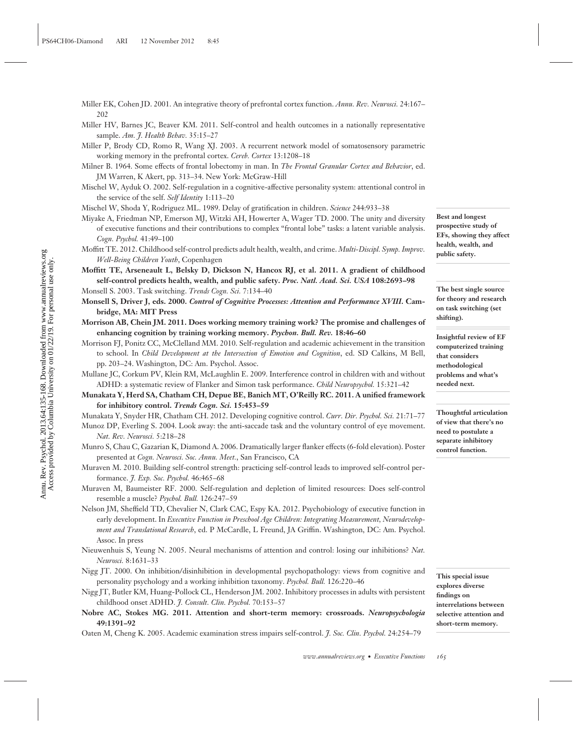Miller EK, Cohen JD. 2001. An integrative theory of prefrontal cortex function. *Annu. Rev. Neurosci.* 24:167–202

Miller HV, Barnes JC, Beaver KM. 2011. Self-control and health outcomes in a nationally representative sample. *Am. J. Health Behav.* 35:15–27

Miller P, Brody CD, Romo R, Wang XJ. 2003. A recurrent network model of somatosensory parametric working memory in the prefrontal cortex. *Cereb. Cortex* 13:1208–18

Milner B. 1964. Some effects of frontal lobectomy in man. In *The Frontal Granular Cortex and Behavior*, ed. JM Warren, K Akert, pp. 313–34. New York: McGraw-Hill

Mischel W, Ayduk O. 2002. Self-regulation in a cognitive-affective personality system: attentional control in the service of the self. *Self Identity* 1:113–20

Mischel W, Shoda Y, Rodriguez ML. 1989. Delay of gratification in children. *Science* 244:933–38

Miyake A, Friedman NP, Emerson MJ, Witzki AH, Howerter A, Wager TD. 2000. The unity and diversity of executive functions and their contributions to complex "frontal lobe" tasks: a latent variable analysis. *Cogn. Psychol.* 41:49–100

Moffitt TE. 2012. Childhood self-control predicts adult health, wealth, and crime. *Multi-Discipl. Symp. Improv. Well-Being Children Youth*, Copenhagen

**Moffitt TE, Arseneault L, Belsky D, Dickson N, Hancox RJ, et al. 2011. A gradient of childhood self-control predicts health, wealth, and public safety. *Proc. Natl. Acad. Sci. USA* 108:2693–98**

**Best and longest prospective study of EFs, showing they affect health, wealth, and public safety.**

Monsell S. 2003. Task switching. *Trends Cogn. Sci.* 7:134–40

**Monsell S, Driver J, eds. 2000. *Control of Cognitive Processes: Attention and Performance XVIII*. Cambridge, MA: MIT Press**

**The best single source for theory and research on task switching (set shifting).**

**Morrison AB, Chein JM. 2011. Does working memory training work? The promise and challenges of enhancing cognition by training working memory. *Psychon. Bull. Rev.* 18:46–60**

**Insightful review of EF computerized training that considers methodological problems and what's needed next.**

Morrison FJ, Ponitz CC, McClelland MM. 2010. Self-regulation and academic achievement in the transition to school. In *Child Development at the Intersection of Emotion and Cognition*, ed. SD Calkins, M Bell, pp. 203–24. Washington, DC: Am. Psychol. Assoc.

Mullane JC, Corkum PV, Klein RM, McLaughlin E. 2009. Interference control in children with and without ADHD: a systematic review of Flanker and Simon task performance. *Child Neuropsychol.* 15:321–42

**Munakata Y, Herd SA, Chatham CH, Depue BE, Banich MT, O'Reilly RC. 2011. A unified framework for inhibitory control. *Trends Cogn. Sci.* 15:453–59**

**Thoughtful articulation of view that there's no need to postulate a separate inhibitory control function.**

Munakata Y, Snyder HR, Chatham CH. 2012. Developing cognitive control. *Curr. Dir. Psychol. Sci.* 21:71–77

Munoz DP, Everling S. 2004. Look away: the anti-saccade task and the voluntary control of eye movement. *Nat. Rev. Neurosci.* 5:218–28

Munro S, Chau C, Gazarian K, Diamond A. 2006. Dramatically larger flanker effects (6-fold elevation). Poster presented at *Cogn. Neurosci. Soc. Annu. Meet.*, San Francisco, CA

Muraven M. 2010. Building self-control strength: practicing self-control leads to improved self-control performance. *J. Exp. Soc. Psychol.* 46:465–68

Muraven M, Baumeister RF. 2000. Self-regulation and depletion of limited resources: Does self-control resemble a muscle? *Psychol. Bull.* 126:247–59

Nelson JM, Sheffield TD, Chevalier N, Clark CAC, Espy KA. 2012. Psychobiology of executive function in early development. In *Executive Function in Preschool Age Children: Integrating Measurement, Neurodevelopment and Translational Research*, ed. P McCardle, L Freund, JA Griffin. Washington, DC: Am. Psychol. Assoc. In press

Nieuwenhuis S, Yeung N. 2005. Neural mechanisms of attention and control: losing our inhibitions? *Nat. Neurosci.* 8:1631–33

Nigg JT. 2000. On inhibition/disinhibition in developmental psychopathology: views from cognitive and personality psychology and a working inhibition taxonomy. *Psychol. Bull.* 126:220–46

Nigg JT, Butler KM, Huang-Pollock CL, Henderson JM. 2002. Inhibitory processes in adults with persistent childhood onset ADHD. *J. Consult. Clin. Psychol.* 70:153–57

**Nobre AC, Stokes MG. 2011. Attention and short-term memory: crossroads. *Neuropsychologia* 49:1391–92**

**This special issue explores diverse findings on interrelations between selective attention and short-term memory.**

Oaten M, Cheng K. 2005. Academic examination stress impairs self-control. *J. Soc. Clin. Psychol.* 24:254–79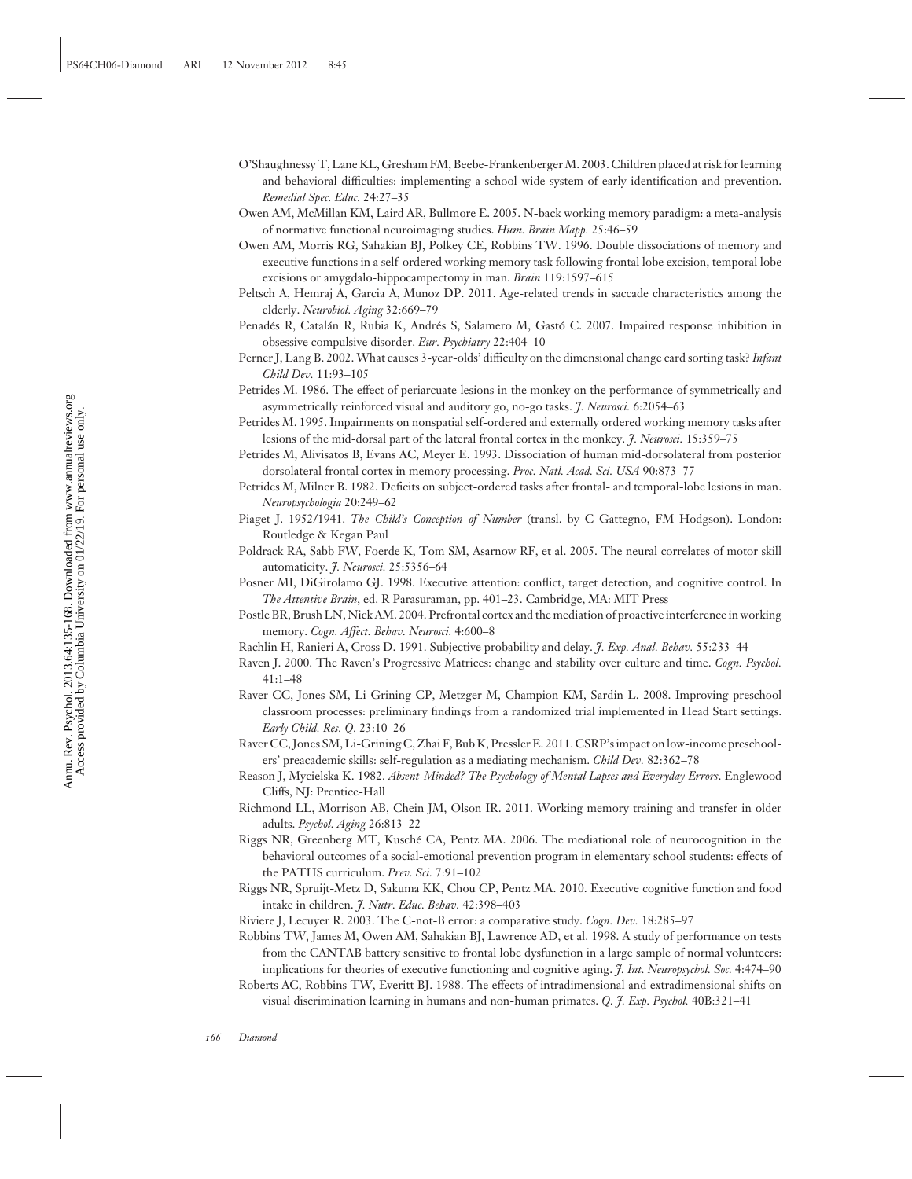O'Shaughnessy T, Lane KL, Gresham FM, Beebe-Frankenberger M. 2003. Children placed at risk for learning and behavioral difficulties: implementing a school-wide system of early identification and prevention. *Remedial Spec. Educ.* 24:27–35

Owen AM, McMillan KM, Laird AR, Bullmore E. 2005. N-back working memory paradigm: a meta-analysis of normative functional neuroimaging studies. *Hum. Brain Mapp.* 25:46–59

Owen AM, Morris RG, Sahakian BJ, Polkey CE, Robbins TW. 1996. Double dissociations of memory and executive functions in a self-ordered working memory task following frontal lobe excision, temporal lobe excisions or amygdalo-hippocampectomy in man. *Brain* 119:1597–615

Peltsch A, Hemraj A, Garcia A, Munoz DP. 2011. Age-related trends in saccade characteristics among the elderly. *Neurobiol. Aging* 32:669–79

Penadés R, Catalán R, Rubia K, Andrés S, Salamero M, Gastó C. 2007. Impaired response inhibition in obsessive compulsive disorder. *Eur. Psychiatry* 22:404–10

Perner J, Lang B. 2002. What causes 3-year-olds' difficulty on the dimensional change card sorting task? *Infant Child Dev.* 11:93–105

Petrides M. 1986. The effect of periarcuate lesions in the monkey on the performance of symmetrically and asymmetrically reinforced visual and auditory go, no-go tasks. *J. Neurosci.* 6:2054–63

Petrides M. 1995. Impairments on nonspatial self-ordered and externally ordered working memory tasks after lesions of the mid-dorsal part of the lateral frontal cortex in the monkey. *J. Neurosci.* 15:359–75

Petrides M, Alivisatos B, Evans AC, Meyer E. 1993. Dissociation of human mid-dorsolateral from posterior dorsolateral frontal cortex in memory processing. *Proc. Natl. Acad. Sci. USA* 90:873–77

Petrides M, Milner B. 1982. Deficits on subject-ordered tasks after frontal- and temporal-lobe lesions in man. *Neuropsychologia* 20:249–62

Piaget J. 1952/1941. *The Child's Conception of Number* (transl. by C Gattegno, FM Hodgson). London: Routledge & Kegan Paul

Poldrack RA, Sabb FW, Foerde K, Tom SM, Asarnow RF, et al. 2005. The neural correlates of motor skill automaticity. *J. Neurosci.* 25:5356–64

Posner MI, DiGirolamo GJ. 1998. Executive attention: conflict, target detection, and cognitive control. In *The Attentive Brain*, ed. R Parasuraman, pp. 401–23. Cambridge, MA: MIT Press

Postle BR, Brush LN, Nick AM. 2004. Prefrontal cortex and the mediation of proactive interference in working memory. *Cogn. Affect. Behav. Neurosci.* 4:600–8

Rachlin H, Ranieri A, Cross D. 1991. Subjective probability and delay. *J. Exp. Anal. Behav.* 55:233–44

Raven J. 2000. The Raven's Progressive Matrices: change and stability over culture and time. *Cogn. Psychol.* 41:1–48

Raver CC, Jones SM, Li-Grining CP, Metzger M, Champion KM, Sardin L. 2008. Improving preschool classroom processes: preliminary findings from a randomized trial implemented in Head Start settings. *Early Child. Res. Q.* 23:10–26

Raver CC, Jones SM, Li-Grining C, Zhai F, Bub K, Pressler E. 2011. CSRP's impact on low-income preschoolers' preacademic skills: self-regulation as a mediating mechanism. *Child Dev.* 82:362–78

Reason J, Mycielska K. 1982. *Absent-Minded? The Psychology of Mental Lapses and Everyday Errors*. Englewood Cliffs, NJ: Prentice-Hall

Richmond LL, Morrison AB, Chein JM, Olson IR. 2011. Working memory training and transfer in older adults. *Psychol. Aging* 26:813–22

Riggs NR, Greenberg MT, Kusché CA, Pentz MA. 2006. The mediational role of neurocognition in the behavioral outcomes of a social-emotional prevention program in elementary school students: effects of the PATHS curriculum. *Prev. Sci.* 7:91–102

Riggs NR, Spruijt-Metz D, Sakuma KK, Chou CP, Pentz MA. 2010. Executive cognitive function and food intake in children. *J. Nutr. Educ. Behav.* 42:398–403

Riviere J, Lecuyer R. 2003. The C-not-B error: a comparative study. *Cogn. Dev.* 18:285–97

Robbins TW, James M, Owen AM, Sahakian BJ, Lawrence AD, et al. 1998. A study of performance on tests from the CANTAB battery sensitive to frontal lobe dysfunction in a large sample of normal volunteers: implications for theories of executive functioning and cognitive aging. *J. Int. Neuropsychol. Soc.* 4:474–90

Roberts AC, Robbins TW, Everitt BJ. 1988. The effects of intradimensional and extradimensional shifts on visual discrimination learning in humans and non-human primates. *Q. J. Exp. Psychol.* 40B:321–41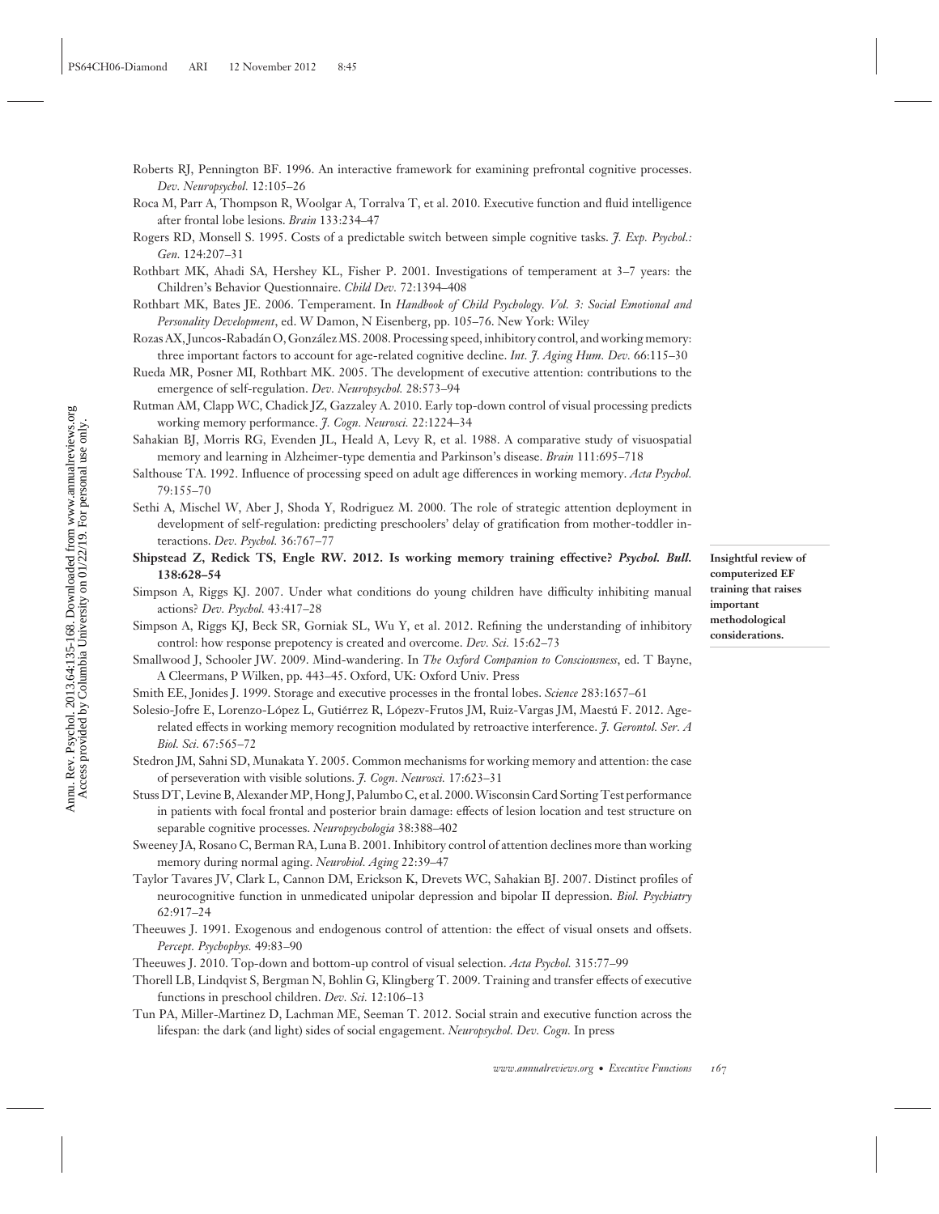Roberts RJ, Pennington BF. 1996. An interactive framework for examining prefrontal cognitive processes. *Dev. Neuropsychol.* 12:105–26

Roca M, Parr A, Thompson R, Woolgar A, Torralva T, et al. 2010. Executive function and fluid intelligence after frontal lobe lesions. *Brain* 133:234–47

Rogers RD, Monsell S. 1995. Costs of a predictable switch between simple cognitive tasks. *J. Exp. Psychol.: Gen.* 124:207–31

Rothbart MK, Ahadi SA, Hershey KL, Fisher P. 2001. Investigations of temperament at 3–7 years: the Children's Behavior Questionnaire. *Child Dev.* 72:1394–408

Rothbart MK, Bates JE. 2006. Temperament. In *Handbook of Child Psychology. Vol. 3: Social Emotional and Personality Development*, ed. W Damon, N Eisenberg, pp. 105–76. New York: Wiley

Rozas AX, Juncos-Rabadán O, González MS. 2008. Processing speed, inhibitory control, and working memory: three important factors to account for age-related cognitive decline. *Int. J. Aging Hum. Dev.* 66:115–30

Rueda MR, Posner MI, Rothbart MK. 2005. The development of executive attention: contributions to the emergence of self-regulation. *Dev. Neuropsychol.* 28:573–94

Rutman AM, Clapp WC, Chadick JZ, Gazzaley A. 2010. Early top-down control of visual processing predicts working memory performance. *J. Cogn. Neurosci.* 22:1224–34

Sahakian BJ, Morris RG, Evenden JL, Heald A, Levy R, et al. 1988. A comparative study of visuospatial memory and learning in Alzheimer-type dementia and Parkinson's disease. *Brain* 111:695–718

Salthouse TA. 1992. Influence of processing speed on adult age differences in working memory. *Acta Psychol.* 79:155–70

Sethi A, Mischel W, Aber J, Shoda Y, Rodriguez M. 2000. The role of strategic attention deployment in development of self-regulation: predicting preschoolers' delay of gratification from mother-toddler interactions. *Dev. Psychol.* 36:767–77

**Shipstead Z, Redick TS, Engle RW. 2012. Is working memory training effective? *Psychol. Bull.* 138:628–54**

**Insightful review of computerized EF training that raises important methodological considerations.**

Simpson A, Riggs KJ. 2007. Under what conditions do young children have difficulty inhibiting manual actions? *Dev. Psychol.* 43:417–28

Simpson A, Riggs KJ, Beck SR, Gorniak SL, Wu Y, et al. 2012. Refining the understanding of inhibitory control: how response prepotency is created and overcome. *Dev. Sci.* 15:62–73

Smallwood J, Schooler JW. 2009. Mind-wandering. In *The Oxford Companion to Consciousness*, ed. T Bayne, A Cleermans, P Wilken, pp. 443–45. Oxford, UK: Oxford Univ. Press

Smith EE, Jonides J. 1999. Storage and executive processes in the frontal lobes. *Science* 283:1657–61

Solesio-Jofre E, Lorenzo-López L, Gutiérrez R, López-Frutos JM, Ruiz-Vargas JM, Maestú F. 2012. Age-related effects in working memory recognition modulated by retroactive interference. *J. Gerontol. Ser. A Biol. Sci.* 67:565–72

Stedron JM, Sahni SD, Munakata Y. 2005. Common mechanisms for working memory and attention: the case of perseveration with visible solutions. *J. Cogn. Neurosci.* 17:623–31

Stuss DT, Levine B, Alexander MP, Hong J, Palumbo C, et al. 2000. Wisconsin Card Sorting Test performance in patients with focal frontal and posterior brain damage: effects of lesion location and test structure on separable cognitive processes. *Neuropsychologia* 38:388–402

Sweeney JA, Rosano C, Berman RA, Luna B. 2001. Inhibitory control of attention declines more than working memory during normal aging. *Neurobiol. Aging* 22:39–47

Taylor Tavares JV, Clark L, Cannon DM, Erickson K, Drevets WC, Sahakian BJ. 2007. Distinct profiles of neurocognitive function in unmedicated unipolar depression and bipolar II depression. *Biol. Psychiatry* 62:917–24

Theeuwes J. 1991. Exogenous and endogenous control of attention: the effect of visual onsets and offsets. *Percept. Psychophys.* 49:83–90

Theeuwes J. 2010. Top-down and bottom-up control of visual selection. *Acta Psychol.* 315:77–99

Thorell LB, Lindqvist S, Bergman N, Bohlin G, Klingberg T. 2009. Training and transfer effects of executive functions in preschool children. *Dev. Sci.* 12:106–13

Tun PA, Miller-Martinez D, Lachman ME, Seeman T. 2012. Social strain and executive function across the lifespan: the dark (and light) sides of social engagement. *Neuropsychol. Dev. Cogn.* In press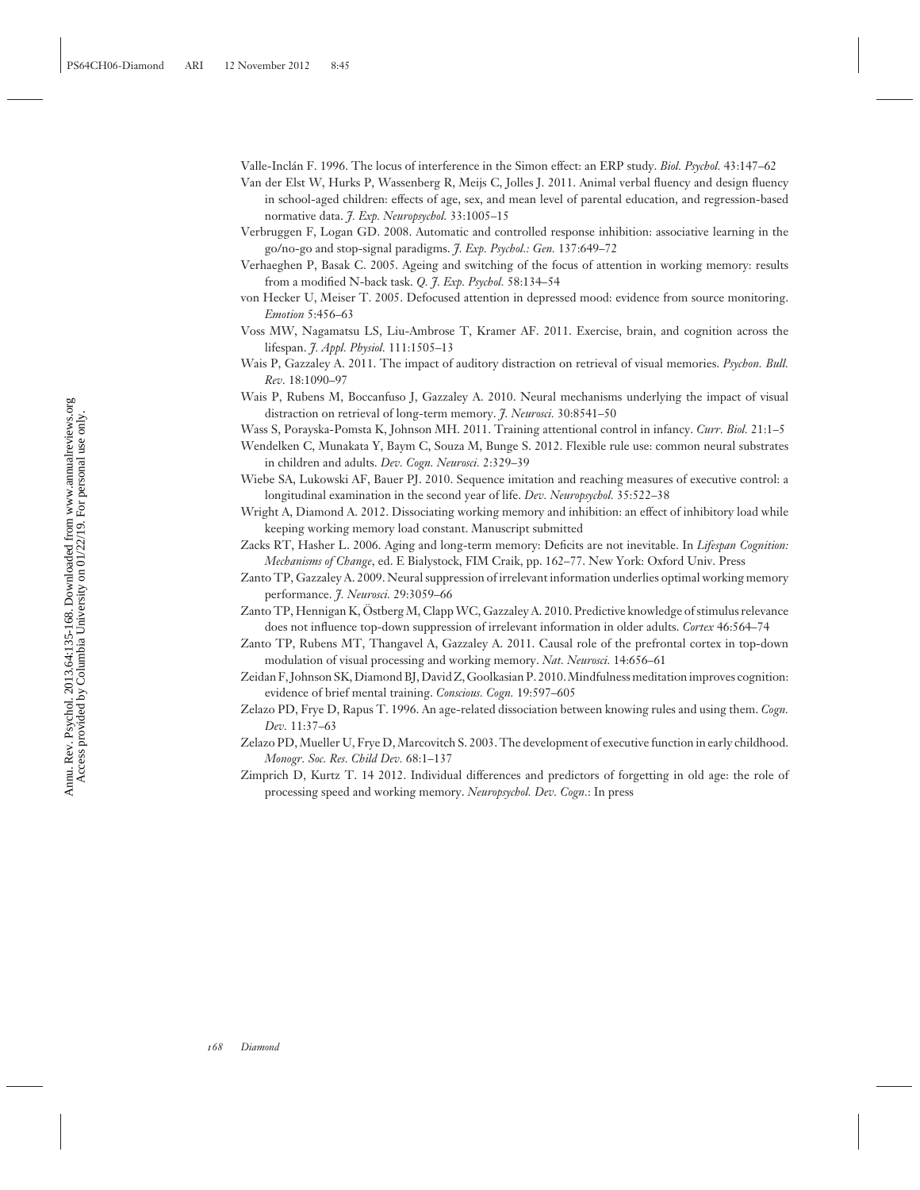Valle-Inclán F. 1996. The locus of interference in the Simon effect: an ERP study. *Biol. Psychol.* 43:147–62

Van der Elst W, Hurks P, Wassenberg R, Meijs C, Jolles J. 2011. Animal verbal fluency and design fluency in school-aged children: effects of age, sex, and mean level of parental education, and regression-based normative data. *J. Exp. Neuropsychol.* 33:1005–15

Verbruggen F, Logan GD. 2008. Automatic and controlled response inhibition: associative learning in the go/no-go and stop-signal paradigms. *J. Exp. Psychol.: Gen.* 137:649–72

Verhaeghen P, Basak C. 2005. Ageing and switching of the focus of attention in working memory: results from a modified N-back task. *Q. J. Exp. Psychol.* 58:134–54

von Hecker U, Meiser T. 2005. Defocused attention in depressed mood: evidence from source monitoring. *Emotion* 5:456–63

Voss MW, Nagamatsu LS, Liu-Ambrose T, Kramer AF. 2011. Exercise, brain, and cognition across the lifespan. *J. Appl. Physiol.* 111:1505–13

Wais P, Gazzaley A. 2011. The impact of auditory distraction on retrieval of visual memories. *Psychon. Bull. Rev.* 18:1090–97

Wais P, Rubens M, Boccanfuso J, Gazzaley A. 2010. Neural mechanisms underlying the impact of visual distraction on retrieval of long-term memory. *J. Neurosci.* 30:8541–50

Wass S, Porayska-Pomsta K, Johnson MH. 2011. Training attentional control in infancy. *Curr. Biol.* 21:1–5

Wendelken C, Munakata Y, Baym C, Souza M, Bunge S. 2012. Flexible rule use: common neural substrates in children and adults. *Dev. Cogn. Neurosci.* 2:329–39

Wiebe SA, Lukowski AF, Bauer PJ. 2010. Sequence imitation and reaching measures of executive control: a longitudinal examination in the second year of life. *Dev. Neuropsychol.* 35:522–38

Wright A, Diamond A. 2012. Dissociating working memory and inhibition: an effect of inhibitory load while keeping working memory load constant. Manuscript submitted

Zacks RT, Hasher L. 2006. Aging and long-term memory: Deficits are not inevitable. In *Lifespan Cognition: Mechanisms of Change*, ed. E Bialystock, FIM Craik, pp. 162–77. New York: Oxford Univ. Press

Zanto TP, Gazzaley A. 2009. Neural suppression of irrelevant information underlies optimal working memory performance. *J. Neurosci.* 29:3059–66

Zanto TP, Hennigan K, Östberg M, Clapp WC, Gazzaley A. 2010. Predictive knowledge of stimulus relevance does not influence top-down suppression of irrelevant information in older adults. *Cortex* 46:564–74

Zanto TP, Rubens MT, Thangavel A, Gazzaley A. 2011. Causal role of the prefrontal cortex in top-down modulation of visual processing and working memory. *Nat. Neurosci.* 14:656–61

Zeidan F, Johnson SK, Diamond BJ, David Z, Goolkasian P. 2010. Mindfulness meditation improves cognition: evidence of brief mental training. *Conscious. Cogn.* 19:597–605

Zelazo PD, Frye D, Rapus T. 1996. An age-related dissociation between knowing rules and using them. *Cogn. Dev.* 11:37–63

Zelazo PD, Mueller U, Frye D, Marcovitch S. 2003. The development of executive function in early childhood. *Monogr. Soc. Res. Child Dev.* 68:1–137

Zimprich D, Kurtz T. 14 2012. Individual differences and predictors of forgetting in old age: the role of processing speed and working memory. *Neuropsychol. Dev. Cogn.*: In press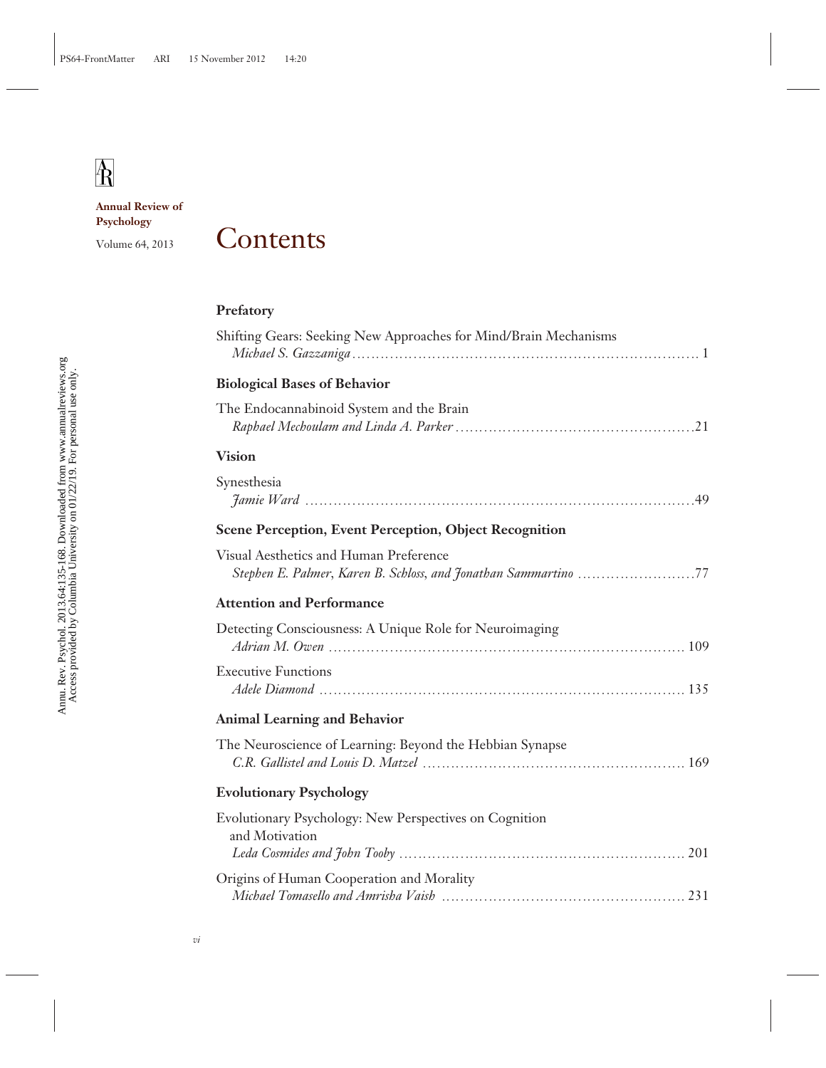**Annual Review of Psychology**

Volume 64, 2013

# Contents

## Prefatory

Shifting Gears: Seeking New Approaches for Mind/Brain Mechanisms
*Michael S. Gazzaniga* . . . . . 1

## Biological Bases of Behavior

The Endocannabinoid System and the Brain
*Raphael Mechoulam and Linda A. Parker* . . . . . 21

## Vision

Synesthesia
*Jamie Ward* . . . . . 49

## Scene Perception, Event Perception, Object Recognition

Visual Aesthetics and Human Preference
*Stephen E. Palmer, Karen B. Schloss, and Jonathan Sammartino* . . . . . 77

## Attention and Performance

Detecting Consciousness: A Unique Role for Neuroimaging
*Adrian M. Owen* . . . . . 109

Executive Functions
*Adele Diamond* . . . . . 135

## Animal Learning and Behavior

The Neuroscience of Learning: Beyond the Hebbian Synapse
*C.R. Gallistel and Louis D. Matzel* . . . . . 169

## Evolutionary Psychology

Evolutionary Psychology: New Perspectives on Cognition and Motivation
*Leda Cosmides and John Tooby* . . . . . 201

Origins of Human Cooperation and Morality
*Michael Tomasello and Amrisha Vaish* . . . . . 231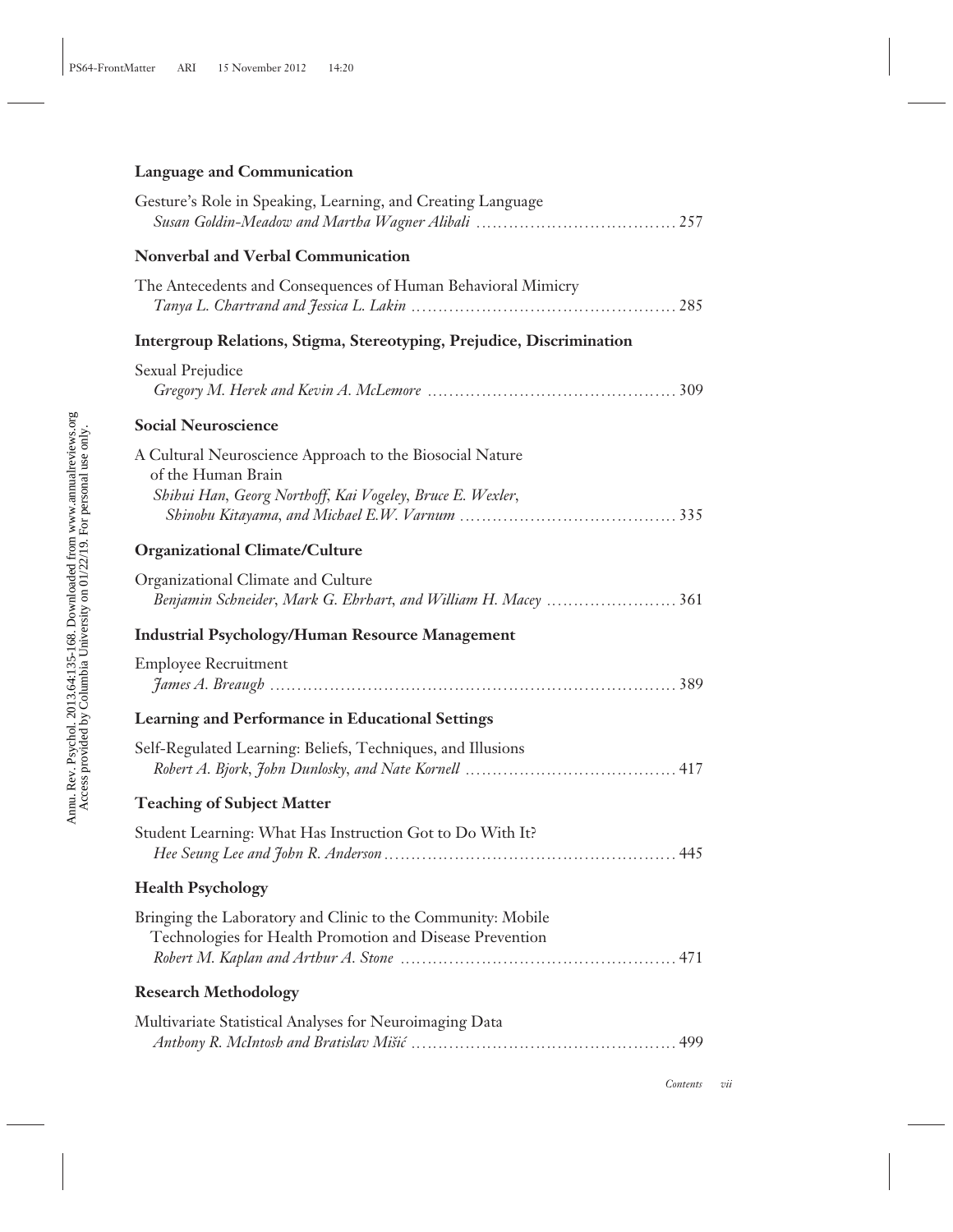**Language and Communication**

Gesture's Role in Speaking, Learning, and Creating Language
*Susan Goldin-Meadow and Martha Wagner Alibali* ................................... 257

**Nonverbal and Verbal Communication**

The Antecedents and Consequences of Human Behavioral Mimicry
*Tanya L. Chartrand and Jessica L. Lakin* ............................................ 285

**Intergroup Relations, Stigma, Stereotyping, Prejudice, Discrimination**

Sexual Prejudice
*Gregory M. Herek and Kevin A. McLemore* ........................................... 309

**Social Neuroscience**

A Cultural Neuroscience Approach to the Biosocial Nature of the Human Brain
*Shihui Han, Georg Northoff, Kai Vogeley, Bruce E. Wexler, Shinobu Kitayama, and Michael E.W. Varnum* ....................................... 335

**Organizational Climate/Culture**

Organizational Climate and Culture
*Benjamin Schneider, Mark G. Ehrhart, and William H. Macey* ....................... 361

**Industrial Psychology/Human Resource Management**

Employee Recruitment
*James A. Breaugh* ...................................................................... 389

**Learning and Performance in Educational Settings**

Self-Regulated Learning: Beliefs, Techniques, and Illusions
*Robert A. Bjork, John Dunlosky, and Nate Kornell* .................................... 417

**Teaching of Subject Matter**

Student Learning: What Has Instruction Got to Do With It?
*Hee Seung Lee and John R. Anderson* .................................................. 445

**Health Psychology**

Bringing the Laboratory and Clinic to the Community: Mobile Technologies for Health Promotion and Disease Prevention
*Robert M. Kaplan and Arthur A. Stone* ................................................ 471

**Research Methodology**

Multivariate Statistical Analyses for Neuroimaging Data
*Anthony R. McIntosh and Bratislav Mišić* .............................................. 499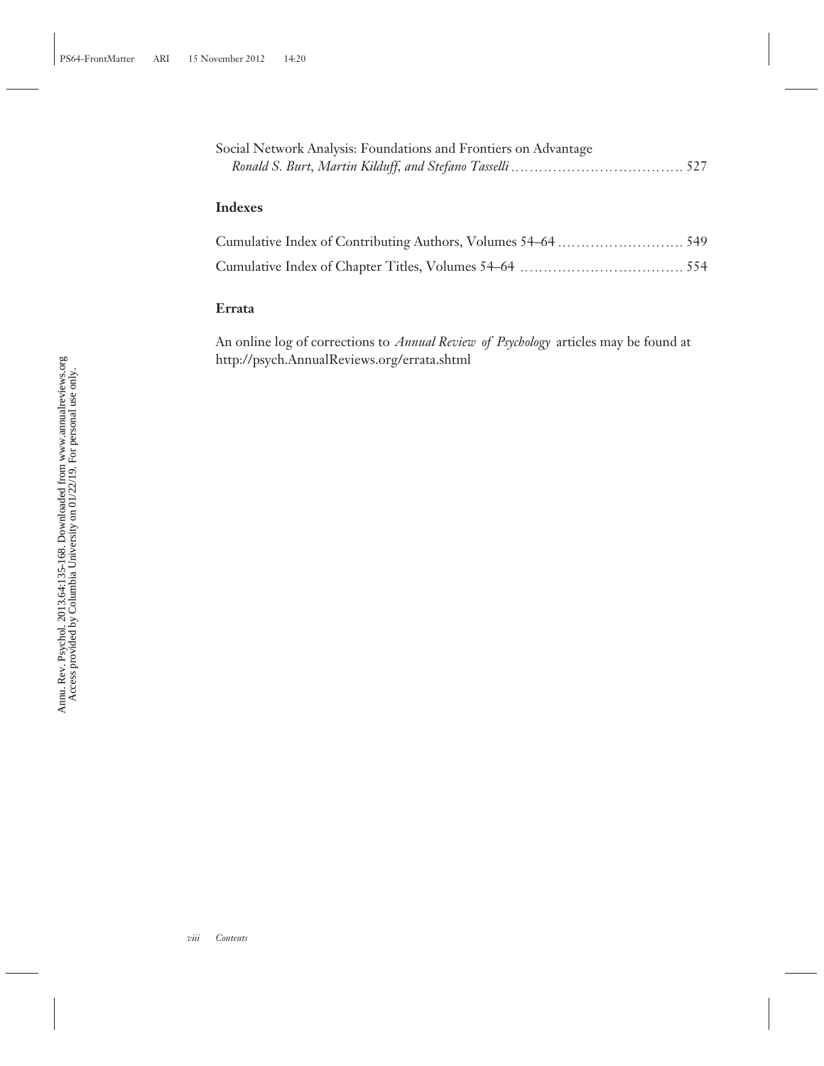Social Network Analysis: Foundations and Frontiers on Advantage
*Ronald S. Burt, Martin Kilduff, and Stefano Tasselli* . . . . . . . . . . . . . . . . . . . . . . . . . . . . . . . . . . . 527

## Indexes

Cumulative Index of Contributing Authors, Volumes 54–64 . . . . . . . . . . . . . . . . . . . . . . . . . . 549

Cumulative Index of Chapter Titles, Volumes 54–64 . . . . . . . . . . . . . . . . . . . . . . . . . . . . . . . . . 554

## Errata

An online log of corrections to *Annual Review of Psychology* articles may be found at http://psych.AnnualReviews.org/errata.shtml